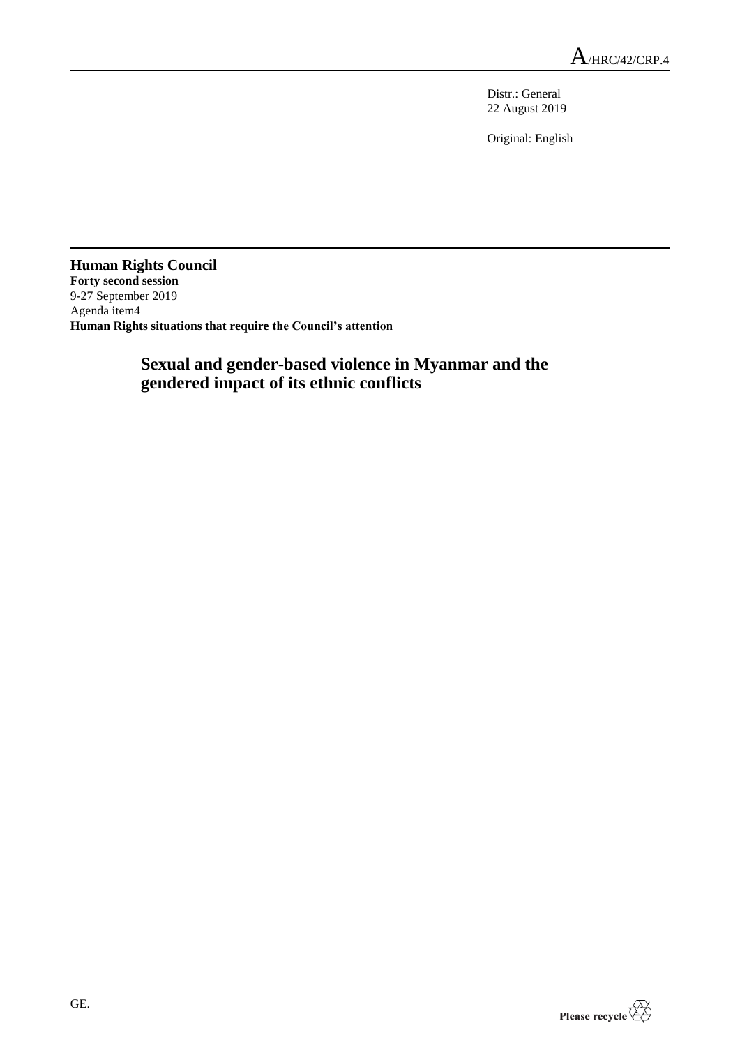A/HRC/42/CRP.4

Distr.: General
22 August 2019

Original: English

**Human Rights Council**
**Forty second session**
9-27 September 2019
Agenda item4
**Human Rights situations that require the Council's attention**

# Sexual and gender-based violence in Myanmar and the gendered impact of its ethnic conflicts

GE.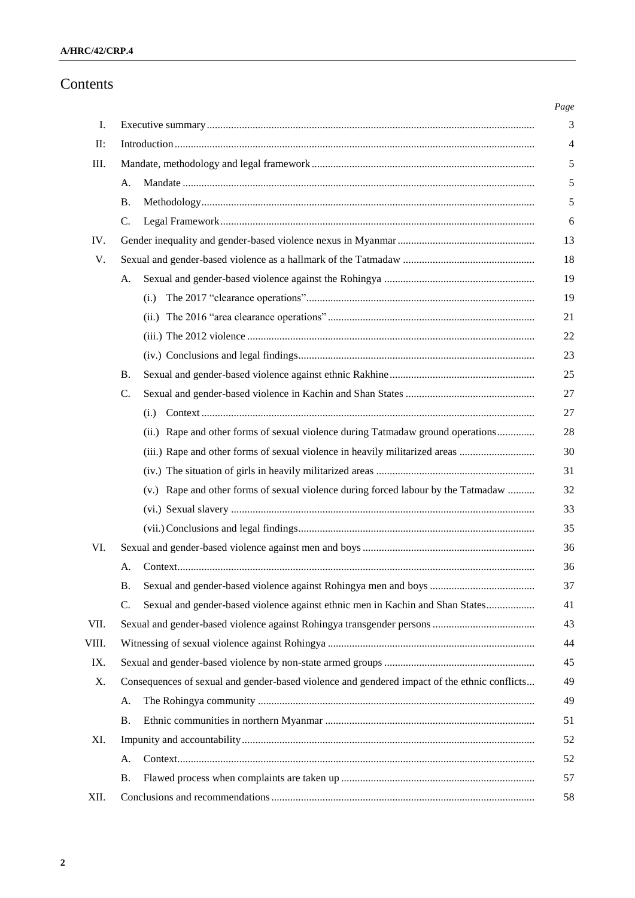# Contents

| | | Page |
|---|---|---|
| I. | Executive summary | 3 |
| II: | Introduction | 4 |
| III. | Mandate, methodology and legal framework | 5 |
| | A. Mandate | 5 |
| | B. Methodology | 5 |
| | C. Legal Framework | 6 |
| IV. | Gender inequality and gender-based violence nexus in Myanmar | 13 |
| V. | Sexual and gender-based violence as a hallmark of the Tatmadaw | 18 |
| | A. Sexual and gender-based violence against the Rohingya | 19 |
| | (i.) The 2017 "clearance operations" | 19 |
| | (ii.) The 2016 "area clearance operations" | 21 |
| | (iii.) The 2012 violence | 22 |
| | (iv.) Conclusions and legal findings | 23 |
| | B. Sexual and gender-based violence against ethnic Rakhine | 25 |
| | C. Sexual and gender-based violence in Kachin and Shan States | 27 |
| | (i.) Context | 27 |
| | (ii.) Rape and other forms of sexual violence during Tatmadaw ground operations | 28 |
| | (iii.) Rape and other forms of sexual violence in heavily militarized areas | 30 |
| | (iv.) The situation of girls in heavily militarized areas | 31 |
| | (v.) Rape and other forms of sexual violence during forced labour by the Tatmadaw | 32 |
| | (vi.) Sexual slavery | 33 |
| | (vii.) Conclusions and legal findings | 35 |
| VI. | Sexual and gender-based violence against men and boys | 36 |
| | A. Context | 36 |
| | B. Sexual and gender-based violence against Rohingya men and boys | 37 |
| | C. Sexual and gender-based violence against ethnic men in Kachin and Shan States | 41 |
| VII. | Sexual and gender-based violence against Rohingya transgender persons | 43 |
| VIII. | Witnessing of sexual violence against Rohingya | 44 |
| IX. | Sexual and gender-based violence by non-state armed groups | 45 |
| X. | Consequences of sexual and gender-based violence and gendered impact of the ethnic conflicts | 49 |
| | A. The Rohingya community | 49 |
| | B. Ethnic communities in northern Myanmar | 51 |
| XI. | Impunity and accountability | 52 |
| | A. Context | 52 |
| | B. Flawed process when complaints are taken up | 57 |
| XII. | Conclusions and recommendations | 58 |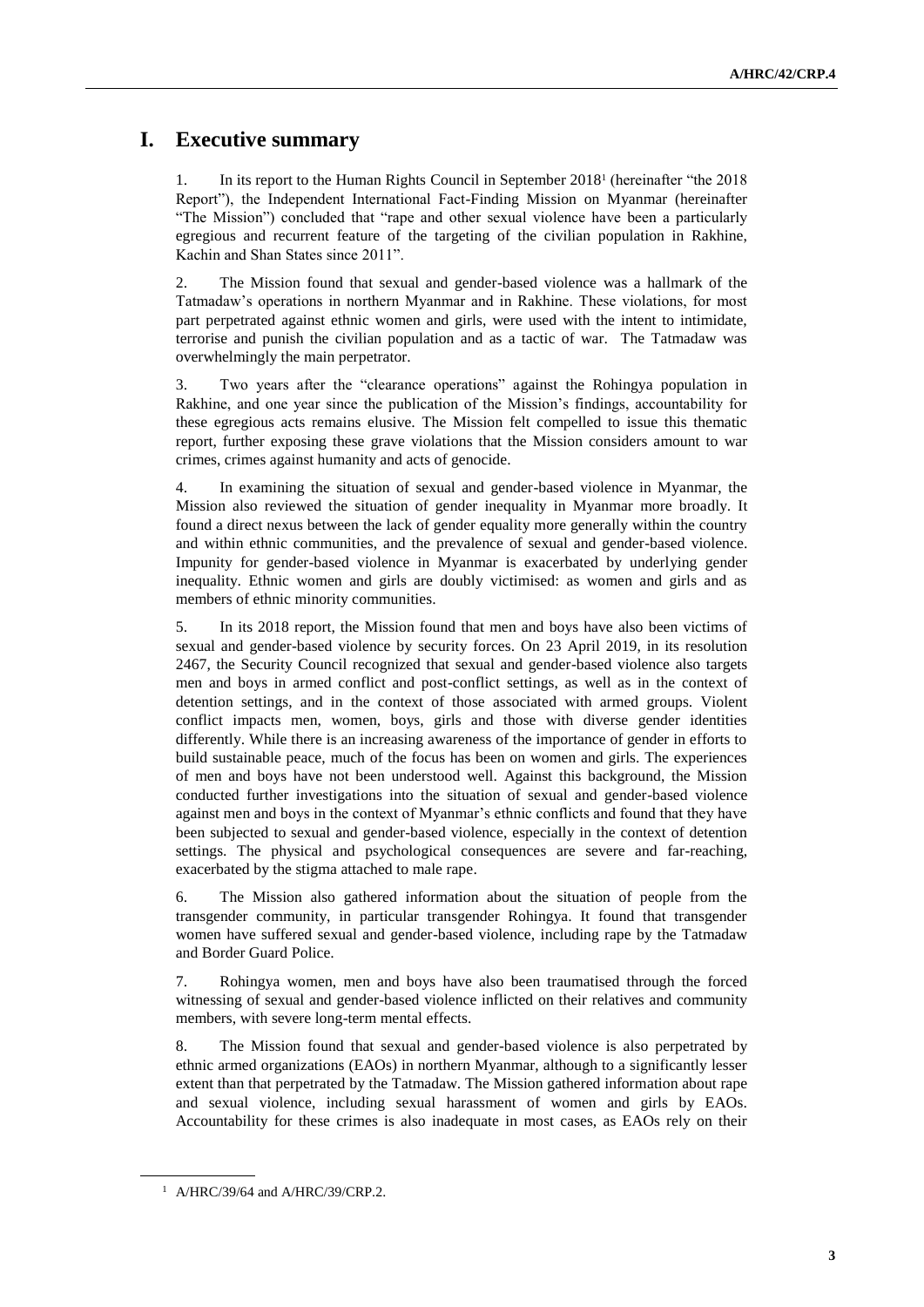# I. Executive summary

1. In its report to the Human Rights Council in September 2018[1] (hereinafter "the 2018 Report"), the Independent International Fact-Finding Mission on Myanmar (hereinafter "The Mission") concluded that "rape and other sexual violence have been a particularly egregious and recurrent feature of the targeting of the civilian population in Rakhine, Kachin and Shan States since 2011".

2. The Mission found that sexual and gender-based violence was a hallmark of the Tatmadaw's operations in northern Myanmar and in Rakhine. These violations, for most part perpetrated against ethnic women and girls, were used with the intent to intimidate, terrorise and punish the civilian population and as a tactic of war. The Tatmadaw was overwhelmingly the main perpetrator.

3. Two years after the "clearance operations" against the Rohingya population in Rakhine, and one year since the publication of the Mission's findings, accountability for these egregious acts remains elusive. The Mission felt compelled to issue this thematic report, further exposing these grave violations that the Mission considers amount to war crimes, crimes against humanity and acts of genocide.

4. In examining the situation of sexual and gender-based violence in Myanmar, the Mission also reviewed the situation of gender inequality in Myanmar more broadly. It found a direct nexus between the lack of gender equality more generally within the country and within ethnic communities, and the prevalence of sexual and gender-based violence. Impunity for gender-based violence in Myanmar is exacerbated by underlying gender inequality. Ethnic women and girls are doubly victimised: as women and girls and as members of ethnic minority communities.

5. In its 2018 report, the Mission found that men and boys have also been victims of sexual and gender-based violence by security forces. On 23 April 2019, in its resolution 2467, the Security Council recognized that sexual and gender-based violence also targets men and boys in armed conflict and post-conflict settings, as well as in the context of detention settings, and in the context of those associated with armed groups. Violent conflict impacts men, women, boys, girls and those with diverse gender identities differently. While there is an increasing awareness of the importance of gender in efforts to build sustainable peace, much of the focus has been on women and girls. The experiences of men and boys have not been understood well. Against this background, the Mission conducted further investigations into the situation of sexual and gender-based violence against men and boys in the context of Myanmar's ethnic conflicts and found that they have been subjected to sexual and gender-based violence, especially in the context of detention settings. The physical and psychological consequences are severe and far-reaching, exacerbated by the stigma attached to male rape.

6. The Mission also gathered information about the situation of people from the transgender community, in particular transgender Rohingya. It found that transgender women have suffered sexual and gender-based violence, including rape by the Tatmadaw and Border Guard Police.

7. Rohingya women, men and boys have also been traumatised through the forced witnessing of sexual and gender-based violence inflicted on their relatives and community members, with severe long-term mental effects.

8. The Mission found that sexual and gender-based violence is also perpetrated by ethnic armed organizations (EAOs) in northern Myanmar, although to a significantly lesser extent than that perpetrated by the Tatmadaw. The Mission gathered information about rape and sexual violence, including sexual harassment of women and girls by EAOs. Accountability for these crimes is also inadequate in most cases, as EAOs rely on their

[1] A/HRC/39/64 and A/HRC/39/CRP.2.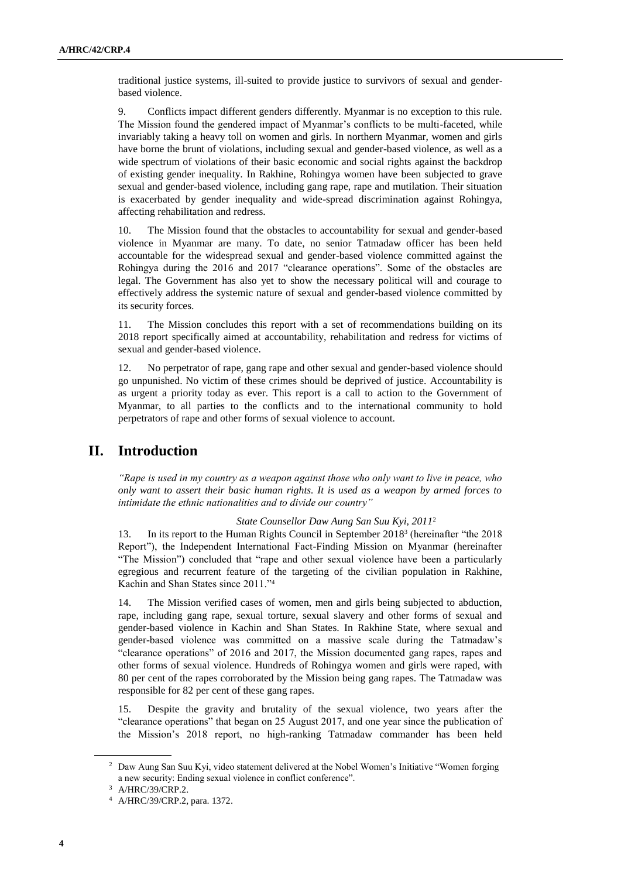traditional justice systems, ill-suited to provide justice to survivors of sexual and gender-based violence.

9. Conflicts impact different genders differently. Myanmar is no exception to this rule. The Mission found the gendered impact of Myanmar's conflicts to be multi-faceted, while invariably taking a heavy toll on women and girls. In northern Myanmar, women and girls have borne the brunt of violations, including sexual and gender-based violence, as well as a wide spectrum of violations of their basic economic and social rights against the backdrop of existing gender inequality. In Rakhine, Rohingya women have been subjected to grave sexual and gender-based violence, including gang rape, rape and mutilation. Their situation is exacerbated by gender inequality and wide-spread discrimination against Rohingya, affecting rehabilitation and redress.

10. The Mission found that the obstacles to accountability for sexual and gender-based violence in Myanmar are many. To date, no senior Tatmadaw officer has been held accountable for the widespread sexual and gender-based violence committed against the Rohingya during the 2016 and 2017 "clearance operations". Some of the obstacles are legal. The Government has also yet to show the necessary political will and courage to effectively address the systemic nature of sexual and gender-based violence committed by its security forces.

11. The Mission concludes this report with a set of recommendations building on its 2018 report specifically aimed at accountability, rehabilitation and redress for victims of sexual and gender-based violence.

12. No perpetrator of rape, gang rape and other sexual and gender-based violence should go unpunished. No victim of these crimes should be deprived of justice. Accountability is as urgent a priority today as ever. This report is a call to action to the Government of Myanmar, to all parties to the conflicts and to the international community to hold perpetrators of rape and other forms of sexual violence to account.

## II. Introduction

*"Rape is used in my country as a weapon against those who only want to live in peace, who only want to assert their basic human rights. It is used as a weapon by armed forces to intimidate the ethnic nationalities and to divide our country"*

*State Counsellor Daw Aung San Suu Kyi, 2011*[2]

13. In its report to the Human Rights Council in September 2018[3] (hereinafter "the 2018 Report"), the Independent International Fact-Finding Mission on Myanmar (hereinafter "The Mission") concluded that "rape and other sexual violence have been a particularly egregious and recurrent feature of the targeting of the civilian population in Rakhine, Kachin and Shan States since 2011."[4]

14. The Mission verified cases of women, men and girls being subjected to abduction, rape, including gang rape, sexual torture, sexual slavery and other forms of sexual and gender-based violence in Kachin and Shan States. In Rakhine State, where sexual and gender-based violence was committed on a massive scale during the Tatmadaw's "clearance operations" of 2016 and 2017, the Mission documented gang rapes, rapes and other forms of sexual violence. Hundreds of Rohingya women and girls were raped, with 80 per cent of the rapes corroborated by the Mission being gang rapes. The Tatmadaw was responsible for 82 per cent of these gang rapes.

15. Despite the gravity and brutality of the sexual violence, two years after the "clearance operations" that began on 25 August 2017, and one year since the publication of the Mission's 2018 report, no high-ranking Tatmadaw commander has been held

---

[2] Daw Aung San Suu Kyi, video statement delivered at the Nobel Women's Initiative "Women forging a new security: Ending sexual violence in conflict conference".

[3] A/HRC/39/CRP.2.

[4] A/HRC/39/CRP.2, para. 1372.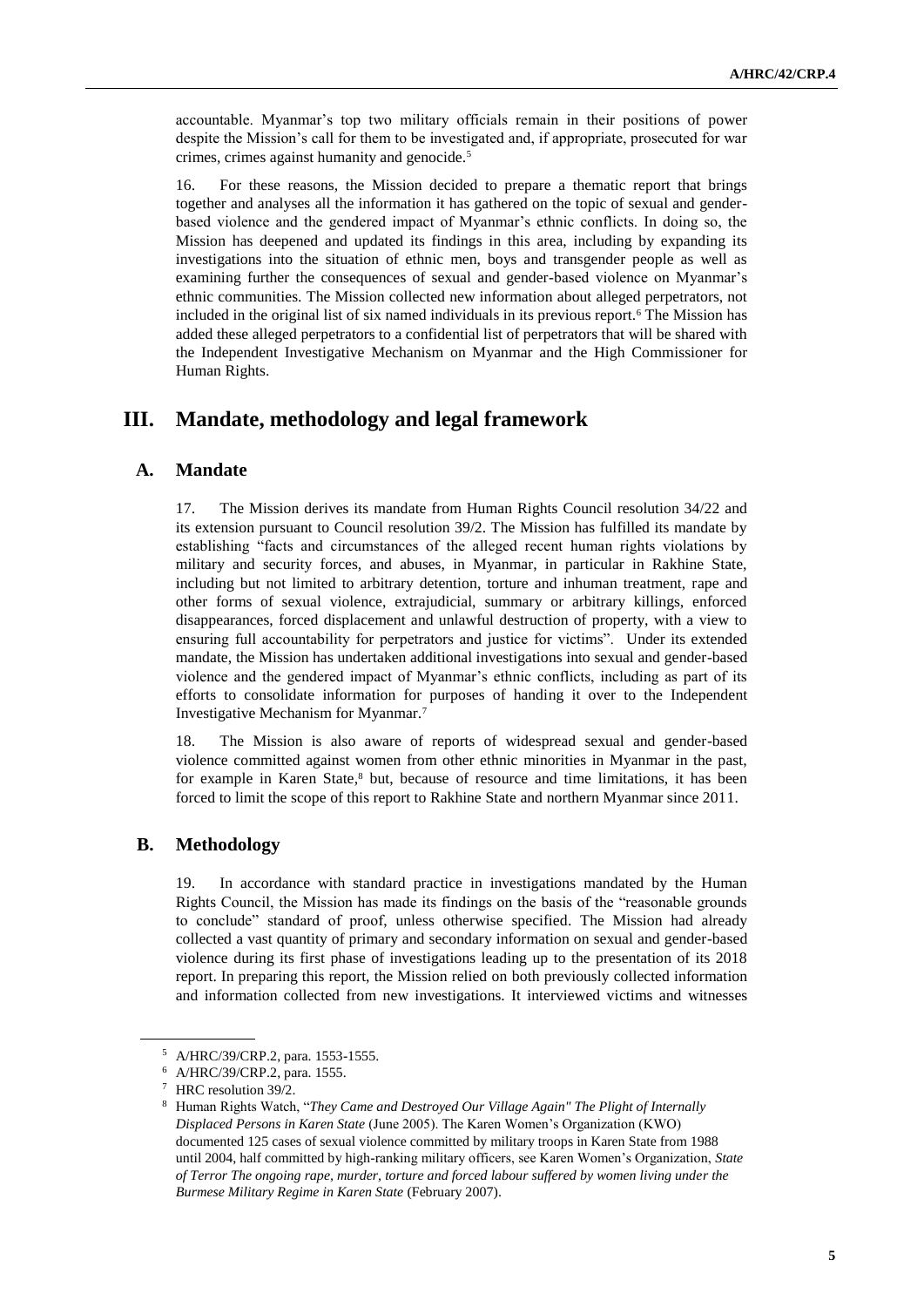accountable. Myanmar's top two military officials remain in their positions of power despite the Mission's call for them to be investigated and, if appropriate, prosecuted for war crimes, crimes against humanity and genocide.[5]

16. For these reasons, the Mission decided to prepare a thematic report that brings together and analyses all the information it has gathered on the topic of sexual and gender-based violence and the gendered impact of Myanmar's ethnic conflicts. In doing so, the Mission has deepened and updated its findings in this area, including by expanding its investigations into the situation of ethnic men, boys and transgender people as well as examining further the consequences of sexual and gender-based violence on Myanmar's ethnic communities. The Mission collected new information about alleged perpetrators, not included in the original list of six named individuals in its previous report.[6] The Mission has added these alleged perpetrators to a confidential list of perpetrators that will be shared with the Independent Investigative Mechanism on Myanmar and the High Commissioner for Human Rights.

# III. Mandate, methodology and legal framework

## A. Mandate

17. The Mission derives its mandate from Human Rights Council resolution 34/22 and its extension pursuant to Council resolution 39/2. The Mission has fulfilled its mandate by establishing "facts and circumstances of the alleged recent human rights violations by military and security forces, and abuses, in Myanmar, in particular in Rakhine State, including but not limited to arbitrary detention, torture and inhuman treatment, rape and other forms of sexual violence, extrajudicial, summary or arbitrary killings, enforced disappearances, forced displacement and unlawful destruction of property, with a view to ensuring full accountability for perpetrators and justice for victims". Under its extended mandate, the Mission has undertaken additional investigations into sexual and gender-based violence and the gendered impact of Myanmar's ethnic conflicts, including as part of its efforts to consolidate information for purposes of handing it over to the Independent Investigative Mechanism for Myanmar.[7]

18. The Mission is also aware of reports of widespread sexual and gender-based violence committed against women from other ethnic minorities in Myanmar in the past, for example in Karen State,[8] but, because of resource and time limitations, it has been forced to limit the scope of this report to Rakhine State and northern Myanmar since 2011.

## B. Methodology

19. In accordance with standard practice in investigations mandated by the Human Rights Council, the Mission has made its findings on the basis of the "reasonable grounds to conclude" standard of proof, unless otherwise specified. The Mission had already collected a vast quantity of primary and secondary information on sexual and gender-based violence during its first phase of investigations leading up to the presentation of its 2018 report. In preparing this report, the Mission relied on both previously collected information and information collected from new investigations. It interviewed victims and witnesses

---

[5] A/HRC/39/CRP.2, para. 1553-1555.

[6] A/HRC/39/CRP.2, para. 1555.

[7] HRC resolution 39/2.

[8] Human Rights Watch, "*They Came and Destroyed Our Village Again" The Plight of Internally Displaced Persons in Karen State* (June 2005). The Karen Women's Organization (KWO) documented 125 cases of sexual violence committed by military troops in Karen State from 1988 until 2004, half committed by high-ranking military officers, see Karen Women's Organization, *State of Terror The ongoing rape, murder, torture and forced labour suffered by women living under the Burmese Military Regime in Karen State* (February 2007).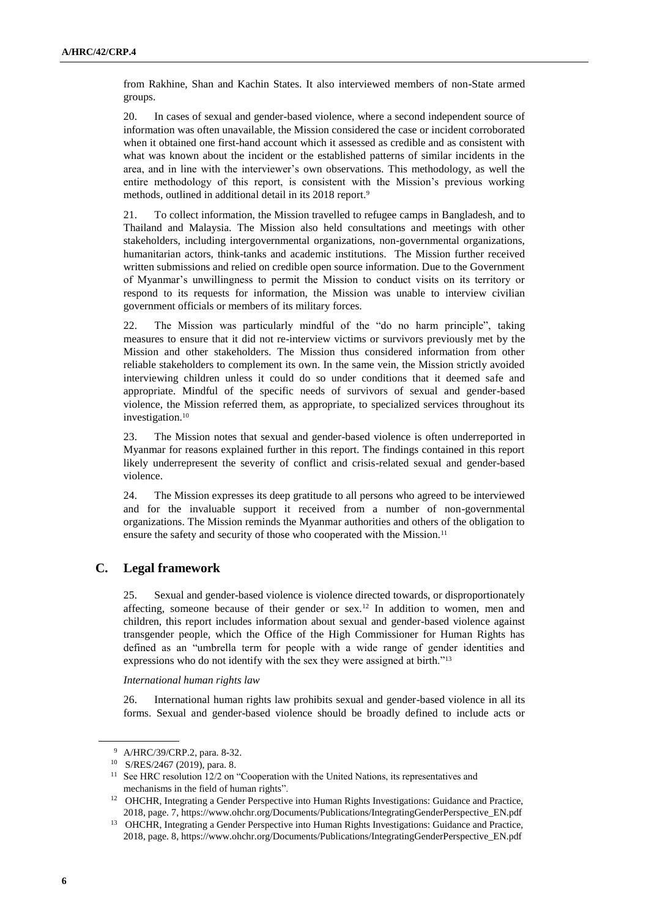from Rakhine, Shan and Kachin States. It also interviewed members of non-State armed groups.

20. In cases of sexual and gender-based violence, where a second independent source of information was often unavailable, the Mission considered the case or incident corroborated when it obtained one first-hand account which it assessed as credible and as consistent with what was known about the incident or the established patterns of similar incidents in the area, and in line with the interviewer's own observations. This methodology, as well the entire methodology of this report, is consistent with the Mission's previous working methods, outlined in additional detail in its 2018 report.[9]

21. To collect information, the Mission travelled to refugee camps in Bangladesh, and to Thailand and Malaysia. The Mission also held consultations and meetings with other stakeholders, including intergovernmental organizations, non-governmental organizations, humanitarian actors, think-tanks and academic institutions. The Mission further received written submissions and relied on credible open source information. Due to the Government of Myanmar's unwillingness to permit the Mission to conduct visits on its territory or respond to its requests for information, the Mission was unable to interview civilian government officials or members of its military forces.

22. The Mission was particularly mindful of the "do no harm principle", taking measures to ensure that it did not re-interview victims or survivors previously met by the Mission and other stakeholders. The Mission thus considered information from other reliable stakeholders to complement its own. In the same vein, the Mission strictly avoided interviewing children unless it could do so under conditions that it deemed safe and appropriate. Mindful of the specific needs of survivors of sexual and gender-based violence, the Mission referred them, as appropriate, to specialized services throughout its investigation.[10]

23. The Mission notes that sexual and gender-based violence is often underreported in Myanmar for reasons explained further in this report. The findings contained in this report likely underrepresent the severity of conflict and crisis-related sexual and gender-based violence.

24. The Mission expresses its deep gratitude to all persons who agreed to be interviewed and for the invaluable support it received from a number of non-governmental organizations. The Mission reminds the Myanmar authorities and others of the obligation to ensure the safety and security of those who cooperated with the Mission.[11]

## C. Legal framework

25. Sexual and gender-based violence is violence directed towards, or disproportionately affecting, someone because of their gender or sex.[12] In addition to women, men and children, this report includes information about sexual and gender-based violence against transgender people, which the Office of the High Commissioner for Human Rights has defined as an "umbrella term for people with a wide range of gender identities and expressions who do not identify with the sex they were assigned at birth."[13]

*International human rights law*

26. International human rights law prohibits sexual and gender-based violence in all its forms. Sexual and gender-based violence should be broadly defined to include acts or

---

[9] A/HRC/39/CRP.2, para. 8-32.

[10] S/RES/2467 (2019), para. 8.

[11] See HRC resolution 12/2 on "Cooperation with the United Nations, its representatives and mechanisms in the field of human rights".

[12] OHCHR, Integrating a Gender Perspective into Human Rights Investigations: Guidance and Practice, 2018, page. 7, https://www.ohchr.org/Documents/Publications/IntegratingGenderPerspective_EN.pdf

[13] OHCHR, Integrating a Gender Perspective into Human Rights Investigations: Guidance and Practice, 2018, page. 8, https://www.ohchr.org/Documents/Publications/IntegratingGenderPerspective_EN.pdf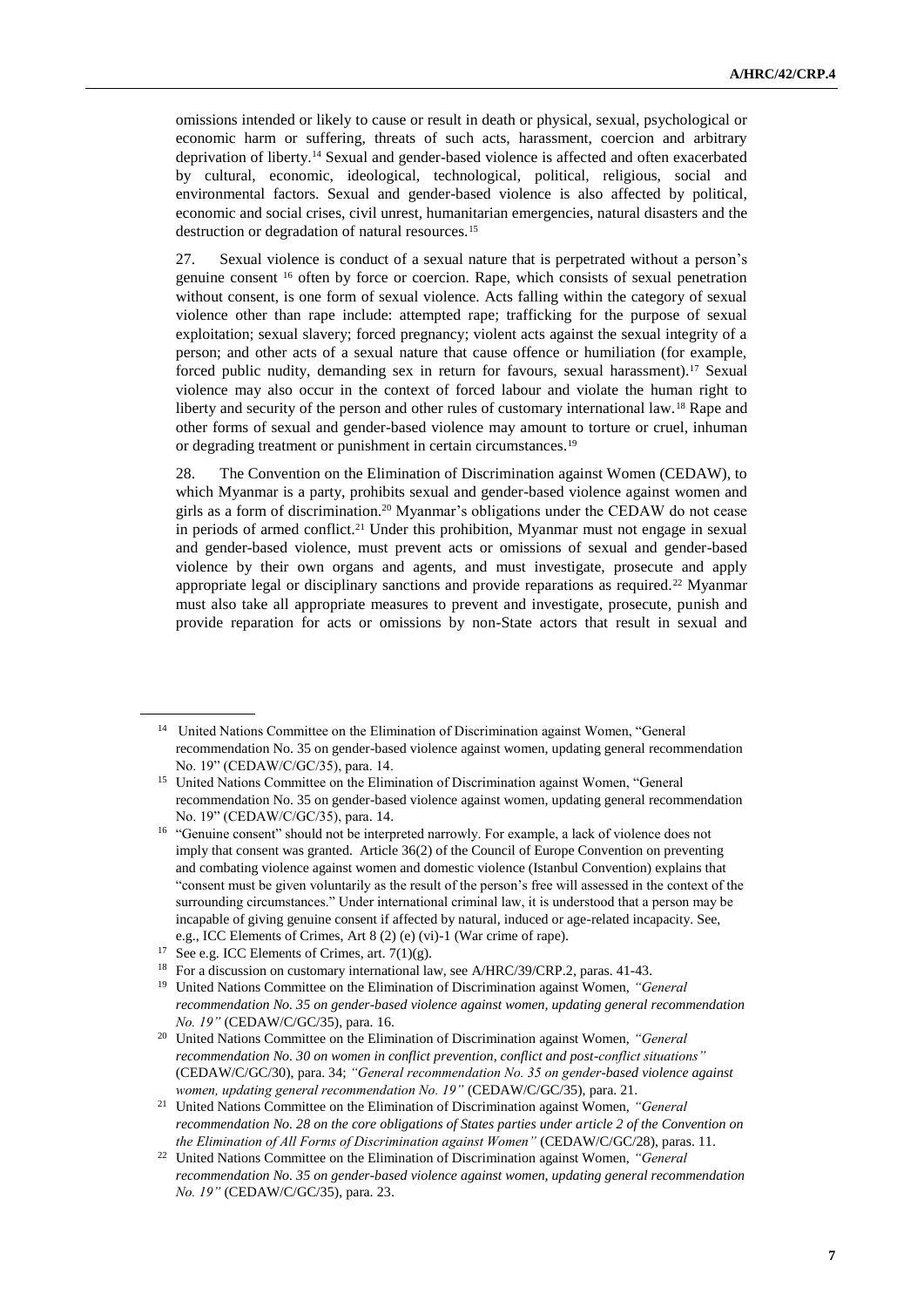omissions intended or likely to cause or result in death or physical, sexual, psychological or economic harm or suffering, threats of such acts, harassment, coercion and arbitrary deprivation of liberty.[14] Sexual and gender-based violence is affected and often exacerbated by cultural, economic, ideological, technological, political, religious, social and environmental factors. Sexual and gender-based violence is also affected by political, economic and social crises, civil unrest, humanitarian emergencies, natural disasters and the destruction or degradation of natural resources.[15]

27. Sexual violence is conduct of a sexual nature that is perpetrated without a person's genuine consent [16] often by force or coercion. Rape, which consists of sexual penetration without consent, is one form of sexual violence. Acts falling within the category of sexual violence other than rape include: attempted rape; trafficking for the purpose of sexual exploitation; sexual slavery; forced pregnancy; violent acts against the sexual integrity of a person; and other acts of a sexual nature that cause offence or humiliation (for example, forced public nudity, demanding sex in return for favours, sexual harassment).[17] Sexual violence may also occur in the context of forced labour and violate the human right to liberty and security of the person and other rules of customary international law.[18] Rape and other forms of sexual and gender-based violence may amount to torture or cruel, inhuman or degrading treatment or punishment in certain circumstances.[19]

28. The Convention on the Elimination of Discrimination against Women (CEDAW), to which Myanmar is a party, prohibits sexual and gender-based violence against women and girls as a form of discrimination.[20] Myanmar's obligations under the CEDAW do not cease in periods of armed conflict.[21] Under this prohibition, Myanmar must not engage in sexual and gender-based violence, must prevent acts or omissions of sexual and gender-based violence by their own organs and agents, and must investigate, prosecute and apply appropriate legal or disciplinary sanctions and provide reparations as required.[22] Myanmar must also take all appropriate measures to prevent and investigate, prosecute, punish and provide reparation for acts or omissions by non-State actors that result in sexual and

---

[14] United Nations Committee on the Elimination of Discrimination against Women, "General recommendation No. 35 on gender-based violence against women, updating general recommendation No. 19" (CEDAW/C/GC/35), para. 14.

[15] United Nations Committee on the Elimination of Discrimination against Women, "General recommendation No. 35 on gender-based violence against women, updating general recommendation No. 19" (CEDAW/C/GC/35), para. 14.

[16] "Genuine consent" should not be interpreted narrowly. For example, a lack of violence does not imply that consent was granted. Article 36(2) of the Council of Europe Convention on preventing and combating violence against women and domestic violence (Istanbul Convention) explains that "consent must be given voluntarily as the result of the person's free will assessed in the context of the surrounding circumstances." Under international criminal law, it is understood that a person may be incapable of giving genuine consent if affected by natural, induced or age-related incapacity. See, e.g., ICC Elements of Crimes, Art 8 (2) (e) (vi)-1 (War crime of rape).

[17] See e.g. ICC Elements of Crimes, art. 7(1)(g).

[18] For a discussion on customary international law, see A/HRC/39/CRP.2, paras. 41-43.

[19] United Nations Committee on the Elimination of Discrimination against Women, *"General recommendation No. 35 on gender-based violence against women, updating general recommendation No. 19"* (CEDAW/C/GC/35), para. 16.

[20] United Nations Committee on the Elimination of Discrimination against Women, *"General recommendation No. 30 on women in conflict prevention, conflict and post-conflict situations"* (CEDAW/C/GC/30), para. 34; *"General recommendation No. 35 on gender-based violence against women, updating general recommendation No. 19"* (CEDAW/C/GC/35), para. 21.

[21] United Nations Committee on the Elimination of Discrimination against Women, *"General recommendation No. 28 on the core obligations of States parties under article 2 of the Convention on the Elimination of All Forms of Discrimination against Women"* (CEDAW/C/GC/28), paras. 11.

[22] United Nations Committee on the Elimination of Discrimination against Women, *"General recommendation No. 35 on gender-based violence against women, updating general recommendation No. 19"* (CEDAW/C/GC/35), para. 23.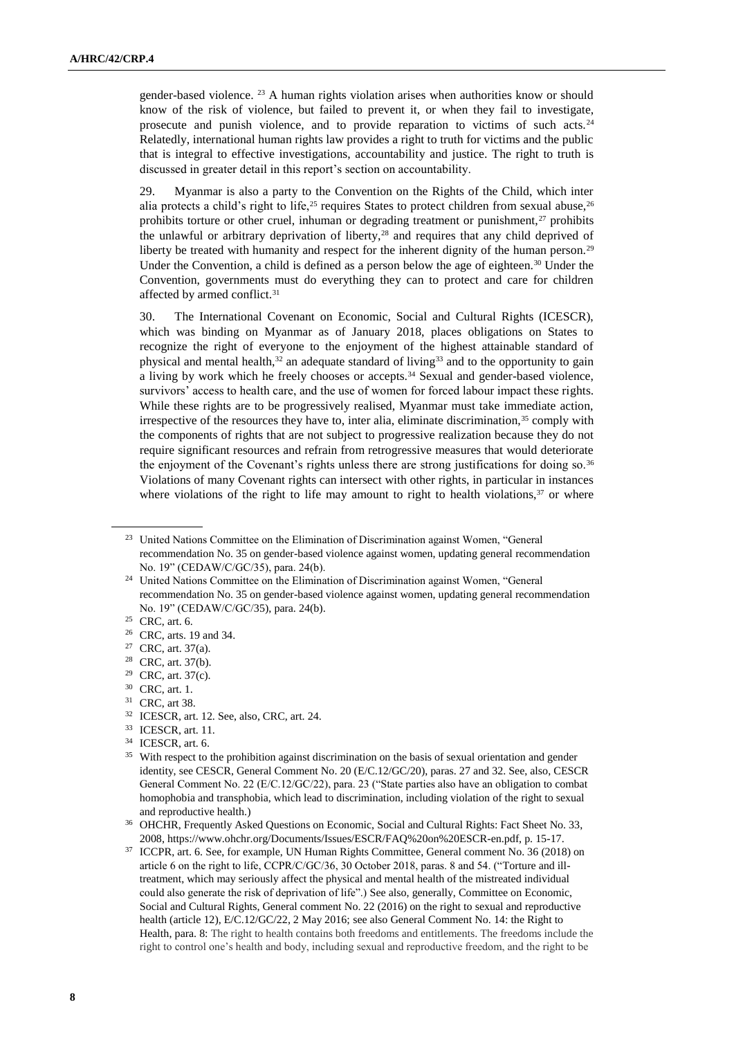gender-based violence. [23] A human rights violation arises when authorities know or should know of the risk of violence, but failed to prevent it, or when they fail to investigate, prosecute and punish violence, and to provide reparation to victims of such acts.[24] Relatedly, international human rights law provides a right to truth for victims and the public that is integral to effective investigations, accountability and justice. The right to truth is discussed in greater detail in this report's section on accountability.

29. Myanmar is also a party to the Convention on the Rights of the Child, which inter alia protects a child's right to life,[25] requires States to protect children from sexual abuse,[26] prohibits torture or other cruel, inhuman or degrading treatment or punishment,[27] prohibits the unlawful or arbitrary deprivation of liberty,[28] and requires that any child deprived of liberty be treated with humanity and respect for the inherent dignity of the human person.[29] Under the Convention, a child is defined as a person below the age of eighteen.[30] Under the Convention, governments must do everything they can to protect and care for children affected by armed conflict.[31]

30. The International Covenant on Economic, Social and Cultural Rights (ICESCR), which was binding on Myanmar as of January 2018, places obligations on States to recognize the right of everyone to the enjoyment of the highest attainable standard of physical and mental health,[32] an adequate standard of living[33] and to the opportunity to gain a living by work which he freely chooses or accepts.[34] Sexual and gender-based violence, survivors' access to health care, and the use of women for forced labour impact these rights. While these rights are to be progressively realised, Myanmar must take immediate action, irrespective of the resources they have to, inter alia, eliminate discrimination,[35] comply with the components of rights that are not subject to progressive realization because they do not require significant resources and refrain from retrogressive measures that would deteriorate the enjoyment of the Covenant's rights unless there are strong justifications for doing so.[36] Violations of many Covenant rights can intersect with other rights, in particular in instances where violations of the right to life may amount to right to health violations,[37] or where

---

[23] United Nations Committee on the Elimination of Discrimination against Women, "General recommendation No. 35 on gender-based violence against women, updating general recommendation No. 19" (CEDAW/C/GC/35), para. 24(b).

[24] United Nations Committee on the Elimination of Discrimination against Women, "General recommendation No. 35 on gender-based violence against women, updating general recommendation No. 19" (CEDAW/C/GC/35), para. 24(b).

[25] CRC, art. 6.

[26] CRC, arts. 19 and 34.

[27] CRC, art. 37(a).

[28] CRC, art. 37(b).

[29] CRC, art. 37(c).

[30] CRC, art. 1.

[31] CRC, art 38.

[32] ICESCR, art. 12. See, also, CRC, art. 24.

[33] ICESCR, art. 11.

[34] ICESCR, art. 6.

[35] With respect to the prohibition against discrimination on the basis of sexual orientation and gender identity, see CESCR, General Comment No. 20 (E/C.12/GC/20), paras. 27 and 32. See, also, CESCR General Comment No. 22 (E/C.12/GC/22), para. 23 ("State parties also have an obligation to combat homophobia and transphobia, which lead to discrimination, including violation of the right to sexual and reproductive health.)

[36] OHCHR, Frequently Asked Questions on Economic, Social and Cultural Rights: Fact Sheet No. 33, 2008, https://www.ohchr.org/Documents/Issues/ESCR/FAQ%20on%20ESCR-en.pdf, p. 15-17.

[37] ICCPR, art. 6. See, for example, UN Human Rights Committee, General comment No. 36 (2018) on article 6 on the right to life, CCPR/C/GC/36, 30 October 2018, paras. 8 and 54. ("Torture and ill-treatment, which may seriously affect the physical and mental health of the mistreated individual could also generate the risk of deprivation of life".) See also, generally, Committee on Economic, Social and Cultural Rights, General comment No. 22 (2016) on the right to sexual and reproductive health (article 12), E/C.12/GC/22, 2 May 2016; see also General Comment No. 14: the Right to Health, para. 8: The right to health contains both freedoms and entitlements. The freedoms include the right to control one's health and body, including sexual and reproductive freedom, and the right to be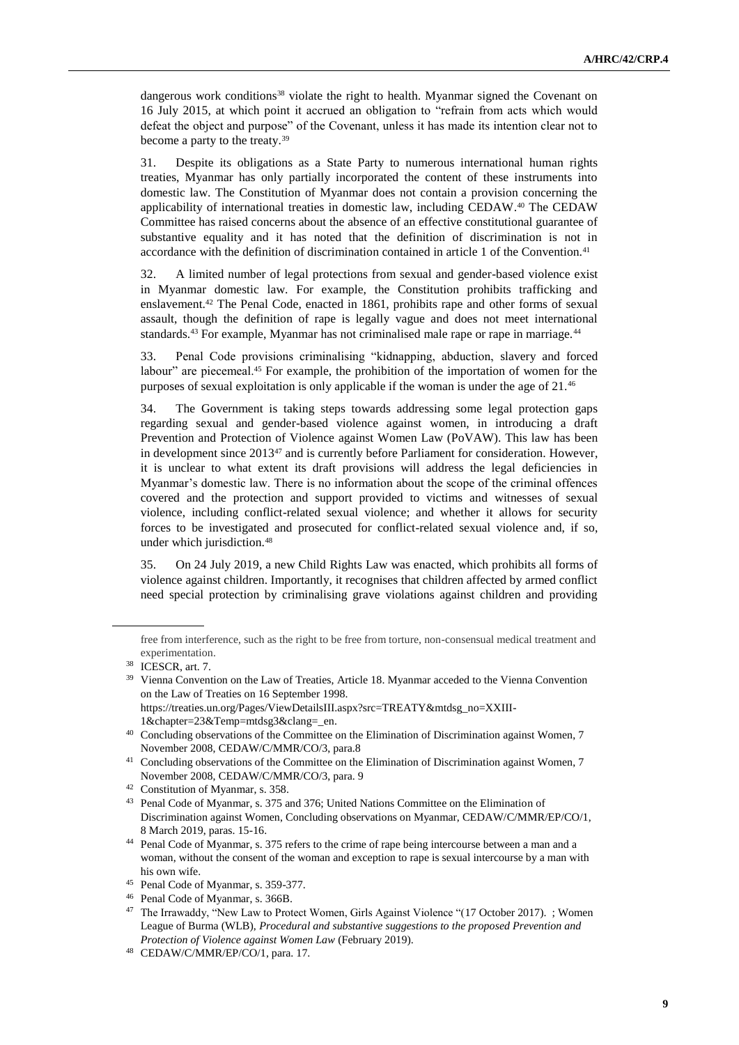dangerous work conditions[38] violate the right to health. Myanmar signed the Covenant on 16 July 2015, at which point it accrued an obligation to "refrain from acts which would defeat the object and purpose" of the Covenant, unless it has made its intention clear not to become a party to the treaty.[39]

31. Despite its obligations as a State Party to numerous international human rights treaties, Myanmar has only partially incorporated the content of these instruments into domestic law. The Constitution of Myanmar does not contain a provision concerning the applicability of international treaties in domestic law, including CEDAW.[40] The CEDAW Committee has raised concerns about the absence of an effective constitutional guarantee of substantive equality and it has noted that the definition of discrimination is not in accordance with the definition of discrimination contained in article 1 of the Convention.[41]

32. A limited number of legal protections from sexual and gender-based violence exist in Myanmar domestic law. For example, the Constitution prohibits trafficking and enslavement.[42] The Penal Code, enacted in 1861, prohibits rape and other forms of sexual assault, though the definition of rape is legally vague and does not meet international standards.[43] For example, Myanmar has not criminalised male rape or rape in marriage.[44]

33. Penal Code provisions criminalising "kidnapping, abduction, slavery and forced labour" are piecemeal.[45] For example, the prohibition of the importation of women for the purposes of sexual exploitation is only applicable if the woman is under the age of 21.[46]

34. The Government is taking steps towards addressing some legal protection gaps regarding sexual and gender-based violence against women, in introducing a draft Prevention and Protection of Violence against Women Law (PoVAW). This law has been in development since 2013[47] and is currently before Parliament for consideration. However, it is unclear to what extent its draft provisions will address the legal deficiencies in Myanmar's domestic law. There is no information about the scope of the criminal offences covered and the protection and support provided to victims and witnesses of sexual violence, including conflict-related sexual violence; and whether it allows for security forces to be investigated and prosecuted for conflict-related sexual violence and, if so, under which jurisdiction.[48]

35. On 24 July 2019, a new Child Rights Law was enacted, which prohibits all forms of violence against children. Importantly, it recognises that children affected by armed conflict need special protection by criminalising grave violations against children and providing

---

free from interference, such as the right to be free from torture, non-consensual medical treatment and experimentation.

[38] ICESCR, art. 7.

[39] Vienna Convention on the Law of Treaties, Article 18. Myanmar acceded to the Vienna Convention on the Law of Treaties on 16 September 1998. https://treaties.un.org/Pages/ViewDetailsIII.aspx?src=TREATY&mtdsg_no=XXIII-1&chapter=23&Temp=mtdsg3&clang=_en.

[40] Concluding observations of the Committee on the Elimination of Discrimination against Women, 7 November 2008, CEDAW/C/MMR/CO/3, para.8

[41] Concluding observations of the Committee on the Elimination of Discrimination against Women, 7 November 2008, CEDAW/C/MMR/CO/3, para. 9

[42] Constitution of Myanmar, s. 358.

[43] Penal Code of Myanmar, s. 375 and 376; United Nations Committee on the Elimination of Discrimination against Women, Concluding observations on Myanmar, CEDAW/C/MMR/EP/CO/1, 8 March 2019, paras. 15-16.

[44] Penal Code of Myanmar, s. 375 refers to the crime of rape being intercourse between a man and a woman, without the consent of the woman and exception to rape is sexual intercourse by a man with his own wife.

[45] Penal Code of Myanmar, s. 359-377.

[46] Penal Code of Myanmar, s. 366B.

[47] The Irrawaddy, "New Law to Protect Women, Girls Against Violence "(17 October 2017). ; Women League of Burma (WLB), *Procedural and substantive suggestions to the proposed Prevention and Protection of Violence against Women Law* (February 2019).

[48] CEDAW/C/MMR/EP/CO/1, para. 17.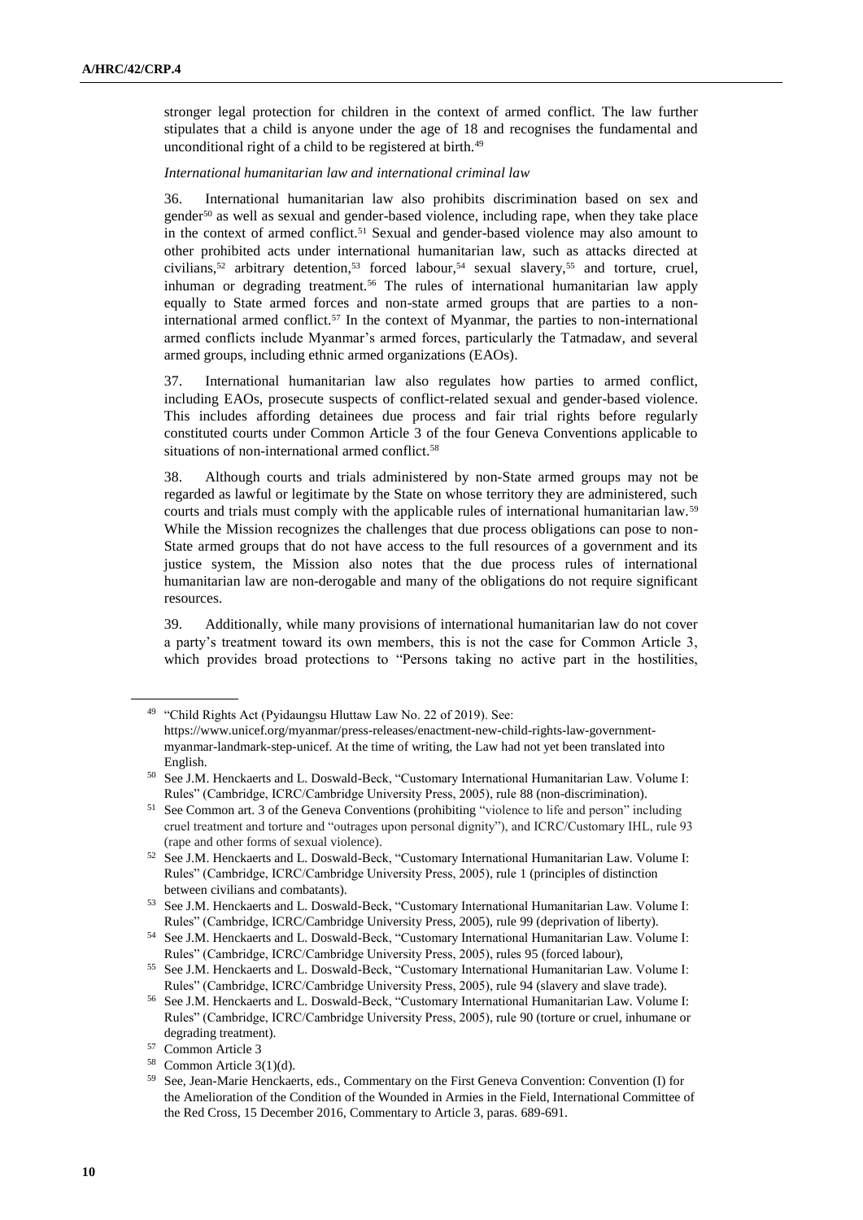stronger legal protection for children in the context of armed conflict. The law further stipulates that a child is anyone under the age of 18 and recognises the fundamental and unconditional right of a child to be registered at birth.[49]

*International humanitarian law and international criminal law*

36. International humanitarian law also prohibits discrimination based on sex and gender[50] as well as sexual and gender-based violence, including rape, when they take place in the context of armed conflict.[51] Sexual and gender-based violence may also amount to other prohibited acts under international humanitarian law, such as attacks directed at civilians,[52] arbitrary detention,[53] forced labour,[54] sexual slavery,[55] and torture, cruel, inhuman or degrading treatment.[56] The rules of international humanitarian law apply equally to State armed forces and non-state armed groups that are parties to a non-international armed conflict.[57] In the context of Myanmar, the parties to non-international armed conflicts include Myanmar's armed forces, particularly the Tatmadaw, and several armed groups, including ethnic armed organizations (EAOs).

37. International humanitarian law also regulates how parties to armed conflict, including EAOs, prosecute suspects of conflict-related sexual and gender-based violence. This includes affording detainees due process and fair trial rights before regularly constituted courts under Common Article 3 of the four Geneva Conventions applicable to situations of non-international armed conflict.[58]

38. Although courts and trials administered by non-State armed groups may not be regarded as lawful or legitimate by the State on whose territory they are administered, such courts and trials must comply with the applicable rules of international humanitarian law.[59] While the Mission recognizes the challenges that due process obligations can pose to non-State armed groups that do not have access to the full resources of a government and its justice system, the Mission also notes that the due process rules of international humanitarian law are non-derogable and many of the obligations do not require significant resources.

39. Additionally, while many provisions of international humanitarian law do not cover a party's treatment toward its own members, this is not the case for Common Article 3, which provides broad protections to "Persons taking no active part in the hostilities,

---

[49] "Child Rights Act (Pyidaungsu Hluttaw Law No. 22 of 2019). See: https://www.unicef.org/myanmar/press-releases/enactment-new-child-rights-law-government-myanmar-landmark-step-unicef. At the time of writing, the Law had not yet been translated into English.

[50] See J.M. Henckaerts and L. Doswald-Beck, "Customary International Humanitarian Law. Volume I: Rules" (Cambridge, ICRC/Cambridge University Press, 2005), rule 88 (non-discrimination).

[51] See Common art. 3 of the Geneva Conventions (prohibiting "violence to life and person" including cruel treatment and torture and "outrages upon personal dignity"), and ICRC/Customary IHL, rule 93 (rape and other forms of sexual violence).

[52] See J.M. Henckaerts and L. Doswald-Beck, "Customary International Humanitarian Law. Volume I: Rules" (Cambridge, ICRC/Cambridge University Press, 2005), rule 1 (principles of distinction between civilians and combatants).

[53] See J.M. Henckaerts and L. Doswald-Beck, "Customary International Humanitarian Law. Volume I: Rules" (Cambridge, ICRC/Cambridge University Press, 2005), rule 99 (deprivation of liberty).

[54] See J.M. Henckaerts and L. Doswald-Beck, "Customary International Humanitarian Law. Volume I: Rules" (Cambridge, ICRC/Cambridge University Press, 2005), rules 95 (forced labour),

[55] See J.M. Henckaerts and L. Doswald-Beck, "Customary International Humanitarian Law. Volume I: Rules" (Cambridge, ICRC/Cambridge University Press, 2005), rule 94 (slavery and slave trade).

[56] See J.M. Henckaerts and L. Doswald-Beck, "Customary International Humanitarian Law. Volume I: Rules" (Cambridge, ICRC/Cambridge University Press, 2005), rule 90 (torture or cruel, inhumane or degrading treatment).

[57] Common Article 3

[58] Common Article 3(1)(d).

[59] See, Jean-Marie Henckaerts, eds., Commentary on the First Geneva Convention: Convention (I) for the Amelioration of the Condition of the Wounded in Armies in the Field, International Committee of the Red Cross, 15 December 2016, Commentary to Article 3, paras. 689-691.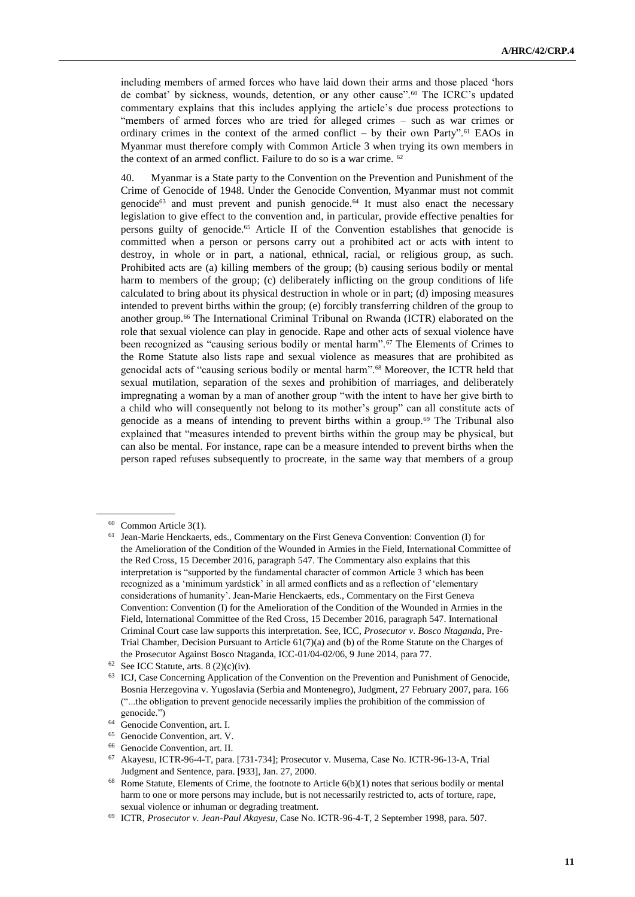including members of armed forces who have laid down their arms and those placed 'hors de combat' by sickness, wounds, detention, or any other cause".[60] The ICRC's updated commentary explains that this includes applying the article's due process protections to "members of armed forces who are tried for alleged crimes – such as war crimes or ordinary crimes in the context of the armed conflict – by their own Party".[61] EAOs in Myanmar must therefore comply with Common Article 3 when trying its own members in the context of an armed conflict. Failure to do so is a war crime. [62]

40. Myanmar is a State party to the Convention on the Prevention and Punishment of the Crime of Genocide of 1948. Under the Genocide Convention, Myanmar must not commit genocide[63] and must prevent and punish genocide.[64] It must also enact the necessary legislation to give effect to the convention and, in particular, provide effective penalties for persons guilty of genocide.[65] Article II of the Convention establishes that genocide is committed when a person or persons carry out a prohibited act or acts with intent to destroy, in whole or in part, a national, ethnical, racial, or religious group, as such. Prohibited acts are (a) killing members of the group; (b) causing serious bodily or mental harm to members of the group; (c) deliberately inflicting on the group conditions of life calculated to bring about its physical destruction in whole or in part; (d) imposing measures intended to prevent births within the group; (e) forcibly transferring children of the group to another group.[66] The International Criminal Tribunal on Rwanda (ICTR) elaborated on the role that sexual violence can play in genocide. Rape and other acts of sexual violence have been recognized as "causing serious bodily or mental harm".[67] The Elements of Crimes to the Rome Statute also lists rape and sexual violence as measures that are prohibited as genocidal acts of "causing serious bodily or mental harm".[68] Moreover, the ICTR held that sexual mutilation, separation of the sexes and prohibition of marriages, and deliberately impregnating a woman by a man of another group "with the intent to have her give birth to a child who will consequently not belong to its mother's group" can all constitute acts of genocide as a means of intending to prevent births within a group.[69] The Tribunal also explained that "measures intended to prevent births within the group may be physical, but can also be mental. For instance, rape can be a measure intended to prevent births when the person raped refuses subsequently to procreate, in the same way that members of a group

---

[60] Common Article 3(1).

[61] Jean-Marie Henckaerts, eds., Commentary on the First Geneva Convention: Convention (I) for the Amelioration of the Condition of the Wounded in Armies in the Field, International Committee of the Red Cross, 15 December 2016, paragraph 547. The Commentary also explains that this interpretation is "supported by the fundamental character of common Article 3 which has been recognized as a 'minimum yardstick' in all armed conflicts and as a reflection of 'elementary considerations of humanity'. Jean-Marie Henckaerts, eds., Commentary on the First Geneva Convention: Convention (I) for the Amelioration of the Condition of the Wounded in Armies in the Field, International Committee of the Red Cross, 15 December 2016, paragraph 547. International Criminal Court case law supports this interpretation. See, ICC, *Prosecutor v. Bosco Ntaganda*, Pre-Trial Chamber, Decision Pursuant to Article 61(7)(a) and (b) of the Rome Statute on the Charges of the Prosecutor Against Bosco Ntaganda, ICC-01/04-02/06, 9 June 2014, para 77.

[62] See ICC Statute, arts. 8 (2)(c)(iv).

[63] ICJ, Case Concerning Application of the Convention on the Prevention and Punishment of Genocide, Bosnia Herzegovina v. Yugoslavia (Serbia and Montenegro), Judgment, 27 February 2007, para. 166 ("...the obligation to prevent genocide necessarily implies the prohibition of the commission of genocide.")

[64] Genocide Convention, art. I.

[65] Genocide Convention, art. V.

[66] Genocide Convention, art. II.

[67] Akayesu, ICTR-96-4-T, para. [731-734]; Prosecutor v. Musema, Case No. ICTR-96-13-A, Trial Judgment and Sentence, para. [933], Jan. 27, 2000.

[68] Rome Statute, Elements of Crime, the footnote to Article 6(b)(1) notes that serious bodily or mental harm to one or more persons may include, but is not necessarily restricted to, acts of torture, rape, sexual violence or inhuman or degrading treatment.

[69] ICTR, *Prosecutor v. Jean-Paul Akayesu*, Case No. ICTR-96-4-T, 2 September 1998, para. 507.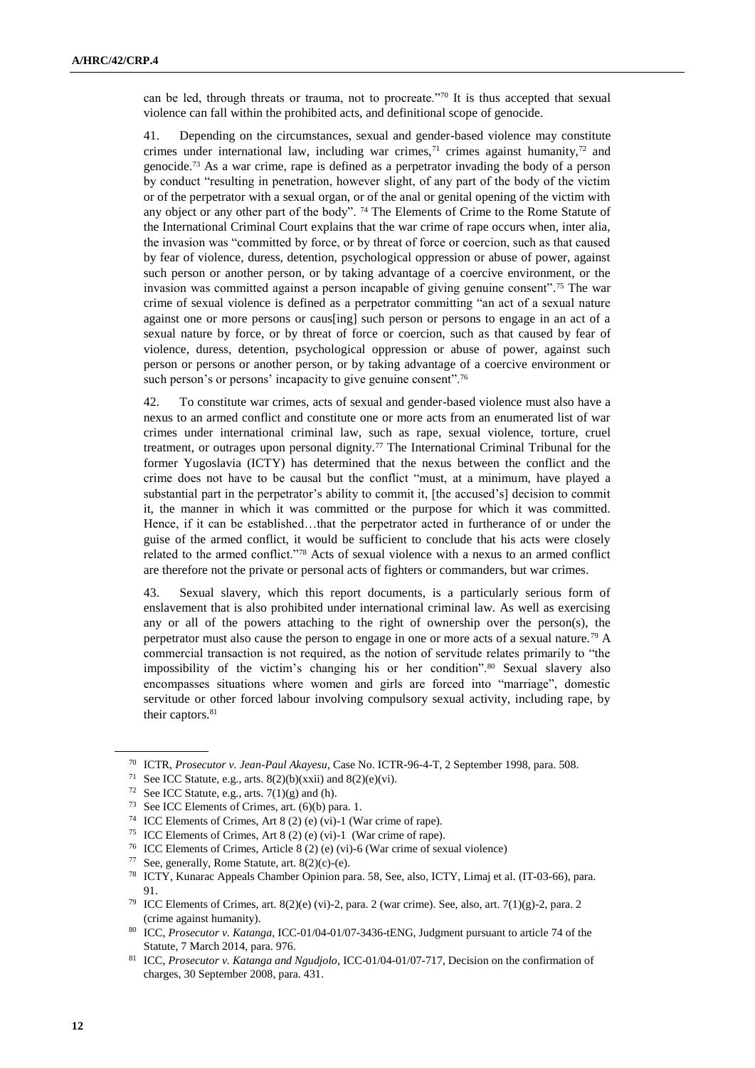can be led, through threats or trauma, not to procreate."[70] It is thus accepted that sexual violence can fall within the prohibited acts, and definitional scope of genocide.

41. Depending on the circumstances, sexual and gender-based violence may constitute crimes under international law, including war crimes,[71] crimes against humanity,[72] and genocide.[73] As a war crime, rape is defined as a perpetrator invading the body of a person by conduct "resulting in penetration, however slight, of any part of the body of the victim or of the perpetrator with a sexual organ, or of the anal or genital opening of the victim with any object or any other part of the body".[74] The Elements of Crime to the Rome Statute of the International Criminal Court explains that the war crime of rape occurs when, inter alia, the invasion was "committed by force, or by threat of force or coercion, such as that caused by fear of violence, duress, detention, psychological oppression or abuse of power, against such person or another person, or by taking advantage of a coercive environment, or the invasion was committed against a person incapable of giving genuine consent".[75] The war crime of sexual violence is defined as a perpetrator committing "an act of a sexual nature against one or more persons or caus[ing] such person or persons to engage in an act of a sexual nature by force, or by threat of force or coercion, such as that caused by fear of violence, duress, detention, psychological oppression or abuse of power, against such person or persons or another person, or by taking advantage of a coercive environment or such person's or persons' incapacity to give genuine consent".[76]

42. To constitute war crimes, acts of sexual and gender-based violence must also have a nexus to an armed conflict and constitute one or more acts from an enumerated list of war crimes under international criminal law, such as rape, sexual violence, torture, cruel treatment, or outrages upon personal dignity.[77] The International Criminal Tribunal for the former Yugoslavia (ICTY) has determined that the nexus between the conflict and the crime does not have to be causal but the conflict "must, at a minimum, have played a substantial part in the perpetrator's ability to commit it, [the accused's] decision to commit it, the manner in which it was committed or the purpose for which it was committed. Hence, if it can be established…that the perpetrator acted in furtherance of or under the guise of the armed conflict, it would be sufficient to conclude that his acts were closely related to the armed conflict."[78] Acts of sexual violence with a nexus to an armed conflict are therefore not the private or personal acts of fighters or commanders, but war crimes.

43. Sexual slavery, which this report documents, is a particularly serious form of enslavement that is also prohibited under international criminal law. As well as exercising any or all of the powers attaching to the right of ownership over the person(s), the perpetrator must also cause the person to engage in one or more acts of a sexual nature.[79] A commercial transaction is not required, as the notion of servitude relates primarily to "the impossibility of the victim's changing his or her condition".[80] Sexual slavery also encompasses situations where women and girls are forced into "marriage", domestic servitude or other forced labour involving compulsory sexual activity, including rape, by their captors.[81]

---

[70] ICTR, *Prosecutor v. Jean-Paul Akayesu*, Case No. ICTR-96-4-T, 2 September 1998, para. 508.

[71] See ICC Statute, e.g., arts. 8(2)(b)(xxii) and 8(2)(e)(vi).

[72] See ICC Statute, e.g., arts. 7(1)(g) and (h).

[73] See ICC Elements of Crimes, art. (6)(b) para. 1.

[74] ICC Elements of Crimes, Art 8 (2) (e) (vi)-1 (War crime of rape).

[75] ICC Elements of Crimes, Art 8 (2) (e) (vi)-1 (War crime of rape).

[76] ICC Elements of Crimes, Article 8 (2) (e) (vi)-6 (War crime of sexual violence)

[77] See, generally, Rome Statute, art. 8(2)(c)-(e).

[78] ICTY, Kunarac Appeals Chamber Opinion para. 58, See, also, ICTY, Limaj et al. (IT-03-66), para. 91.

[79] ICC Elements of Crimes, art. 8(2)(e) (vi)-2, para. 2 (war crime). See, also, art. 7(1)(g)-2, para. 2 (crime against humanity).

[80] ICC, *Prosecutor v. Katanga*, ICC-01/04-01/07-3436-tENG, Judgment pursuant to article 74 of the Statute, 7 March 2014, para. 976.

[81] ICC, *Prosecutor v. Katanga and Ngudjolo*, ICC-01/04-01/07-717, Decision on the confirmation of charges, 30 September 2008, para. 431.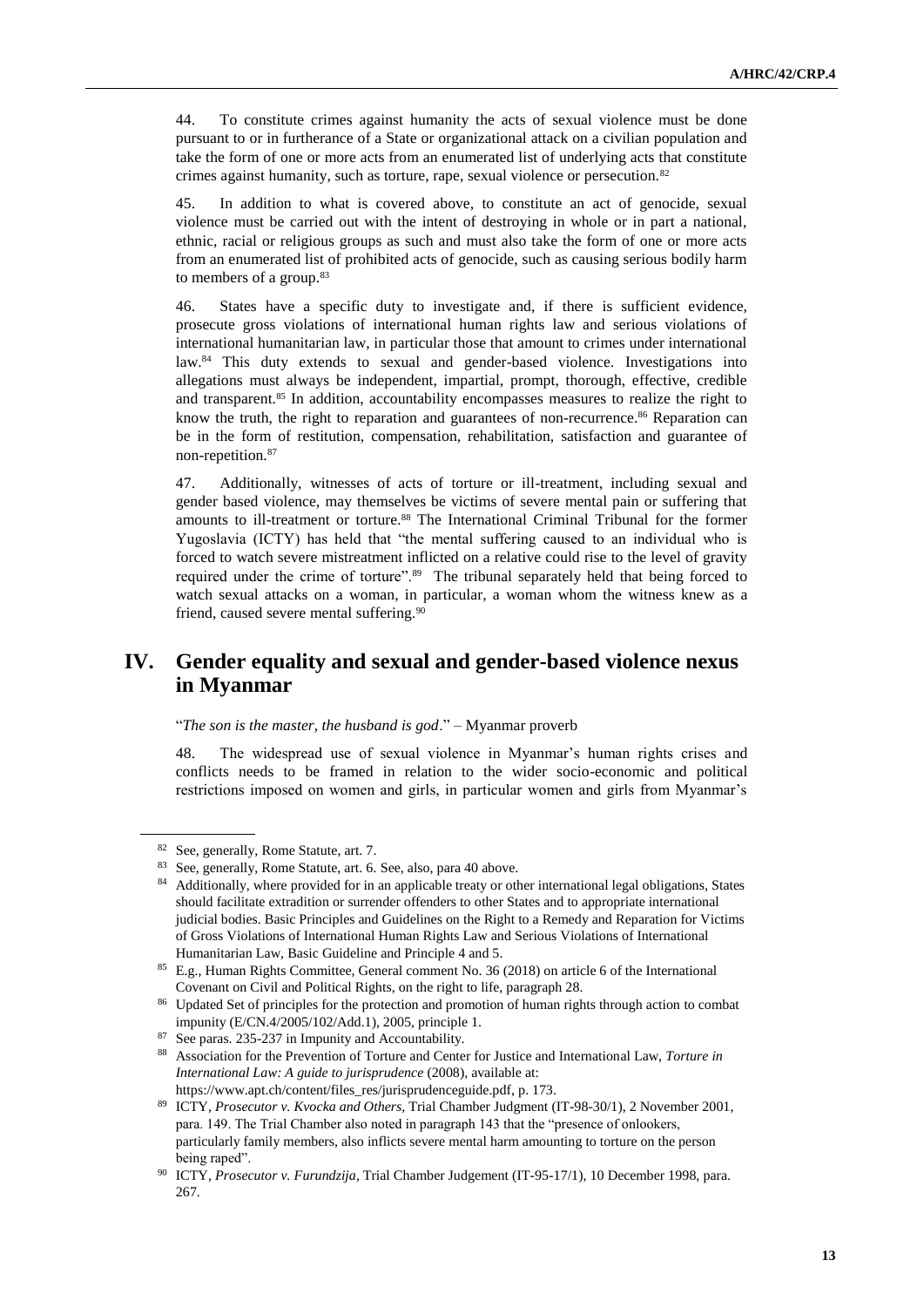44. To constitute crimes against humanity the acts of sexual violence must be done pursuant to or in furtherance of a State or organizational attack on a civilian population and take the form of one or more acts from an enumerated list of underlying acts that constitute crimes against humanity, such as torture, rape, sexual violence or persecution.[82]

45. In addition to what is covered above, to constitute an act of genocide, sexual violence must be carried out with the intent of destroying in whole or in part a national, ethnic, racial or religious groups as such and must also take the form of one or more acts from an enumerated list of prohibited acts of genocide, such as causing serious bodily harm to members of a group.[83]

46. States have a specific duty to investigate and, if there is sufficient evidence, prosecute gross violations of international human rights law and serious violations of international humanitarian law, in particular those that amount to crimes under international law.[84] This duty extends to sexual and gender-based violence. Investigations into allegations must always be independent, impartial, prompt, thorough, effective, credible and transparent.[85] In addition, accountability encompasses measures to realize the right to know the truth, the right to reparation and guarantees of non-recurrence.[86] Reparation can be in the form of restitution, compensation, rehabilitation, satisfaction and guarantee of non-repetition.[87]

47. Additionally, witnesses of acts of torture or ill-treatment, including sexual and gender based violence, may themselves be victims of severe mental pain or suffering that amounts to ill-treatment or torture.[88] The International Criminal Tribunal for the former Yugoslavia (ICTY) has held that "the mental suffering caused to an individual who is forced to watch severe mistreatment inflicted on a relative could rise to the level of gravity required under the crime of torture".[89] The tribunal separately held that being forced to watch sexual attacks on a woman, in particular, a woman whom the witness knew as a friend, caused severe mental suffering.[90]

## IV. Gender equality and sexual and gender-based violence nexus in Myanmar

"*The son is the master, the husband is god*." – Myanmar proverb

48. The widespread use of sexual violence in Myanmar's human rights crises and conflicts needs to be framed in relation to the wider socio-economic and political restrictions imposed on women and girls, in particular women and girls from Myanmar's

---

[82] See, generally, Rome Statute, art. 7.

[83] See, generally, Rome Statute, art. 6. See, also, para 40 above.

[84] Additionally, where provided for in an applicable treaty or other international legal obligations, States should facilitate extradition or surrender offenders to other States and to appropriate international judicial bodies. Basic Principles and Guidelines on the Right to a Remedy and Reparation for Victims of Gross Violations of International Human Rights Law and Serious Violations of International Humanitarian Law, Basic Guideline and Principle 4 and 5.

[85] E.g., Human Rights Committee, General comment No. 36 (2018) on article 6 of the International Covenant on Civil and Political Rights, on the right to life, paragraph 28.

[86] Updated Set of principles for the protection and promotion of human rights through action to combat impunity (E/CN.4/2005/102/Add.1), 2005, principle 1.

[87] See paras. 235-237 in Impunity and Accountability.

[88] Association for the Prevention of Torture and Center for Justice and International Law, *Torture in International Law: A guide to jurisprudence* (2008), available at: https://www.apt.ch/content/files_res/jurisprudenceguide.pdf, p. 173.

[89] ICTY, *Prosecutor v. Kvocka and Others*, Trial Chamber Judgment (IT-98-30/1), 2 November 2001, para. 149. The Trial Chamber also noted in paragraph 143 that the "presence of onlookers, particularly family members, also inflicts severe mental harm amounting to torture on the person being raped".

[90] ICTY, *Prosecutor v. Furundzija*, Trial Chamber Judgement (IT-95-17/1), 10 December 1998, para. 267.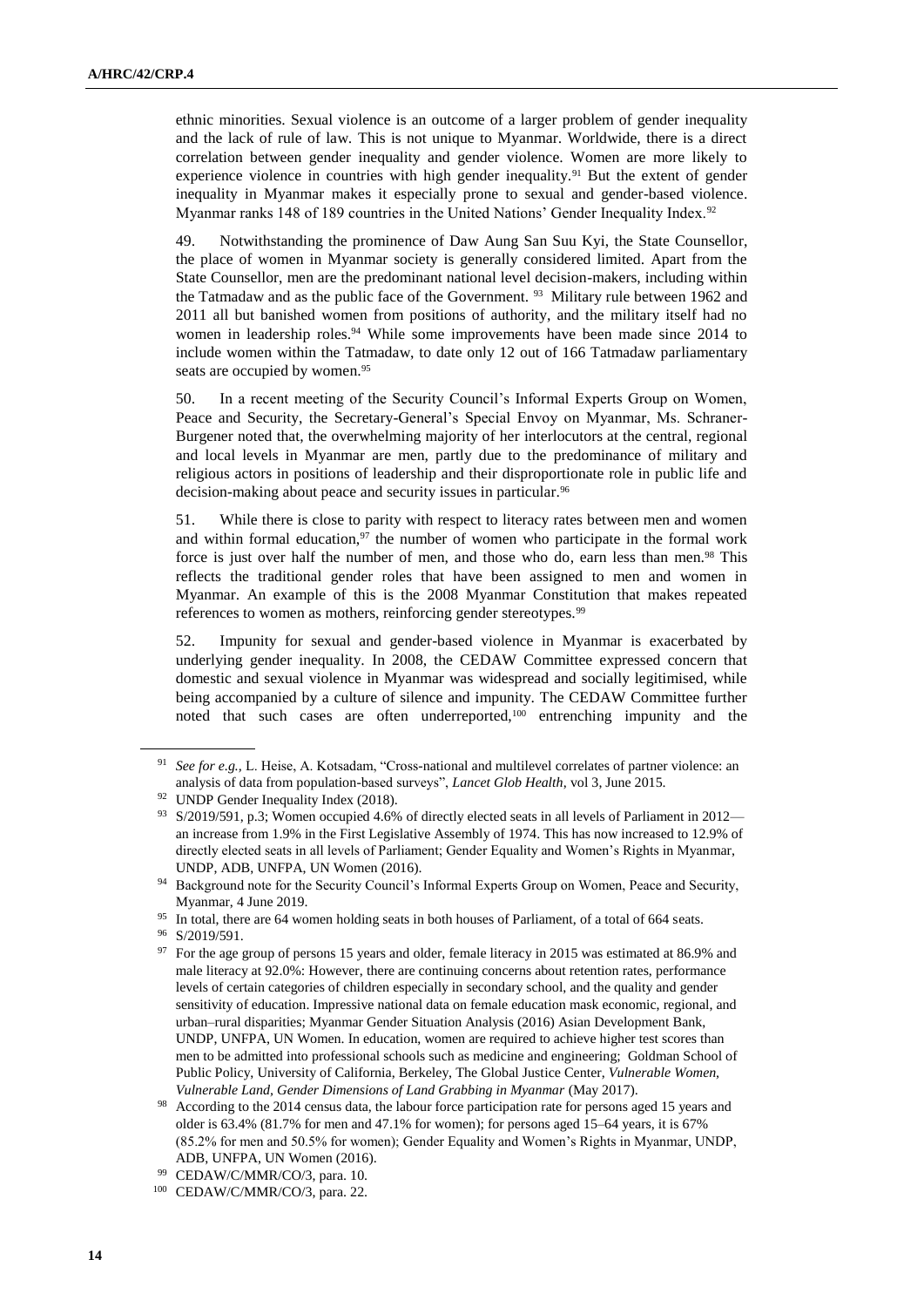ethnic minorities. Sexual violence is an outcome of a larger problem of gender inequality and the lack of rule of law. This is not unique to Myanmar. Worldwide, there is a direct correlation between gender inequality and gender violence. Women are more likely to experience violence in countries with high gender inequality.[91] But the extent of gender inequality in Myanmar makes it especially prone to sexual and gender-based violence. Myanmar ranks 148 of 189 countries in the United Nations' Gender Inequality Index.[92]

49. Notwithstanding the prominence of Daw Aung San Suu Kyi, the State Counsellor, the place of women in Myanmar society is generally considered limited. Apart from the State Counsellor, men are the predominant national level decision-makers, including within the Tatmadaw and as the public face of the Government.[93] Military rule between 1962 and 2011 all but banished women from positions of authority, and the military itself had no women in leadership roles.[94] While some improvements have been made since 2014 to include women within the Tatmadaw, to date only 12 out of 166 Tatmadaw parliamentary seats are occupied by women.[95]

50. In a recent meeting of the Security Council's Informal Experts Group on Women, Peace and Security, the Secretary-General's Special Envoy on Myanmar, Ms. Schraner-Burgener noted that, the overwhelming majority of her interlocutors at the central, regional and local levels in Myanmar are men, partly due to the predominance of military and religious actors in positions of leadership and their disproportionate role in public life and decision-making about peace and security issues in particular.[96]

51. While there is close to parity with respect to literacy rates between men and women and within formal education,[97] the number of women who participate in the formal work force is just over half the number of men, and those who do, earn less than men.[98] This reflects the traditional gender roles that have been assigned to men and women in Myanmar. An example of this is the 2008 Myanmar Constitution that makes repeated references to women as mothers, reinforcing gender stereotypes.[99]

52. Impunity for sexual and gender-based violence in Myanmar is exacerbated by underlying gender inequality. In 2008, the CEDAW Committee expressed concern that domestic and sexual violence in Myanmar was widespread and socially legitimised, while being accompanied by a culture of silence and impunity. The CEDAW Committee further noted that such cases are often underreported,[100] entrenching impunity and the

---

[91] *See for e.g.,* L. Heise, A. Kotsadam, "Cross-national and multilevel correlates of partner violence: an analysis of data from population-based surveys", *Lancet Glob Health*, vol 3, June 2015.

[92] UNDP Gender Inequality Index (2018).

[93] S/2019/591, p.3; Women occupied 4.6% of directly elected seats in all levels of Parliament in 2012—an increase from 1.9% in the First Legislative Assembly of 1974. This has now increased to 12.9% of directly elected seats in all levels of Parliament; Gender Equality and Women's Rights in Myanmar, UNDP, ADB, UNFPA, UN Women (2016).

[94] Background note for the Security Council's Informal Experts Group on Women, Peace and Security, Myanmar, 4 June 2019.

[95] In total, there are 64 women holding seats in both houses of Parliament, of a total of 664 seats.

[96] S/2019/591.

[97] For the age group of persons 15 years and older, female literacy in 2015 was estimated at 86.9% and male literacy at 92.0%: However, there are continuing concerns about retention rates, performance levels of certain categories of children especially in secondary school, and the quality and gender sensitivity of education. Impressive national data on female education mask economic, regional, and urban–rural disparities; Myanmar Gender Situation Analysis (2016) Asian Development Bank, UNDP, UNFPA, UN Women. In education, women are required to achieve higher test scores than men to be admitted into professional schools such as medicine and engineering; Goldman School of Public Policy, University of California, Berkeley, The Global Justice Center, *Vulnerable Women, Vulnerable Land, Gender Dimensions of Land Grabbing in Myanmar* (May 2017).

[98] According to the 2014 census data, the labour force participation rate for persons aged 15 years and older is 63.4% (81.7% for men and 47.1% for women); for persons aged 15–64 years, it is 67% (85.2% for men and 50.5% for women); Gender Equality and Women's Rights in Myanmar, UNDP, ADB, UNFPA, UN Women (2016).

[99] CEDAW/C/MMR/CO/3, para. 10.

[100] CEDAW/C/MMR/CO/3, para. 22.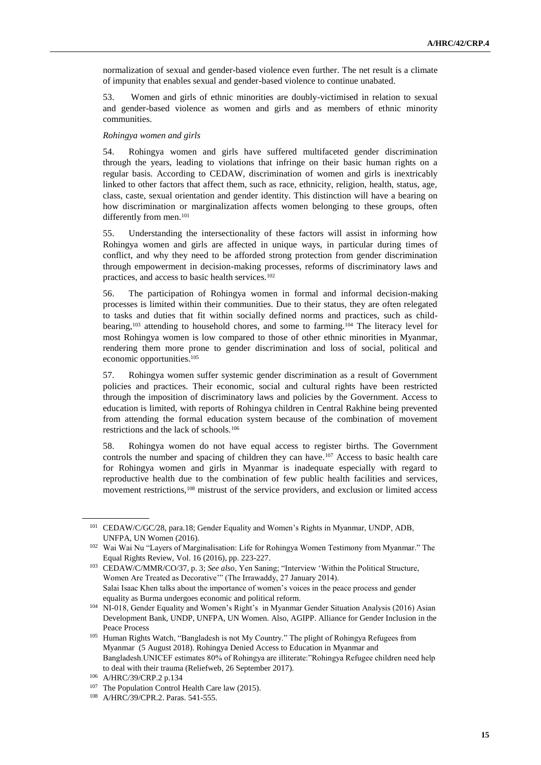normalization of sexual and gender-based violence even further. The net result is a climate of impunity that enables sexual and gender-based violence to continue unabated.

53. Women and girls of ethnic minorities are doubly-victimised in relation to sexual and gender-based violence as women and girls and as members of ethnic minority communities.

*Rohingya women and girls*

54. Rohingya women and girls have suffered multifaceted gender discrimination through the years, leading to violations that infringe on their basic human rights on a regular basis. According to CEDAW, discrimination of women and girls is inextricably linked to other factors that affect them, such as race, ethnicity, religion, health, status, age, class, caste, sexual orientation and gender identity. This distinction will have a bearing on how discrimination or marginalization affects women belonging to these groups, often differently from men.[101]

55. Understanding the intersectionality of these factors will assist in informing how Rohingya women and girls are affected in unique ways, in particular during times of conflict, and why they need to be afforded strong protection from gender discrimination through empowerment in decision-making processes, reforms of discriminatory laws and practices, and access to basic health services.[102]

56. The participation of Rohingya women in formal and informal decision-making processes is limited within their communities. Due to their status, they are often relegated to tasks and duties that fit within socially defined norms and practices, such as child-bearing,[103] attending to household chores, and some to farming.[104] The literacy level for most Rohingya women is low compared to those of other ethnic minorities in Myanmar, rendering them more prone to gender discrimination and loss of social, political and economic opportunities.[105]

57. Rohingya women suffer systemic gender discrimination as a result of Government policies and practices. Their economic, social and cultural rights have been restricted through the imposition of discriminatory laws and policies by the Government. Access to education is limited, with reports of Rohingya children in Central Rakhine being prevented from attending the formal education system because of the combination of movement restrictions and the lack of schools.[106]

58. Rohingya women do not have equal access to register births. The Government controls the number and spacing of children they can have.[107] Access to basic health care for Rohingya women and girls in Myanmar is inadequate especially with regard to reproductive health due to the combination of few public health facilities and services, movement restrictions,[108] mistrust of the service providers, and exclusion or limited access

---

[101] CEDAW/C/GC/28, para.18; Gender Equality and Women's Rights in Myanmar, UNDP, ADB, UNFPA, UN Women (2016).

[102] Wai Wai Nu "Layers of Marginalisation: Life for Rohingya Women Testimony from Myanmar." The Equal Rights Review, Vol. 16 (2016), pp. 223-227.

[103] CEDAW/C/MMR/CO/37, p. 3; *See also*, Yen Saning; "Interview 'Within the Political Structure, Women Are Treated as Decorative'" (The Irrawaddy, 27 January 2014). Salai Isaac Khen talks about the importance of women's voices in the peace process and gender equality as Burma undergoes economic and political reform.

[104] NI-018, Gender Equality and Women's Right's in Myanmar Gender Situation Analysis (2016) Asian Development Bank, UNDP, UNFPA, UN Women. Also, AGIPP. Alliance for Gender Inclusion in the Peace Process

[105] Human Rights Watch, "Bangladesh is not My Country." The plight of Rohingya Refugees from Myanmar (5 August 2018). Rohingya Denied Access to Education in Myanmar and Bangladesh.UNICEF estimates 80% of Rohingya are illiterate:"Rohingya Refugee children need help to deal with their trauma (Reliefweb, 26 September 2017).

[106] A/HRC/39/CRP.2 p.134

[107] The Population Control Health Care law (2015).

[108] A/HRC/39/CPR.2. Paras. 541-555.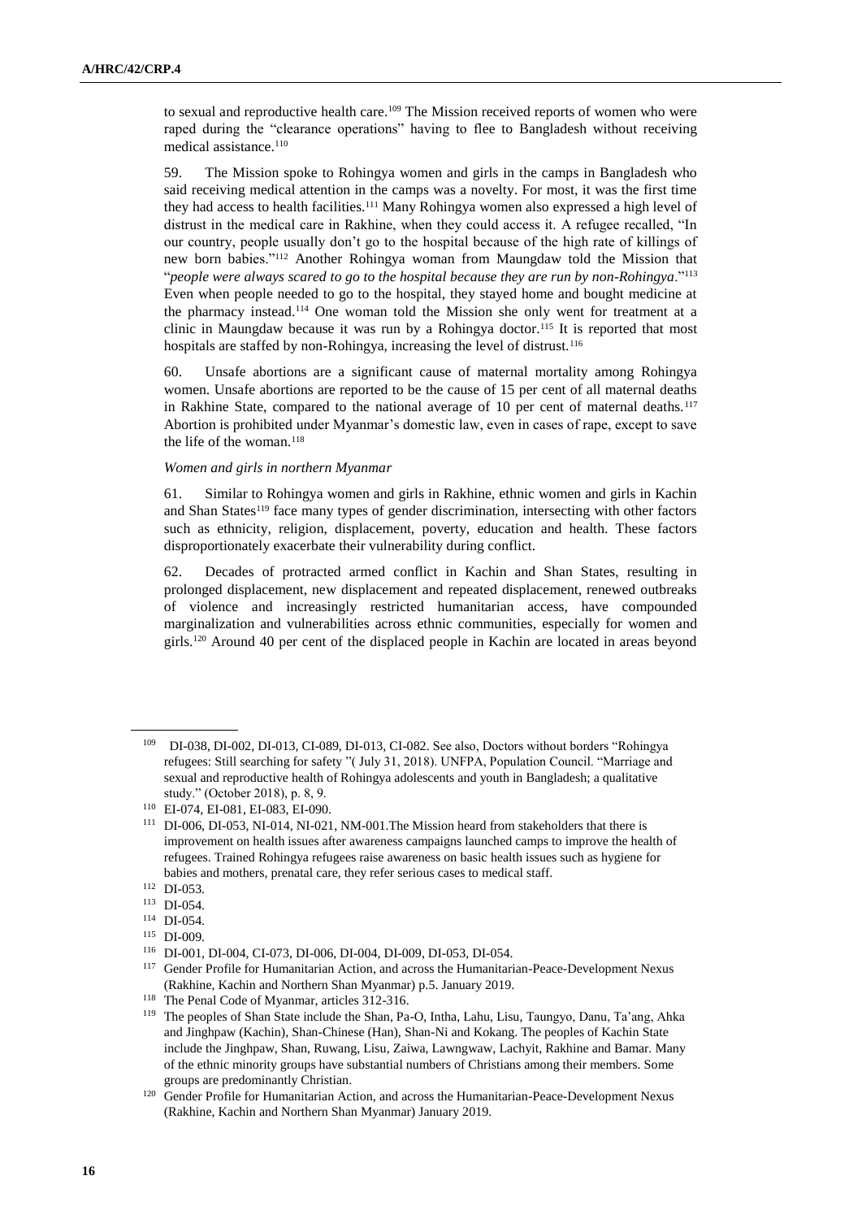to sexual and reproductive health care.[109] The Mission received reports of women who were raped during the "clearance operations" having to flee to Bangladesh without receiving medical assistance.[110]

59. The Mission spoke to Rohingya women and girls in the camps in Bangladesh who said receiving medical attention in the camps was a novelty. For most, it was the first time they had access to health facilities.[111] Many Rohingya women also expressed a high level of distrust in the medical care in Rakhine, when they could access it. A refugee recalled, "In our country, people usually don't go to the hospital because of the high rate of killings of new born babies."[112] Another Rohingya woman from Maungdaw told the Mission that "*people were always scared to go to the hospital because they are run by non-Rohingya*."[113] Even when people needed to go to the hospital, they stayed home and bought medicine at the pharmacy instead.[114] One woman told the Mission she only went for treatment at a clinic in Maungdaw because it was run by a Rohingya doctor.[115] It is reported that most hospitals are staffed by non-Rohingya, increasing the level of distrust.[116]

60. Unsafe abortions are a significant cause of maternal mortality among Rohingya women. Unsafe abortions are reported to be the cause of 15 per cent of all maternal deaths in Rakhine State, compared to the national average of 10 per cent of maternal deaths.[117] Abortion is prohibited under Myanmar's domestic law, even in cases of rape, except to save the life of the woman.[118]

*Women and girls in northern Myanmar*

61. Similar to Rohingya women and girls in Rakhine, ethnic women and girls in Kachin and Shan States[119] face many types of gender discrimination, intersecting with other factors such as ethnicity, religion, displacement, poverty, education and health. These factors disproportionately exacerbate their vulnerability during conflict.

62. Decades of protracted armed conflict in Kachin and Shan States, resulting in prolonged displacement, new displacement and repeated displacement, renewed outbreaks of violence and increasingly restricted humanitarian access, have compounded marginalization and vulnerabilities across ethnic communities, especially for women and girls.[120] Around 40 per cent of the displaced people in Kachin are located in areas beyond

---

[109] DI-038, DI-002, DI-013, CI-089, DI-013, CI-082. See also, Doctors without borders "Rohingya refugees: Still searching for safety "( July 31, 2018). UNFPA, Population Council. "Marriage and sexual and reproductive health of Rohingya adolescents and youth in Bangladesh; a qualitative study." (October 2018), p. 8, 9.

[110] EI-074, EI-081, EI-083, EI-090.

[111] DI-006, DI-053, NI-014, NI-021, NM-001.The Mission heard from stakeholders that there is improvement on health issues after awareness campaigns launched camps to improve the health of refugees. Trained Rohingya refugees raise awareness on basic health issues such as hygiene for babies and mothers, prenatal care, they refer serious cases to medical staff.

[112] DI-053.

[113] DI-054.

[114] DI-054.

[115] DI-009.

[116] DI-001, DI-004, CI-073, DI-006, DI-004, DI-009, DI-053, DI-054.

[117] Gender Profile for Humanitarian Action, and across the Humanitarian-Peace-Development Nexus (Rakhine, Kachin and Northern Shan Myanmar) p.5. January 2019.

[118] The Penal Code of Myanmar, articles 312-316.

[119] The peoples of Shan State include the Shan, Pa-O, Intha, Lahu, Lisu, Taungyo, Danu, Ta'ang, Ahka and Jinghpaw (Kachin), Shan-Chinese (Han), Shan-Ni and Kokang. The peoples of Kachin State include the Jinghpaw, Shan, Ruwang, Lisu, Zaiwa, Lawngwaw, Lachyit, Rakhine and Bamar. Many of the ethnic minority groups have substantial numbers of Christians among their members. Some groups are predominantly Christian.

[120] Gender Profile for Humanitarian Action, and across the Humanitarian-Peace-Development Nexus (Rakhine, Kachin and Northern Shan Myanmar) January 2019.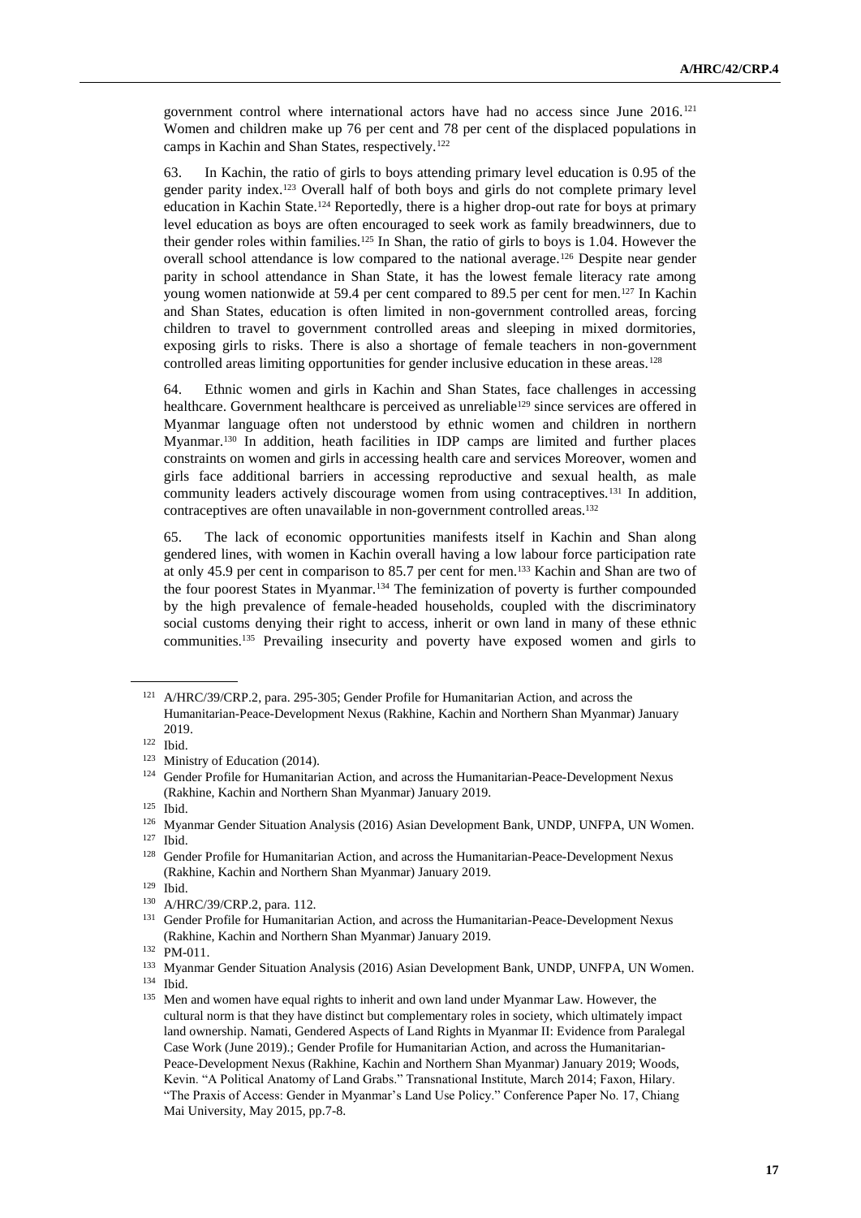government control where international actors have had no access since June 2016.[121] Women and children make up 76 per cent and 78 per cent of the displaced populations in camps in Kachin and Shan States, respectively.[122]

63. In Kachin, the ratio of girls to boys attending primary level education is 0.95 of the gender parity index.[123] Overall half of both boys and girls do not complete primary level education in Kachin State.[124] Reportedly, there is a higher drop-out rate for boys at primary level education as boys are often encouraged to seek work as family breadwinners, due to their gender roles within families.[125] In Shan, the ratio of girls to boys is 1.04. However the overall school attendance is low compared to the national average.[126] Despite near gender parity in school attendance in Shan State, it has the lowest female literacy rate among young women nationwide at 59.4 per cent compared to 89.5 per cent for men.[127] In Kachin and Shan States, education is often limited in non-government controlled areas, forcing children to travel to government controlled areas and sleeping in mixed dormitories, exposing girls to risks. There is also a shortage of female teachers in non-government controlled areas limiting opportunities for gender inclusive education in these areas.[128]

64. Ethnic women and girls in Kachin and Shan States, face challenges in accessing healthcare. Government healthcare is perceived as unreliable[129] since services are offered in Myanmar language often not understood by ethnic women and children in northern Myanmar.[130] In addition, heath facilities in IDP camps are limited and further places constraints on women and girls in accessing health care and services Moreover, women and girls face additional barriers in accessing reproductive and sexual health, as male community leaders actively discourage women from using contraceptives.[131] In addition, contraceptives are often unavailable in non-government controlled areas.[132]

65. The lack of economic opportunities manifests itself in Kachin and Shan along gendered lines, with women in Kachin overall having a low labour force participation rate at only 45.9 per cent in comparison to 85.7 per cent for men.[133] Kachin and Shan are two of the four poorest States in Myanmar.[134] The feminization of poverty is further compounded by the high prevalence of female-headed households, coupled with the discriminatory social customs denying their right to access, inherit or own land in many of these ethnic communities.[135] Prevailing insecurity and poverty have exposed women and girls to

---

[121] A/HRC/39/CRP.2, para. 295-305; Gender Profile for Humanitarian Action, and across the Humanitarian-Peace-Development Nexus (Rakhine, Kachin and Northern Shan Myanmar) January 2019.

[122] Ibid.

[123] Ministry of Education (2014).

[124] Gender Profile for Humanitarian Action, and across the Humanitarian-Peace-Development Nexus (Rakhine, Kachin and Northern Shan Myanmar) January 2019.

[125] Ibid.

[126] Myanmar Gender Situation Analysis (2016) Asian Development Bank, UNDP, UNFPA, UN Women.

[127] Ibid.

[128] Gender Profile for Humanitarian Action, and across the Humanitarian-Peace-Development Nexus (Rakhine, Kachin and Northern Shan Myanmar) January 2019.

[129] Ibid.

[130] A/HRC/39/CRP.2, para. 112.

[131] Gender Profile for Humanitarian Action, and across the Humanitarian-Peace-Development Nexus (Rakhine, Kachin and Northern Shan Myanmar) January 2019.

[132] PM-011.

[133] Myanmar Gender Situation Analysis (2016) Asian Development Bank, UNDP, UNFPA, UN Women.

[134] Ibid.

[135] Men and women have equal rights to inherit and own land under Myanmar Law. However, the cultural norm is that they have distinct but complementary roles in society, which ultimately impact land ownership. Namati, Gendered Aspects of Land Rights in Myanmar II: Evidence from Paralegal Case Work (June 2019).; Gender Profile for Humanitarian Action, and across the Humanitarian-Peace-Development Nexus (Rakhine, Kachin and Northern Shan Myanmar) January 2019; Woods, Kevin. "A Political Anatomy of Land Grabs." Transnational Institute, March 2014; Faxon, Hilary. "The Praxis of Access: Gender in Myanmar's Land Use Policy." Conference Paper No. 17, Chiang Mai University, May 2015, pp.7-8.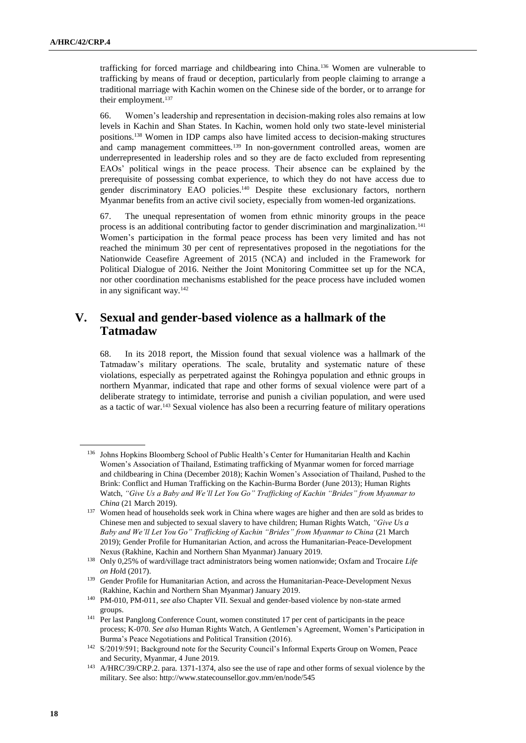trafficking for forced marriage and childbearing into China.[136] Women are vulnerable to trafficking by means of fraud or deception, particularly from people claiming to arrange a traditional marriage with Kachin women on the Chinese side of the border, or to arrange for their employment.[137]

66. Women's leadership and representation in decision-making roles also remains at low levels in Kachin and Shan States. In Kachin, women hold only two state-level ministerial positions.[138] Women in IDP camps also have limited access to decision-making structures and camp management committees.[139] In non-government controlled areas, women are underrepresented in leadership roles and so they are de facto excluded from representing EAOs' political wings in the peace process. Their absence can be explained by the prerequisite of possessing combat experience, to which they do not have access due to gender discriminatory EAO policies.[140] Despite these exclusionary factors, northern Myanmar benefits from an active civil society, especially from women-led organizations.

67. The unequal representation of women from ethnic minority groups in the peace process is an additional contributing factor to gender discrimination and marginalization.[141] Women's participation in the formal peace process has been very limited and has not reached the minimum 30 per cent of representatives proposed in the negotiations for the Nationwide Ceasefire Agreement of 2015 (NCA) and included in the Framework for Political Dialogue of 2016. Neither the Joint Monitoring Committee set up for the NCA, nor other coordination mechanisms established for the peace process have included women in any significant way.[142]

## V. Sexual and gender-based violence as a hallmark of the Tatmadaw

68. In its 2018 report, the Mission found that sexual violence was a hallmark of the Tatmadaw's military operations. The scale, brutality and systematic nature of these violations, especially as perpetrated against the Rohingya population and ethnic groups in northern Myanmar, indicated that rape and other forms of sexual violence were part of a deliberate strategy to intimidate, terrorise and punish a civilian population, and were used as a tactic of war.[143] Sexual violence has also been a recurring feature of military operations

---

[136] Johns Hopkins Bloomberg School of Public Health's Center for Humanitarian Health and Kachin Women's Association of Thailand, Estimating trafficking of Myanmar women for forced marriage and childbearing in China (December 2018); Kachin Women's Association of Thailand, Pushed to the Brink: Conflict and Human Trafficking on the Kachin-Burma Border (June 2013); Human Rights Watch, *"Give Us a Baby and We'll Let You Go" Trafficking of Kachin "Brides" from Myanmar to China* (21 March 2019).

[137] Women head of households seek work in China where wages are higher and then are sold as brides to Chinese men and subjected to sexual slavery to have children; Human Rights Watch, *"Give Us a Baby and We'll Let You Go" Trafficking of Kachin "Brides" from Myanmar to China* (21 March 2019); Gender Profile for Humanitarian Action, and across the Humanitarian-Peace-Development Nexus (Rakhine, Kachin and Northern Shan Myanmar) January 2019.

[138] Only 0,25% of ward/village tract administrators being women nationwide; Oxfam and Trocaire *Life on Hold* (2017).

[139] Gender Profile for Humanitarian Action, and across the Humanitarian-Peace-Development Nexus (Rakhine, Kachin and Northern Shan Myanmar) January 2019.

[140] PM-010, PM-011, *see also* Chapter VII. Sexual and gender-based violence by non-state armed groups.

[141] Per last Panglong Conference Count, women constituted 17 per cent of participants in the peace process; K-070. *See also* Human Rights Watch, A Gentlemen's Agreement, Women's Participation in Burma's Peace Negotiations and Political Transition (2016).

[142] S/2019/591; Background note for the Security Council's Informal Experts Group on Women, Peace and Security, Myanmar, 4 June 2019.

[143] A/HRC/39/CRP.2. para. 1371-1374, also see the use of rape and other forms of sexual violence by the military. See also: http://www.statecounsellor.gov.mm/en/node/545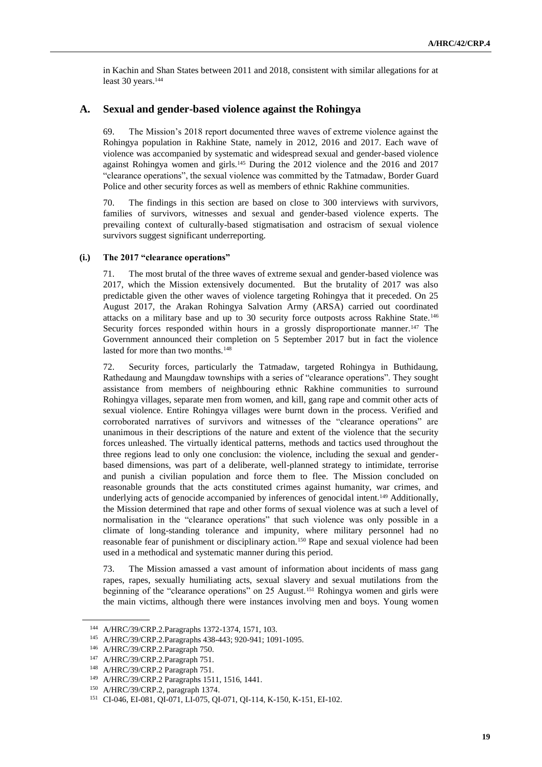in Kachin and Shan States between 2011 and 2018, consistent with similar allegations for at least 30 years.[144]

## A. Sexual and gender-based violence against the Rohingya

69. The Mission's 2018 report documented three waves of extreme violence against the Rohingya population in Rakhine State, namely in 2012, 2016 and 2017. Each wave of violence was accompanied by systematic and widespread sexual and gender-based violence against Rohingya women and girls.[145] During the 2012 violence and the 2016 and 2017 "clearance operations", the sexual violence was committed by the Tatmadaw, Border Guard Police and other security forces as well as members of ethnic Rakhine communities.

70. The findings in this section are based on close to 300 interviews with survivors, families of survivors, witnesses and sexual and gender-based violence experts. The prevailing context of culturally-based stigmatisation and ostracism of sexual violence survivors suggest significant underreporting.

### (i.) The 2017 "clearance operations"

71. The most brutal of the three waves of extreme sexual and gender-based violence was 2017, which the Mission extensively documented. But the brutality of 2017 was also predictable given the other waves of violence targeting Rohingya that it preceded. On 25 August 2017, the Arakan Rohingya Salvation Army (ARSA) carried out coordinated attacks on a military base and up to 30 security force outposts across Rakhine State.[146] Security forces responded within hours in a grossly disproportionate manner.[147] The Government announced their completion on 5 September 2017 but in fact the violence lasted for more than two months.[148]

72. Security forces, particularly the Tatmadaw, targeted Rohingya in Buthidaung, Rathedaung and Maungdaw townships with a series of "clearance operations". They sought assistance from members of neighbouring ethnic Rakhine communities to surround Rohingya villages, separate men from women, and kill, gang rape and commit other acts of sexual violence. Entire Rohingya villages were burnt down in the process. Verified and corroborated narratives of survivors and witnesses of the "clearance operations" are unanimous in their descriptions of the nature and extent of the violence that the security forces unleashed. The virtually identical patterns, methods and tactics used throughout the three regions lead to only one conclusion: the violence, including the sexual and gender-based dimensions, was part of a deliberate, well-planned strategy to intimidate, terrorise and punish a civilian population and force them to flee. The Mission concluded on reasonable grounds that the acts constituted crimes against humanity, war crimes, and underlying acts of genocide accompanied by inferences of genocidal intent.[149] Additionally, the Mission determined that rape and other forms of sexual violence was at such a level of normalisation in the "clearance operations" that such violence was only possible in a climate of long-standing tolerance and impunity, where military personnel had no reasonable fear of punishment or disciplinary action.[150] Rape and sexual violence had been used in a methodical and systematic manner during this period.

73. The Mission amassed a vast amount of information about incidents of mass gang rapes, rapes, sexually humiliating acts, sexual slavery and sexual mutilations from the beginning of the "clearance operations" on 25 August.[151] Rohingya women and girls were the main victims, although there were instances involving men and boys. Young women

---

[144] A/HRC/39/CRP.2.Paragraphs 1372-1374, 1571, 103.

[145] A/HRC/39/CRP.2.Paragraphs 438-443; 920-941; 1091-1095.

[146] A/HRC/39/CRP.2.Paragraph 750.

[147] A/HRC/39/CRP.2.Paragraph 751.

[148] A/HRC/39/CRP.2 Paragraph 751.

[149] A/HRC/39/CRP.2 Paragraphs 1511, 1516, 1441.

[150] A/HRC/39/CRP.2, paragraph 1374.

[151] CI-046, EI-081, QI-071, LI-075, QI-071, QI-114, K-150, K-151, EI-102.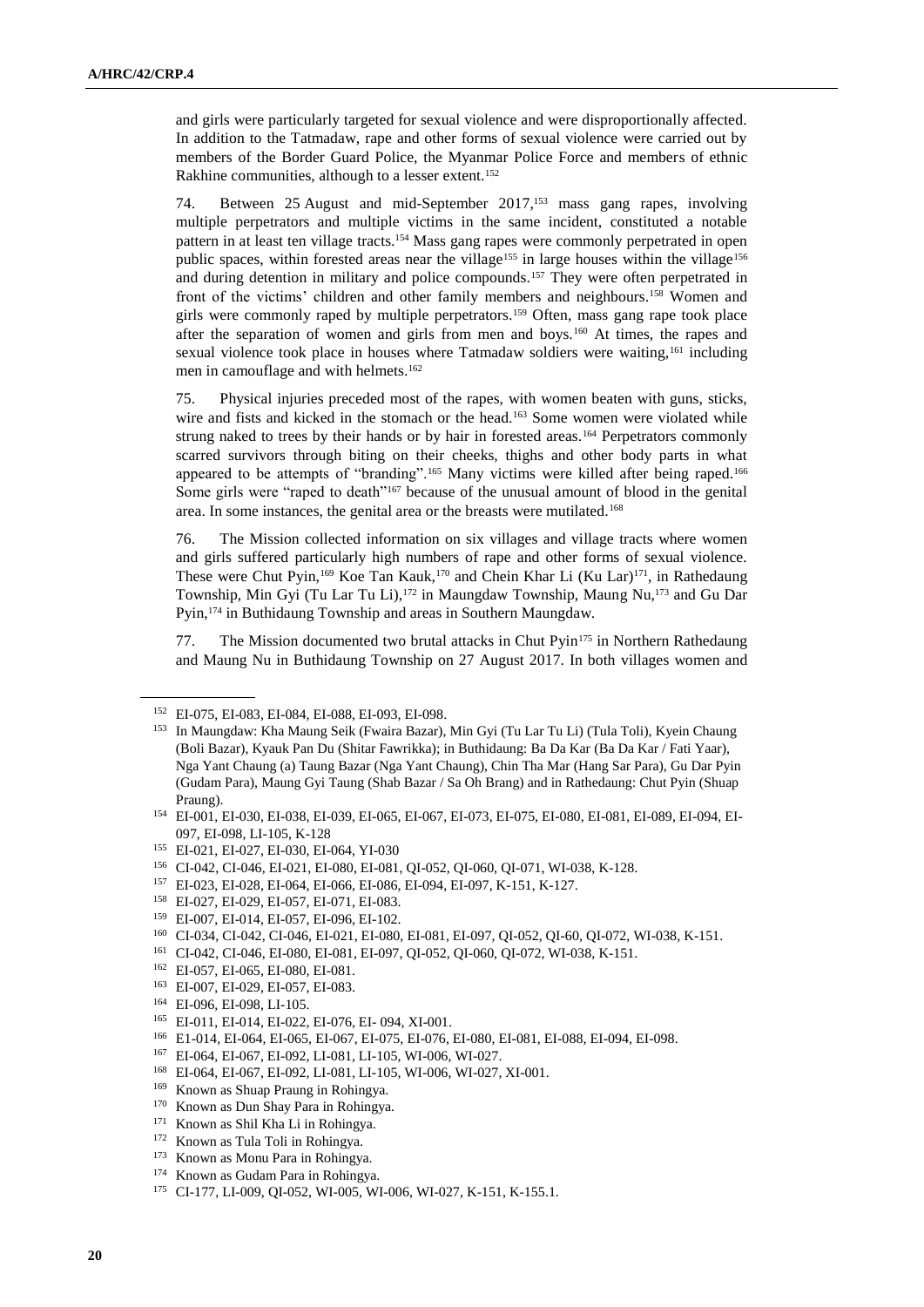and girls were particularly targeted for sexual violence and were disproportionally affected. In addition to the Tatmadaw, rape and other forms of sexual violence were carried out by members of the Border Guard Police, the Myanmar Police Force and members of ethnic Rakhine communities, although to a lesser extent.[152]

74. Between 25 August and mid-September 2017,[153] mass gang rapes, involving multiple perpetrators and multiple victims in the same incident, constituted a notable pattern in at least ten village tracts.[154] Mass gang rapes were commonly perpetrated in open public spaces, within forested areas near the village[155] in large houses within the village[156] and during detention in military and police compounds.[157] They were often perpetrated in front of the victims' children and other family members and neighbours.[158] Women and girls were commonly raped by multiple perpetrators.[159] Often, mass gang rape took place after the separation of women and girls from men and boys.[160] At times, the rapes and sexual violence took place in houses where Tatmadaw soldiers were waiting,[161] including men in camouflage and with helmets.[162]

75. Physical injuries preceded most of the rapes, with women beaten with guns, sticks, wire and fists and kicked in the stomach or the head.[163] Some women were violated while strung naked to trees by their hands or by hair in forested areas.[164] Perpetrators commonly scarred survivors through biting on their cheeks, thighs and other body parts in what appeared to be attempts of "branding".[165] Many victims were killed after being raped.[166] Some girls were "raped to death"[167] because of the unusual amount of blood in the genital area. In some instances, the genital area or the breasts were mutilated.[168]

76. The Mission collected information on six villages and village tracts where women and girls suffered particularly high numbers of rape and other forms of sexual violence. These were Chut Pyin,[169] Koe Tan Kauk,[170] and Chein Khar Li (Ku Lar)[171], in Rathedaung Township, Min Gyi (Tu Lar Tu Li),[172] in Maungdaw Township, Maung Nu,[173] and Gu Dar Pyin,[174] in Buthidaung Township and areas in Southern Maungdaw.

77. The Mission documented two brutal attacks in Chut Pyin[175] in Northern Rathedaung and Maung Nu in Buthidaung Township on 27 August 2017. In both villages women and

---

[152] EI-075, EI-083, EI-084, EI-088, EI-093, EI-098.

[153] In Maungdaw: Kha Maung Seik (Fwaira Bazar), Min Gyi (Tu Lar Tu Li) (Tula Toli), Kyein Chaung (Boli Bazar), Kyauk Pan Du (Shitar Fawrikka); in Buthidaung: Ba Da Kar (Ba Da Kar / Fati Yaar), Nga Yant Chaung (a) Taung Bazar (Nga Yant Chaung), Chin Tha Mar (Hang Sar Para), Gu Dar Pyin (Gudam Para), Maung Gyi Taung (Shab Bazar / Sa Oh Brang) and in Rathedaung: Chut Pyin (Shuap Praung).

[154] EI-001, EI-030, EI-038, EI-039, EI-065, EI-067, EI-073, EI-075, EI-080, EI-081, EI-089, EI-094, EI-097, EI-098, LI-105, K-128

[155] EI-021, EI-027, EI-030, EI-064, YI-030

[156] CI-042, CI-046, EI-021, EI-080, EI-081, QI-052, QI-060, QI-071, WI-038, K-128.

[157] EI-023, EI-028, EI-064, EI-066, EI-086, EI-094, EI-097, K-151, K-127.

[158] EI-027, EI-029, EI-057, EI-071, EI-083.

[159] EI-007, EI-014, EI-057, EI-096, EI-102.

[160] CI-034, CI-042, CI-046, EI-021, EI-080, EI-081, EI-097, QI-052, QI-60, QI-072, WI-038, K-151.

[161] CI-042, CI-046, EI-080, EI-081, EI-097, QI-052, QI-060, QI-072, WI-038, K-151.

[162] EI-057, EI-065, EI-080, EI-081.

[163] EI-007, EI-029, EI-057, EI-083.

[164] EI-096, EI-098, LI-105.

[165] EI-011, EI-014, EI-022, EI-076, EI- 094, XI-001.

[166] E1-014, EI-064, EI-065, EI-067, EI-075, EI-076, EI-080, EI-081, EI-088, EI-094, EI-098.

[167] EI-064, EI-067, EI-092, LI-105, WI-006, WI-027.

[168] EI-064, EI-067, EI-092, LI-081, LI-105, WI-006, WI-027, XI-001.

[169] Known as Shuap Praung in Rohingya.

[170] Known as Dun Shay Para in Rohingya.

[171] Known as Shil Kha Li in Rohingya.

[172] Known as Tula Toli in Rohingya.

[173] Known as Monu Para in Rohingya.

[174] Known as Gudam Para in Rohingya.

[175] CI-177, LI-009, QI-052, WI-005, WI-006, WI-027, K-151, K-155.1.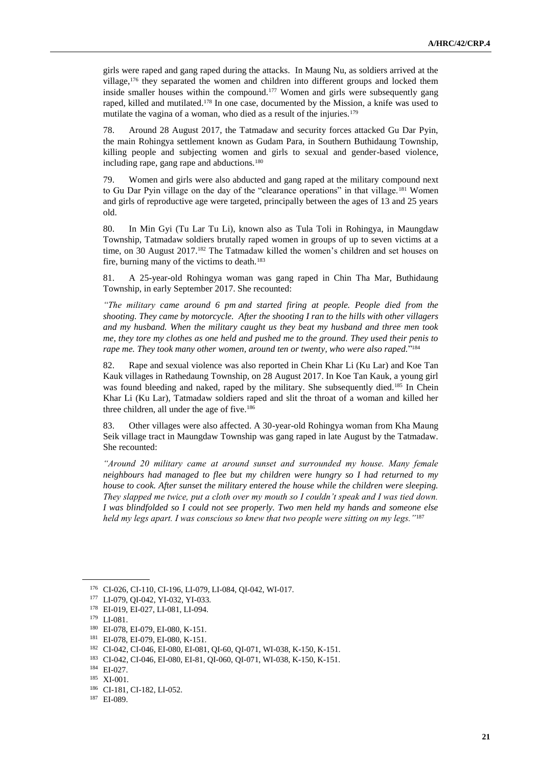girls were raped and gang raped during the attacks. In Maung Nu, as soldiers arrived at the village,[176] they separated the women and children into different groups and locked them inside smaller houses within the compound.[177] Women and girls were subsequently gang raped, killed and mutilated.[178] In one case, documented by the Mission, a knife was used to mutilate the vagina of a woman, who died as a result of the injuries.[179]

78. Around 28 August 2017, the Tatmadaw and security forces attacked Gu Dar Pyin, the main Rohingya settlement known as Gudam Para, in Southern Buthidaung Township, killing people and subjecting women and girls to sexual and gender-based violence, including rape, gang rape and abductions.[180]

79. Women and girls were also abducted and gang raped at the military compound next to Gu Dar Pyin village on the day of the "clearance operations" in that village.[181] Women and girls of reproductive age were targeted, principally between the ages of 13 and 25 years old.

80. In Min Gyi (Tu Lar Tu Li), known also as Tula Toli in Rohingya, in Maungdaw Township, Tatmadaw soldiers brutally raped women in groups of up to seven victims at a time, on 30 August 2017.[182] The Tatmadaw killed the women's children and set houses on fire, burning many of the victims to death.[183]

81. A 25-year-old Rohingya woman was gang raped in Chin Tha Mar, Buthidaung Township, in early September 2017. She recounted:

*"The military came around 6 pm and started firing at people. People died from the shooting. They came by motorcycle. After the shooting I ran to the hills with other villagers and my husband. When the military caught us they beat my husband and three men took me, they tore my clothes as one held and pushed me to the ground. They used their penis to rape me. They took many other women, around ten or twenty, who were also raped.*"[184]

82. Rape and sexual violence was also reported in Chein Khar Li (Ku Lar) and Koe Tan Kauk villages in Rathedaung Township, on 28 August 2017. In Koe Tan Kauk, a young girl was found bleeding and naked, raped by the military. She subsequently died.[185] In Chein Khar Li (Ku Lar), Tatmadaw soldiers raped and slit the throat of a woman and killed her three children, all under the age of five.[186]

83. Other villages were also affected. A 30-year-old Rohingya woman from Kha Maung Seik village tract in Maungdaw Township was gang raped in late August by the Tatmadaw. She recounted:

*"Around 20 military came at around sunset and surrounded my house. Many female neighbours had managed to flee but my children were hungry so I had returned to my house to cook. After sunset the military entered the house while the children were sleeping. They slapped me twice, put a cloth over my mouth so I couldn't speak and I was tied down. I was blindfolded so I could not see properly. Two men held my hands and someone else held my legs apart. I was conscious so knew that two people were sitting on my legs."*[187]

---

[176] CI-026, CI-110, CI-196, LI-079, LI-084, QI-042, WI-017.

[177] LI-079, QI-042, YI-032, YI-033.

[178] EI-019, EI-027, LI-081, LI-094.

[179] LI-081.

[180] EI-078, EI-079, EI-080, K-151.

[181] EI-078, EI-079, EI-080, K-151.

[182] CI-042, CI-046, EI-080, EI-081, QI-60, QI-071, WI-038, K-150, K-151.

[183] CI-042, CI-046, EI-080, EI-81, QI-060, QI-071, WI-038, K-150, K-151.

[184] EI-027.

[185] XI-001.

[186] CI-181, CI-182, LI-052.

[187] EI-089.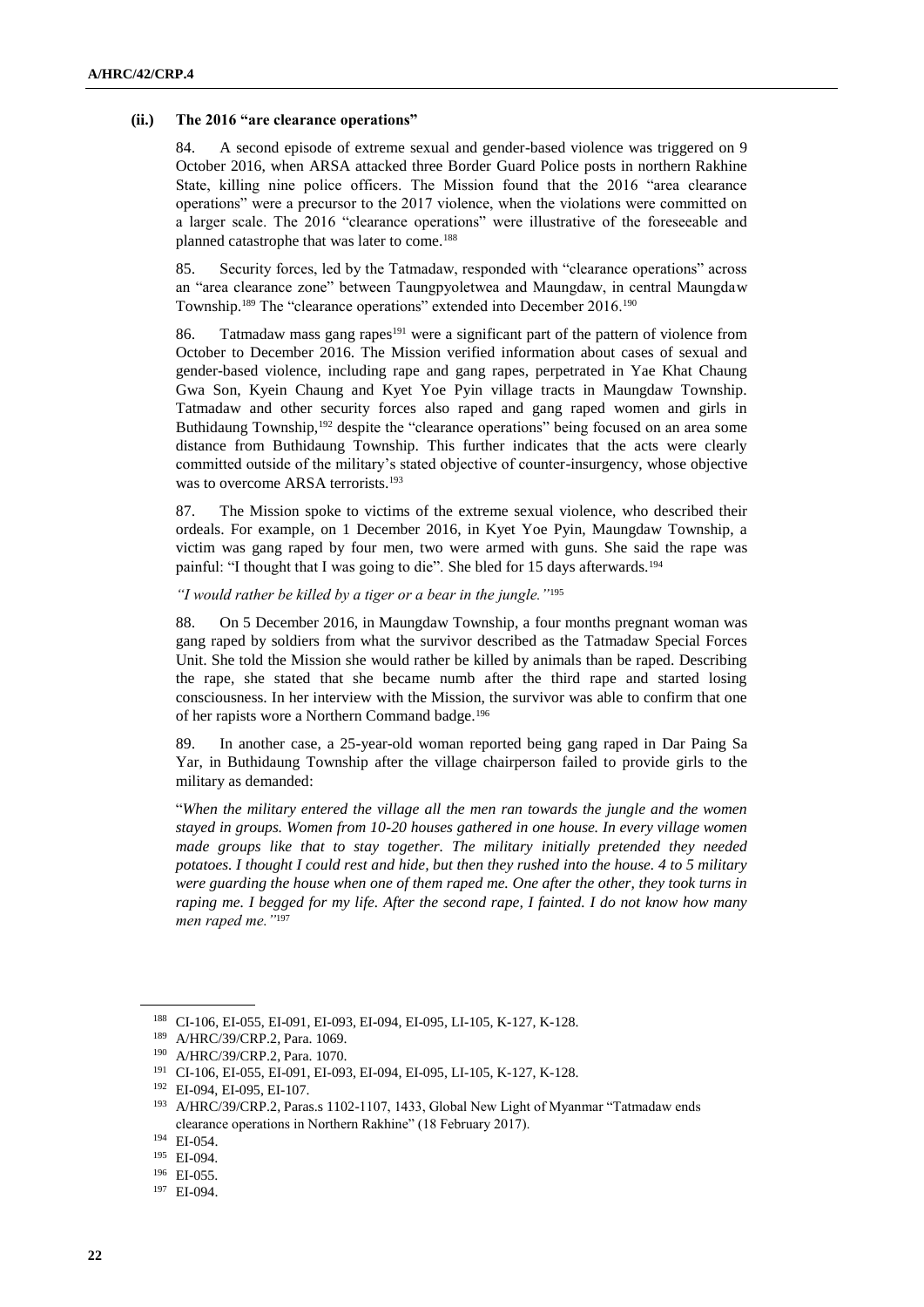#### (ii.) The 2016 "are clearance operations"

84. A second episode of extreme sexual and gender-based violence was triggered on 9 October 2016, when ARSA attacked three Border Guard Police posts in northern Rakhine State, killing nine police officers. The Mission found that the 2016 "area clearance operations" were a precursor to the 2017 violence, when the violations were committed on a larger scale. The 2016 "clearance operations" were illustrative of the foreseeable and planned catastrophe that was later to come.[188]

85. Security forces, led by the Tatmadaw, responded with "clearance operations" across an "area clearance zone" between Taungpyoletwea and Maungdaw, in central Maungdaw Township.[189] The "clearance operations" extended into December 2016.[190]

86. Tatmadaw mass gang rapes[191] were a significant part of the pattern of violence from October to December 2016. The Mission verified information about cases of sexual and gender-based violence, including rape and gang rapes, perpetrated in Yae Khat Chaung Gwa Son, Kyein Chaung and Kyet Yoe Pyin village tracts in Maungdaw Township. Tatmadaw and other security forces also raped and gang raped women and girls in Buthidaung Township,[192] despite the "clearance operations" being focused on an area some distance from Buthidaung Township. This further indicates that the acts were clearly committed outside of the military's stated objective of counter-insurgency, whose objective was to overcome ARSA terrorists.[193]

87. The Mission spoke to victims of the extreme sexual violence, who described their ordeals. For example, on 1 December 2016, in Kyet Yoe Pyin, Maungdaw Township, a victim was gang raped by four men, two were armed with guns. She said the rape was painful: "I thought that I was going to die". She bled for 15 days afterwards.[194]

*"I would rather be killed by a tiger or a bear in the jungle."*[195]

88. On 5 December 2016, in Maungdaw Township, a four months pregnant woman was gang raped by soldiers from what the survivor described as the Tatmadaw Special Forces Unit. She told the Mission she would rather be killed by animals than be raped. Describing the rape, she stated that she became numb after the third rape and started losing consciousness. In her interview with the Mission, the survivor was able to confirm that one of her rapists wore a Northern Command badge.[196]

89. In another case, a 25-year-old woman reported being gang raped in Dar Paing Sa Yar, in Buthidaung Township after the village chairperson failed to provide girls to the military as demanded:

"*When the military entered the village all the men ran towards the jungle and the women stayed in groups. Women from 10-20 houses gathered in one house. In every village women made groups like that to stay together. The military initially pretended they needed potatoes. I thought I could rest and hide, but then they rushed into the house. 4 to 5 military were guarding the house when one of them raped me. One after the other, they took turns in raping me. I begged for my life. After the second rape, I fainted. I do not know how many men raped me."*[197]

---

[188] CI-106, EI-055, EI-091, EI-093, EI-094, EI-095, LI-105, K-127, K-128.

[189] A/HRC/39/CRP.2, Para. 1069.

[190] A/HRC/39/CRP.2, Para. 1070.

[191] CI-106, EI-055, EI-091, EI-093, EI-094, EI-095, LI-105, K-127, K-128.

[192] EI-094, EI-095, EI-107.

[193] A/HRC/39/CRP.2, Paras.s 1102-1107, 1433, Global New Light of Myanmar "Tatmadaw ends clearance operations in Northern Rakhine" (18 February 2017).

[194] EI-054.

[195] EI-094.

[196] EI-055.

[197] EI-094.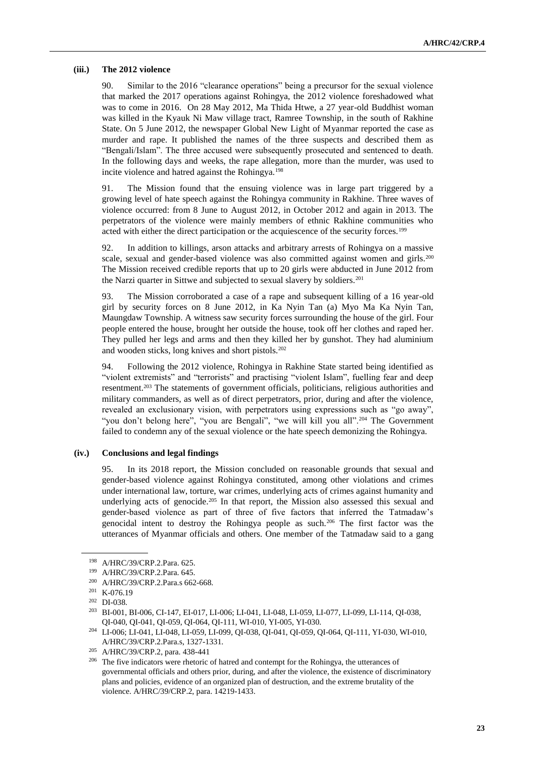#### (iii.) The 2012 violence

90. Similar to the 2016 "clearance operations" being a precursor for the sexual violence that marked the 2017 operations against Rohingya, the 2012 violence foreshadowed what was to come in 2016. On 28 May 2012, Ma Thida Htwe, a 27 year-old Buddhist woman was killed in the Kyauk Ni Maw village tract, Ramree Township, in the south of Rakhine State. On 5 June 2012, the newspaper Global New Light of Myanmar reported the case as murder and rape. It published the names of the three suspects and described them as "Bengali/Islam". The three accused were subsequently prosecuted and sentenced to death. In the following days and weeks, the rape allegation, more than the murder, was used to incite violence and hatred against the Rohingya.[198]

91. The Mission found that the ensuing violence was in large part triggered by a growing level of hate speech against the Rohingya community in Rakhine. Three waves of violence occurred: from 8 June to August 2012, in October 2012 and again in 2013. The perpetrators of the violence were mainly members of ethnic Rakhine communities who acted with either the direct participation or the acquiescence of the security forces.[199]

92. In addition to killings, arson attacks and arbitrary arrests of Rohingya on a massive scale, sexual and gender-based violence was also committed against women and girls.[200] The Mission received credible reports that up to 20 girls were abducted in June 2012 from the Narzi quarter in Sittwe and subjected to sexual slavery by soldiers.[201]

93. The Mission corroborated a case of a rape and subsequent killing of a 16 year-old girl by security forces on 8 June 2012, in Ka Nyin Tan (a) Myo Ma Ka Nyin Tan, Maungdaw Township. A witness saw security forces surrounding the house of the girl. Four people entered the house, brought her outside the house, took off her clothes and raped her. They pulled her legs and arms and then they killed her by gunshot. They had aluminium and wooden sticks, long knives and short pistols.[202]

94. Following the 2012 violence, Rohingya in Rakhine State started being identified as "violent extremists" and "terrorists" and practising "violent Islam", fuelling fear and deep resentment.[203] The statements of government officials, politicians, religious authorities and military commanders, as well as of direct perpetrators, prior, during and after the violence, revealed an exclusionary vision, with perpetrators using expressions such as "go away", "you don't belong here", "you are Bengali", "we will kill you all".[204] The Government failed to condemn any of the sexual violence or the hate speech demonizing the Rohingya.

#### (iv.) Conclusions and legal findings

95. In its 2018 report, the Mission concluded on reasonable grounds that sexual and gender-based violence against Rohingya constituted, among other violations and crimes under international law, torture, war crimes, underlying acts of crimes against humanity and underlying acts of genocide.[205] In that report, the Mission also assessed this sexual and gender-based violence as part of three of five factors that inferred the Tatmadaw's genocidal intent to destroy the Rohingya people as such.[206] The first factor was the utterances of Myanmar officials and others. One member of the Tatmadaw said to a gang

---

[198] A/HRC/39/CRP.2.Para. 625.

[199] A/HRC/39/CRP.2.Para. 645.

[200] A/HRC/39/CRP.2.Para.s 662-668.

[201] K-076.19

[202] DI-038.

[203] BI-001, BI-006, CI-147, EI-017, LI-006; LI-041, LI-048, LI-059, LI-077, LI-099, LI-114, QI-038, QI-040, QI-041, QI-059, QI-064, QI-111, WI-010, YI-005, YI-030.

[204] LI-006; LI-041, LI-048, LI-059, LI-099, QI-038, QI-041, QI-059, QI-064, QI-111, YI-030, WI-010, A/HRC/39/CRP.2.Para.s, 1327-1331.

[205] A/HRC/39/CRP.2, para. 438-441

[206] The five indicators were rhetoric of hatred and contempt for the Rohingya, the utterances of governmental officials and others prior, during, and after the violence, the existence of discriminatory plans and policies, evidence of an organized plan of destruction, and the extreme brutality of the violence. A/HRC/39/CRP.2, para. 14219-1433.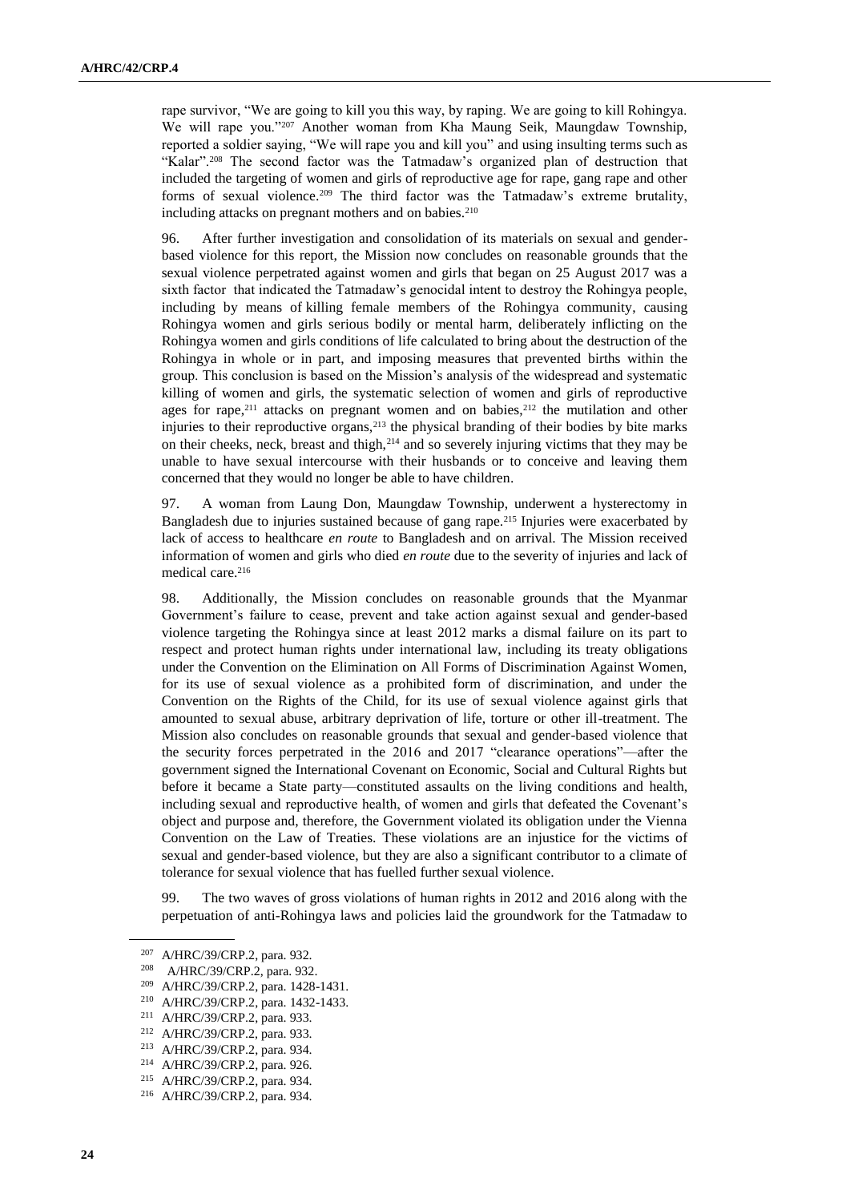rape survivor, "We are going to kill you this way, by raping. We are going to kill Rohingya. We will rape you."[207] Another woman from Kha Maung Seik, Maungdaw Township, reported a soldier saying, "We will rape you and kill you" and using insulting terms such as "Kalar".[208] The second factor was the Tatmadaw's organized plan of destruction that included the targeting of women and girls of reproductive age for rape, gang rape and other forms of sexual violence.[209] The third factor was the Tatmadaw's extreme brutality, including attacks on pregnant mothers and on babies.[210]

96. After further investigation and consolidation of its materials on sexual and gender-based violence for this report, the Mission now concludes on reasonable grounds that the sexual violence perpetrated against women and girls that began on 25 August 2017 was a sixth factor that indicated the Tatmadaw's genocidal intent to destroy the Rohingya people, including by means of killing female members of the Rohingya community, causing Rohingya women and girls serious bodily or mental harm, deliberately inflicting on the Rohingya women and girls conditions of life calculated to bring about the destruction of the Rohingya in whole or in part, and imposing measures that prevented births within the group. This conclusion is based on the Mission's analysis of the widespread and systematic killing of women and girls, the systematic selection of women and girls of reproductive ages for rape,[211] attacks on pregnant women and on babies,[212] the mutilation and other injuries to their reproductive organs,[213] the physical branding of their bodies by bite marks on their cheeks, neck, breast and thigh,[214] and so severely injuring victims that they may be unable to have sexual intercourse with their husbands or to conceive and leaving them concerned that they would no longer be able to have children.

97. A woman from Laung Don, Maungdaw Township, underwent a hysterectomy in Bangladesh due to injuries sustained because of gang rape.[215] Injuries were exacerbated by lack of access to healthcare *en route* to Bangladesh and on arrival. The Mission received information of women and girls who died *en route* due to the severity of injuries and lack of medical care.[216]

98. Additionally, the Mission concludes on reasonable grounds that the Myanmar Government's failure to cease, prevent and take action against sexual and gender-based violence targeting the Rohingya since at least 2012 marks a dismal failure on its part to respect and protect human rights under international law, including its treaty obligations under the Convention on the Elimination on All Forms of Discrimination Against Women, for its use of sexual violence as a prohibited form of discrimination, and under the Convention on the Rights of the Child, for its use of sexual violence against girls that amounted to sexual abuse, arbitrary deprivation of life, torture or other ill-treatment. The Mission also concludes on reasonable grounds that sexual and gender-based violence that the security forces perpetrated in the 2016 and 2017 "clearance operations"—after the government signed the International Covenant on Economic, Social and Cultural Rights but before it became a State party—constituted assaults on the living conditions and health, including sexual and reproductive health, of women and girls that defeated the Covenant's object and purpose and, therefore, the Government violated its obligation under the Vienna Convention on the Law of Treaties. These violations are an injustice for the victims of sexual and gender-based violence, but they are also a significant contributor to a climate of tolerance for sexual violence that has fuelled further sexual violence.

99. The two waves of gross violations of human rights in 2012 and 2016 along with the perpetuation of anti-Rohingya laws and policies laid the groundwork for the Tatmadaw to

---

[207] A/HRC/39/CRP.2, para. 932.

[208] A/HRC/39/CRP.2, para. 932.

[209] A/HRC/39/CRP.2, para. 1428-1431.

[210] A/HRC/39/CRP.2, para. 1432-1433.

[211] A/HRC/39/CRP.2, para. 933.

[212] A/HRC/39/CRP.2, para. 933.

[213] A/HRC/39/CRP.2, para. 934.

[214] A/HRC/39/CRP.2, para. 926.

[215] A/HRC/39/CRP.2, para. 934.

[216] A/HRC/39/CRP.2, para. 934.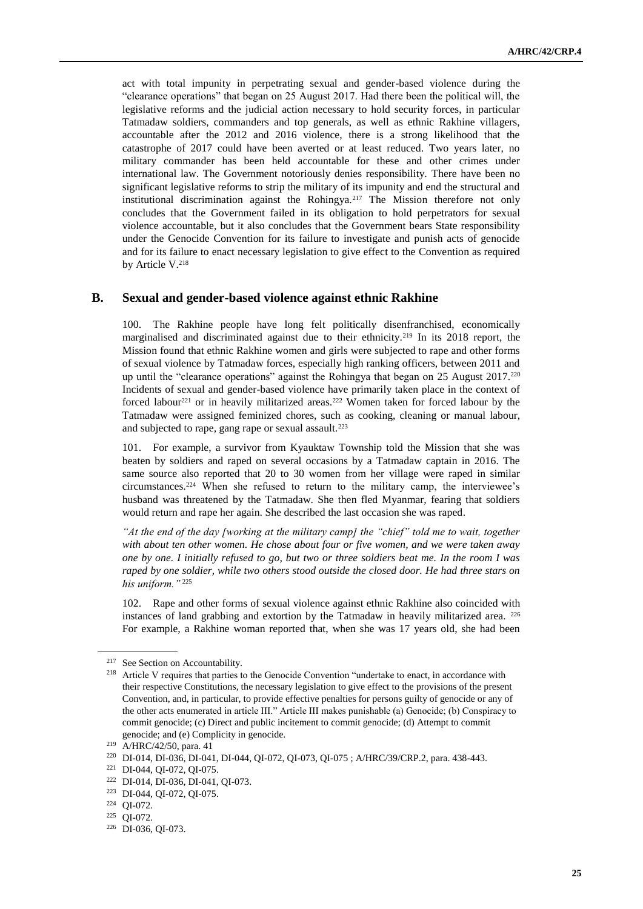act with total impunity in perpetrating sexual and gender-based violence during the "clearance operations" that began on 25 August 2017. Had there been the political will, the legislative reforms and the judicial action necessary to hold security forces, in particular Tatmadaw soldiers, commanders and top generals, as well as ethnic Rakhine villagers, accountable after the 2012 and 2016 violence, there is a strong likelihood that the catastrophe of 2017 could have been averted or at least reduced. Two years later, no military commander has been held accountable for these and other crimes under international law. The Government notoriously denies responsibility. There have been no significant legislative reforms to strip the military of its impunity and end the structural and institutional discrimination against the Rohingya.[217] The Mission therefore not only concludes that the Government failed in its obligation to hold perpetrators for sexual violence accountable, but it also concludes that the Government bears State responsibility under the Genocide Convention for its failure to investigate and punish acts of genocide and for its failure to enact necessary legislation to give effect to the Convention as required by Article V.[218]

## B. Sexual and gender-based violence against ethnic Rakhine

100. The Rakhine people have long felt politically disenfranchised, economically marginalised and discriminated against due to their ethnicity.[219] In its 2018 report, the Mission found that ethnic Rakhine women and girls were subjected to rape and other forms of sexual violence by Tatmadaw forces, especially high ranking officers, between 2011 and up until the "clearance operations" against the Rohingya that began on 25 August 2017.[220] Incidents of sexual and gender-based violence have primarily taken place in the context of forced labour[221] or in heavily militarized areas.[222] Women taken for forced labour by the Tatmadaw were assigned feminized chores, such as cooking, cleaning or manual labour, and subjected to rape, gang rape or sexual assault.[223]

101. For example, a survivor from Kyauktaw Township told the Mission that she was beaten by soldiers and raped on several occasions by a Tatmadaw captain in 2016. The same source also reported that 20 to 30 women from her village were raped in similar circumstances.[224] When she refused to return to the military camp, the interviewee's husband was threatened by the Tatmadaw. She then fled Myanmar, fearing that soldiers would return and rape her again. She described the last occasion she was raped.

*"At the end of the day [working at the military camp] the "chief" told me to wait, together with about ten other women. He chose about four or five women, and we were taken away one by one. I initially refused to go, but two or three soldiers beat me. In the room I was raped by one soldier, while two others stood outside the closed door. He had three stars on his uniform."* [225]

102. Rape and other forms of sexual violence against ethnic Rakhine also coincided with instances of land grabbing and extortion by the Tatmadaw in heavily militarized area. [226] For example, a Rakhine woman reported that, when she was 17 years old, she had been

---

[217] See Section on Accountability.

[218] Article V requires that parties to the Genocide Convention "undertake to enact, in accordance with their respective Constitutions, the necessary legislation to give effect to the provisions of the present Convention, and, in particular, to provide effective penalties for persons guilty of genocide or any of the other acts enumerated in article III." Article III makes punishable (a) Genocide; (b) Conspiracy to commit genocide; (c) Direct and public incitement to commit genocide; (d) Attempt to commit genocide; and (e) Complicity in genocide.

[219] A/HRC/42/50, para. 41

[220] DI-014, DI-036, DI-041, DI-044, QI-072, QI-073, QI-075 ; A/HRC/39/CRP.2, para. 438-443.

[221] DI-044, QI-072, QI-075.

[222] DI-014, DI-036, DI-041, QI-073.

[223] DI-044, QI-072, QI-075.

[224] QI-072.

[225] QI-072.

[226] DI-036, QI-073.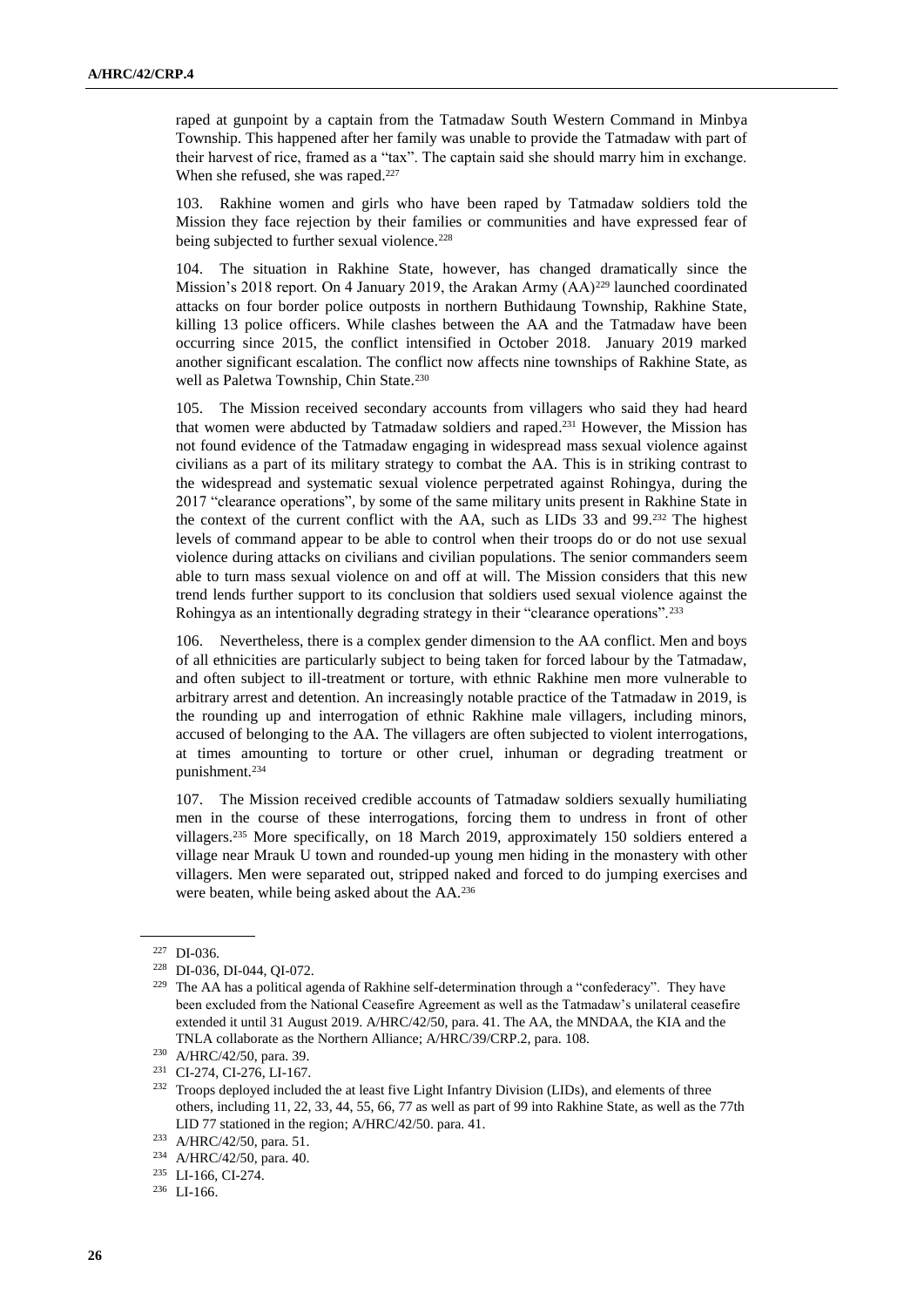raped at gunpoint by a captain from the Tatmadaw South Western Command in Minbya Township. This happened after her family was unable to provide the Tatmadaw with part of their harvest of rice, framed as a "tax". The captain said she should marry him in exchange. When she refused, she was raped.[227]

103. Rakhine women and girls who have been raped by Tatmadaw soldiers told the Mission they face rejection by their families or communities and have expressed fear of being subjected to further sexual violence.[228]

104. The situation in Rakhine State, however, has changed dramatically since the Mission's 2018 report. On 4 January 2019, the Arakan Army (AA)[229] launched coordinated attacks on four border police outposts in northern Buthidaung Township, Rakhine State, killing 13 police officers. While clashes between the AA and the Tatmadaw have been occurring since 2015, the conflict intensified in October 2018. January 2019 marked another significant escalation. The conflict now affects nine townships of Rakhine State, as well as Paletwa Township, Chin State.[230]

105. The Mission received secondary accounts from villagers who said they had heard that women were abducted by Tatmadaw soldiers and raped.[231] However, the Mission has not found evidence of the Tatmadaw engaging in widespread mass sexual violence against civilians as a part of its military strategy to combat the AA. This is in striking contrast to the widespread and systematic sexual violence perpetrated against Rohingya, during the 2017 "clearance operations", by some of the same military units present in Rakhine State in the context of the current conflict with the AA, such as LIDs 33 and 99.[232] The highest levels of command appear to be able to control when their troops do or do not use sexual violence during attacks on civilians and civilian populations. The senior commanders seem able to turn mass sexual violence on and off at will. The Mission considers that this new trend lends further support to its conclusion that soldiers used sexual violence against the Rohingya as an intentionally degrading strategy in their "clearance operations".[233]

106. Nevertheless, there is a complex gender dimension to the AA conflict. Men and boys of all ethnicities are particularly subject to being taken for forced labour by the Tatmadaw, and often subject to ill-treatment or torture, with ethnic Rakhine men more vulnerable to arbitrary arrest and detention. An increasingly notable practice of the Tatmadaw in 2019, is the rounding up and interrogation of ethnic Rakhine male villagers, including minors, accused of belonging to the AA. The villagers are often subjected to violent interrogations, at times amounting to torture or other cruel, inhuman or degrading treatment or punishment.[234]

107. The Mission received credible accounts of Tatmadaw soldiers sexually humiliating men in the course of these interrogations, forcing them to undress in front of other villagers.[235] More specifically, on 18 March 2019, approximately 150 soldiers entered a village near Mrauk U town and rounded-up young men hiding in the monastery with other villagers. Men were separated out, stripped naked and forced to do jumping exercises and were beaten, while being asked about the AA.[236]

---

[227] DI-036.

[228] DI-036, DI-044, QI-072.

[229] The AA has a political agenda of Rakhine self-determination through a "confederacy". They have been excluded from the National Ceasefire Agreement as well as the Tatmadaw's unilateral ceasefire extended it until 31 August 2019. A/HRC/42/50, para. 41. The AA, the MNDAA, the KIA and the TNLA collaborate as the Northern Alliance; A/HRC/39/CRP.2, para. 108.

[230] A/HRC/42/50, para. 39.

[231] CI-274, CI-276, LI-167.

[232] Troops deployed included the at least five Light Infantry Division (LIDs), and elements of three others, including 11, 22, 33, 44, 55, 66, 77 as well as part of 99 into Rakhine State, as well as the 77th LID 77 stationed in the region; A/HRC/42/50. para. 41.

[233] A/HRC/42/50, para. 51.

[234] A/HRC/42/50, para. 40.

[235] LI-166, CI-274.

[236] LI-166.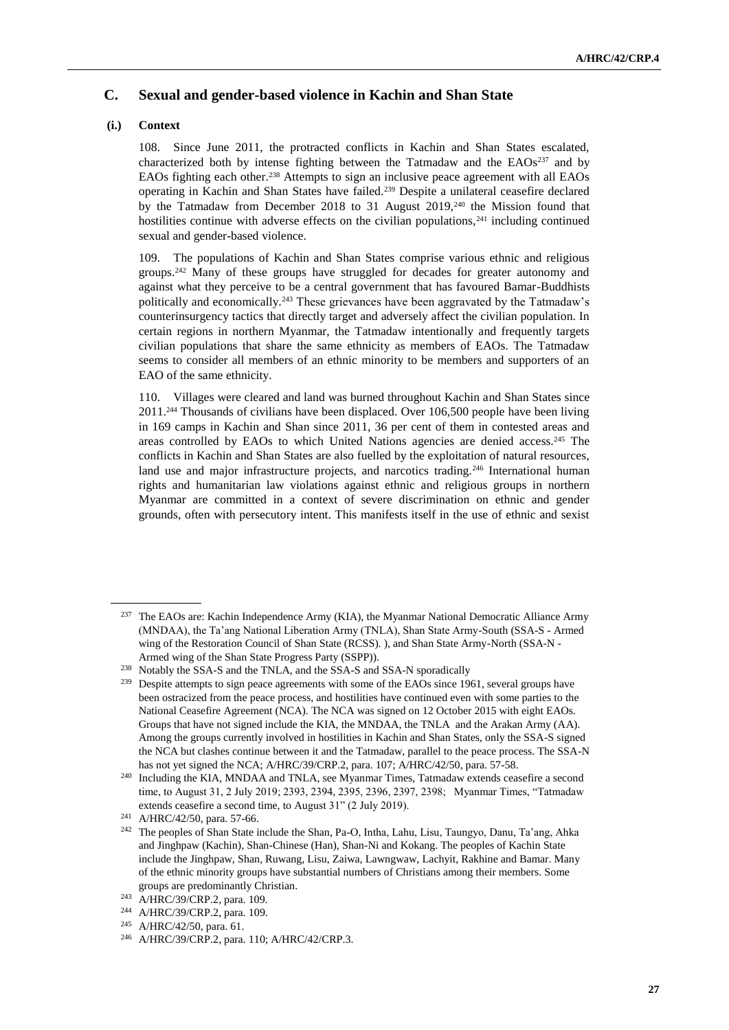## C. Sexual and gender-based violence in Kachin and Shan State

### (i.) Context

108. Since June 2011, the protracted conflicts in Kachin and Shan States escalated, characterized both by intense fighting between the Tatmadaw and the EAOs[237] and by EAOs fighting each other.[238] Attempts to sign an inclusive peace agreement with all EAOs operating in Kachin and Shan States have failed.[239] Despite a unilateral ceasefire declared by the Tatmadaw from December 2018 to 31 August 2019,[240] the Mission found that hostilities continue with adverse effects on the civilian populations,[241] including continued sexual and gender-based violence.

109. The populations of Kachin and Shan States comprise various ethnic and religious groups.[242] Many of these groups have struggled for decades for greater autonomy and against what they perceive to be a central government that has favoured Bamar-Buddhists politically and economically.[243] These grievances have been aggravated by the Tatmadaw's counterinsurgency tactics that directly target and adversely affect the civilian population. In certain regions in northern Myanmar, the Tatmadaw intentionally and frequently targets civilian populations that share the same ethnicity as members of EAOs. The Tatmadaw seems to consider all members of an ethnic minority to be members and supporters of an EAO of the same ethnicity.

110. Villages were cleared and land was burned throughout Kachin and Shan States since 2011.[244] Thousands of civilians have been displaced. Over 106,500 people have been living in 169 camps in Kachin and Shan since 2011, 36 per cent of them in contested areas and areas controlled by EAOs to which United Nations agencies are denied access.[245] The conflicts in Kachin and Shan States are also fuelled by the exploitation of natural resources, land use and major infrastructure projects, and narcotics trading.[246] International human rights and humanitarian law violations against ethnic and religious groups in northern Myanmar are committed in a context of severe discrimination on ethnic and gender grounds, often with persecutory intent. This manifests itself in the use of ethnic and sexist

---

[237] The EAOs are: Kachin Independence Army (KIA), the Myanmar National Democratic Alliance Army (MNDAA), the Ta'ang National Liberation Army (TNLA), Shan State Army-South (SSA-S - Armed wing of the Restoration Council of Shan State (RCSS). ), and Shan State Army-North (SSA-N - Armed wing of the Shan State Progress Party (SSPP)).

[238] Notably the SSA-S and the TNLA, and the SSA-S and SSA-N sporadically

[239] Despite attempts to sign peace agreements with some of the EAOs since 1961, several groups have been ostracized from the peace process, and hostilities have continued even with some parties to the National Ceasefire Agreement (NCA). The NCA was signed on 12 October 2015 with eight EAOs. Groups that have not signed include the KIA, the MNDAA, the TNLA and the Arakan Army (AA). Among the groups currently involved in hostilities in Kachin and Shan States, only the SSA-S signed the NCA but clashes continue between it and the Tatmadaw, parallel to the peace process. The SSA-N has not yet signed the NCA; A/HRC/39/CRP.2, para. 107; A/HRC/42/50, para. 57-58.

[240] Including the KIA, MNDAA and TNLA, see Myanmar Times, Tatmadaw extends ceasefire a second time, to August 31, 2 July 2019; 2393, 2394, 2395, 2396, 2397, 2398; Myanmar Times, "Tatmadaw extends ceasefire a second time, to August 31" (2 July 2019).

[241] A/HRC/42/50, para. 57-66.

[242] The peoples of Shan State include the Shan, Pa-O, Intha, Lahu, Lisu, Taungyo, Danu, Ta'ang, Ahka and Jinghpaw (Kachin), Shan-Chinese (Han), Shan-Ni and Kokang. The peoples of Kachin State include the Jinghpaw, Shan, Ruwang, Lisu, Zaiwa, Lawngwaw, Lachyit, Rakhine and Bamar. Many of the ethnic minority groups have substantial numbers of Christians among their members. Some groups are predominantly Christian.

[243] A/HRC/39/CRP.2, para. 109.

[244] A/HRC/39/CRP.2, para. 109.

[245] A/HRC/42/50, para. 61.

[246] A/HRC/39/CRP.2, para. 110; A/HRC/42/CRP.3.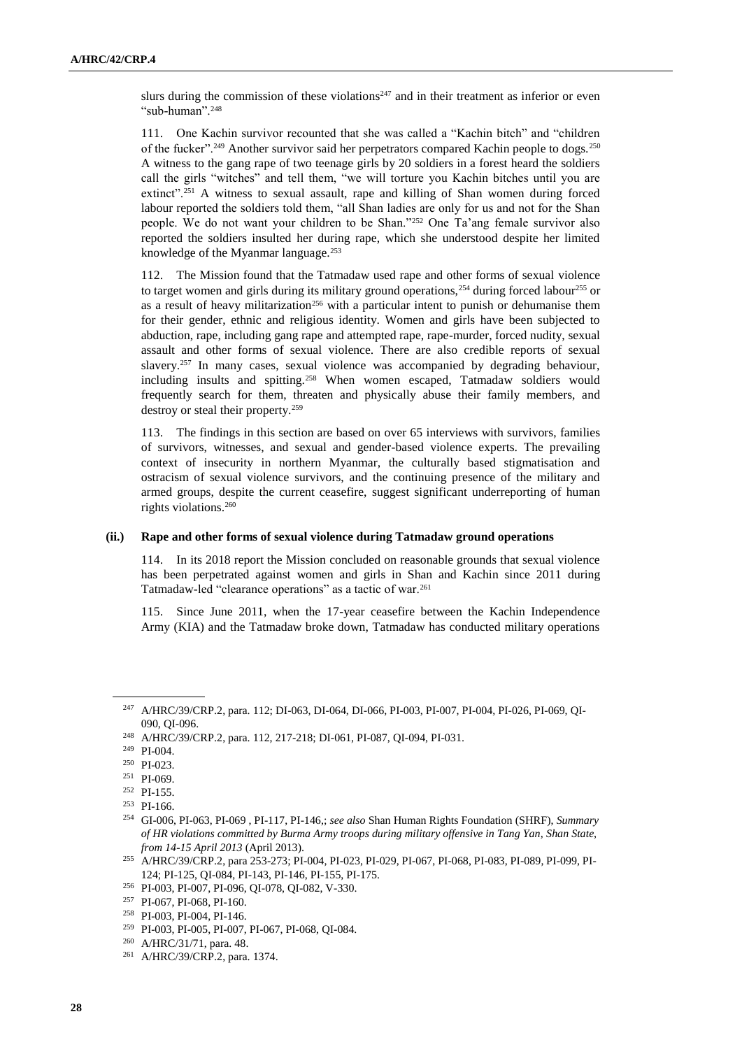slurs during the commission of these violations[247] and in their treatment as inferior or even "sub-human".[248]

111. One Kachin survivor recounted that she was called a "Kachin bitch" and "children of the fucker".[249] Another survivor said her perpetrators compared Kachin people to dogs.[250] A witness to the gang rape of two teenage girls by 20 soldiers in a forest heard the soldiers call the girls "witches" and tell them, "we will torture you Kachin bitches until you are extinct".[251] A witness to sexual assault, rape and killing of Shan women during forced labour reported the soldiers told them, "all Shan ladies are only for us and not for the Shan people. We do not want your children to be Shan."[252] One Ta'ang female survivor also reported the soldiers insulted her during rape, which she understood despite her limited knowledge of the Myanmar language.[253]

112. The Mission found that the Tatmadaw used rape and other forms of sexual violence to target women and girls during its military ground operations,[254] during forced labour[255] or as a result of heavy militarization[256] with a particular intent to punish or dehumanise them for their gender, ethnic and religious identity. Women and girls have been subjected to abduction, rape, including gang rape and attempted rape, rape-murder, forced nudity, sexual assault and other forms of sexual violence. There are also credible reports of sexual slavery.[257] In many cases, sexual violence was accompanied by degrading behaviour, including insults and spitting.[258] When women escaped, Tatmadaw soldiers would frequently search for them, threaten and physically abuse their family members, and destroy or steal their property.[259]

113. The findings in this section are based on over 65 interviews with survivors, families of survivors, witnesses, and sexual and gender-based violence experts. The prevailing context of insecurity in northern Myanmar, the culturally based stigmatisation and ostracism of sexual violence survivors, and the continuing presence of the military and armed groups, despite the current ceasefire, suggest significant underreporting of human rights violations.[260]

### (ii.) Rape and other forms of sexual violence during Tatmadaw ground operations

114. In its 2018 report the Mission concluded on reasonable grounds that sexual violence has been perpetrated against women and girls in Shan and Kachin since 2011 during Tatmadaw-led "clearance operations" as a tactic of war.[261]

115. Since June 2011, when the 17-year ceasefire between the Kachin Independence Army (KIA) and the Tatmadaw broke down, Tatmadaw has conducted military operations

---

[247] A/HRC/39/CRP.2, para. 112; DI-063, DI-064, DI-066, PI-003, PI-007, PI-004, PI-026, PI-069, QI-090, QI-096.

[248] A/HRC/39/CRP.2, para. 112, 217-218; DI-061, PI-087, QI-094, PI-031.

[249] PI-004.

[250] PI-023.

[251] PI-069.

[252] PI-155.

[253] PI-166.

[254] GI-006, PI-063, PI-069 , PI-117, PI-146,; *see also* Shan Human Rights Foundation (SHRF), *Summary of HR violations committed by Burma Army troops during military offensive in Tang Yan, Shan State, from 14-15 April 2013* (April 2013).

[255] A/HRC/39/CRP.2, para 253-273; PI-004, PI-023, PI-029, PI-067, PI-068, PI-083, PI-089, PI-099, PI-124; PI-125, QI-084, PI-143, PI-146, PI-155, PI-175.

[256] PI-003, PI-007, PI-096, QI-078, QI-082, V-330.

[257] PI-067, PI-068, PI-160.

[258] PI-003, PI-004, PI-146.

[259] PI-003, PI-005, PI-007, PI-067, PI-068, QI-084.

[260] A/HRC/31/71, para. 48.

[261] A/HRC/39/CRP.2, para. 1374.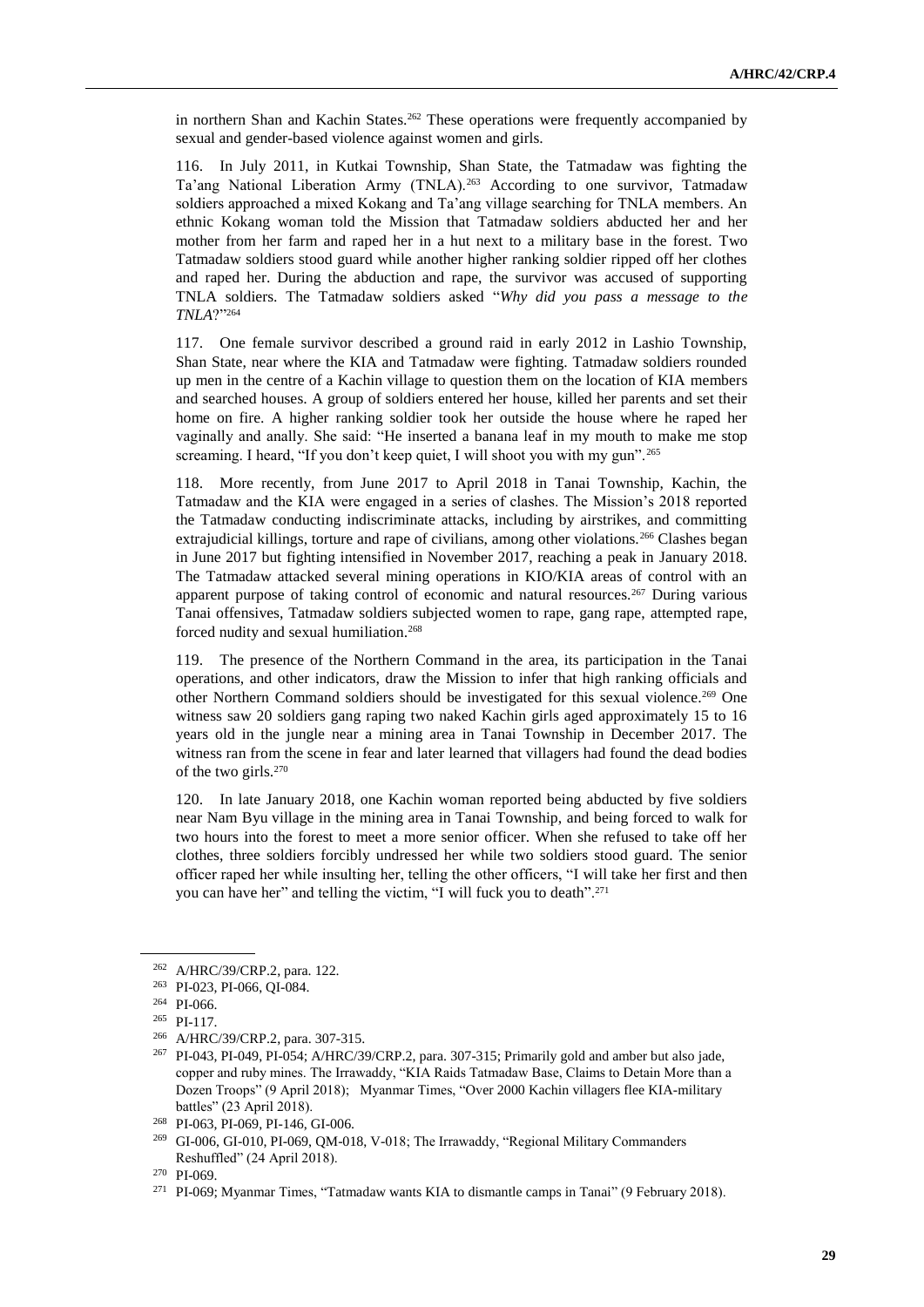in northern Shan and Kachin States.[262] These operations were frequently accompanied by sexual and gender-based violence against women and girls.

116. In July 2011, in Kutkai Township, Shan State, the Tatmadaw was fighting the Ta'ang National Liberation Army (TNLA).[263] According to one survivor, Tatmadaw soldiers approached a mixed Kokang and Ta'ang village searching for TNLA members. An ethnic Kokang woman told the Mission that Tatmadaw soldiers abducted her and her mother from her farm and raped her in a hut next to a military base in the forest. Two Tatmadaw soldiers stood guard while another higher ranking soldier ripped off her clothes and raped her. During the abduction and rape, the survivor was accused of supporting TNLA soldiers. The Tatmadaw soldiers asked "*Why did you pass a message to the TNLA*?"[264]

117. One female survivor described a ground raid in early 2012 in Lashio Township, Shan State, near where the KIA and Tatmadaw were fighting. Tatmadaw soldiers rounded up men in the centre of a Kachin village to question them on the location of KIA members and searched houses. A group of soldiers entered her house, killed her parents and set their home on fire. A higher ranking soldier took her outside the house where he raped her vaginally and anally. She said: "He inserted a banana leaf in my mouth to make me stop screaming. I heard, "If you don't keep quiet, I will shoot you with my gun".[265]

118. More recently, from June 2017 to April 2018 in Tanai Township, Kachin, the Tatmadaw and the KIA were engaged in a series of clashes. The Mission's 2018 reported the Tatmadaw conducting indiscriminate attacks, including by airstrikes, and committing extrajudicial killings, torture and rape of civilians, among other violations.[266] Clashes began in June 2017 but fighting intensified in November 2017, reaching a peak in January 2018. The Tatmadaw attacked several mining operations in KIO/KIA areas of control with an apparent purpose of taking control of economic and natural resources.[267] During various Tanai offensives, Tatmadaw soldiers subjected women to rape, gang rape, attempted rape, forced nudity and sexual humiliation.[268]

119. The presence of the Northern Command in the area, its participation in the Tanai operations, and other indicators, draw the Mission to infer that high ranking officials and other Northern Command soldiers should be investigated for this sexual violence.[269] One witness saw 20 soldiers gang raping two naked Kachin girls aged approximately 15 to 16 years old in the jungle near a mining area in Tanai Township in December 2017. The witness ran from the scene in fear and later learned that villagers had found the dead bodies of the two girls.[270]

120. In late January 2018, one Kachin woman reported being abducted by five soldiers near Nam Byu village in the mining area in Tanai Township, and being forced to walk for two hours into the forest to meet a more senior officer. When she refused to take off her clothes, three soldiers forcibly undressed her while two soldiers stood guard. The senior officer raped her while insulting her, telling the other officers, "I will take her first and then you can have her" and telling the victim, "I will fuck you to death".[271]

---

[262] A/HRC/39/CRP.2, para. 122.

[263] PI-023, PI-066, QI-084.

[264] PI-066.

[265] PI-117.

[266] A/HRC/39/CRP.2, para. 307-315.

[267] PI-043, PI-049, PI-054; A/HRC/39/CRP.2, para. 307-315; Primarily gold and amber but also jade, copper and ruby mines. The Irrawaddy, "KIA Raids Tatmadaw Base, Claims to Detain More than a Dozen Troops" (9 April 2018); Myanmar Times, "Over 2000 Kachin villagers flee KIA-military battles" (23 April 2018).

[268] PI-063, PI-069, PI-146, GI-006.

[269] GI-006, GI-010, PI-069, QM-018, V-018; The Irrawaddy, "Regional Military Commanders Reshuffled" (24 April 2018).

[270] PI-069.

[271] PI-069; Myanmar Times, "Tatmadaw wants KIA to dismantle camps in Tanai" (9 February 2018).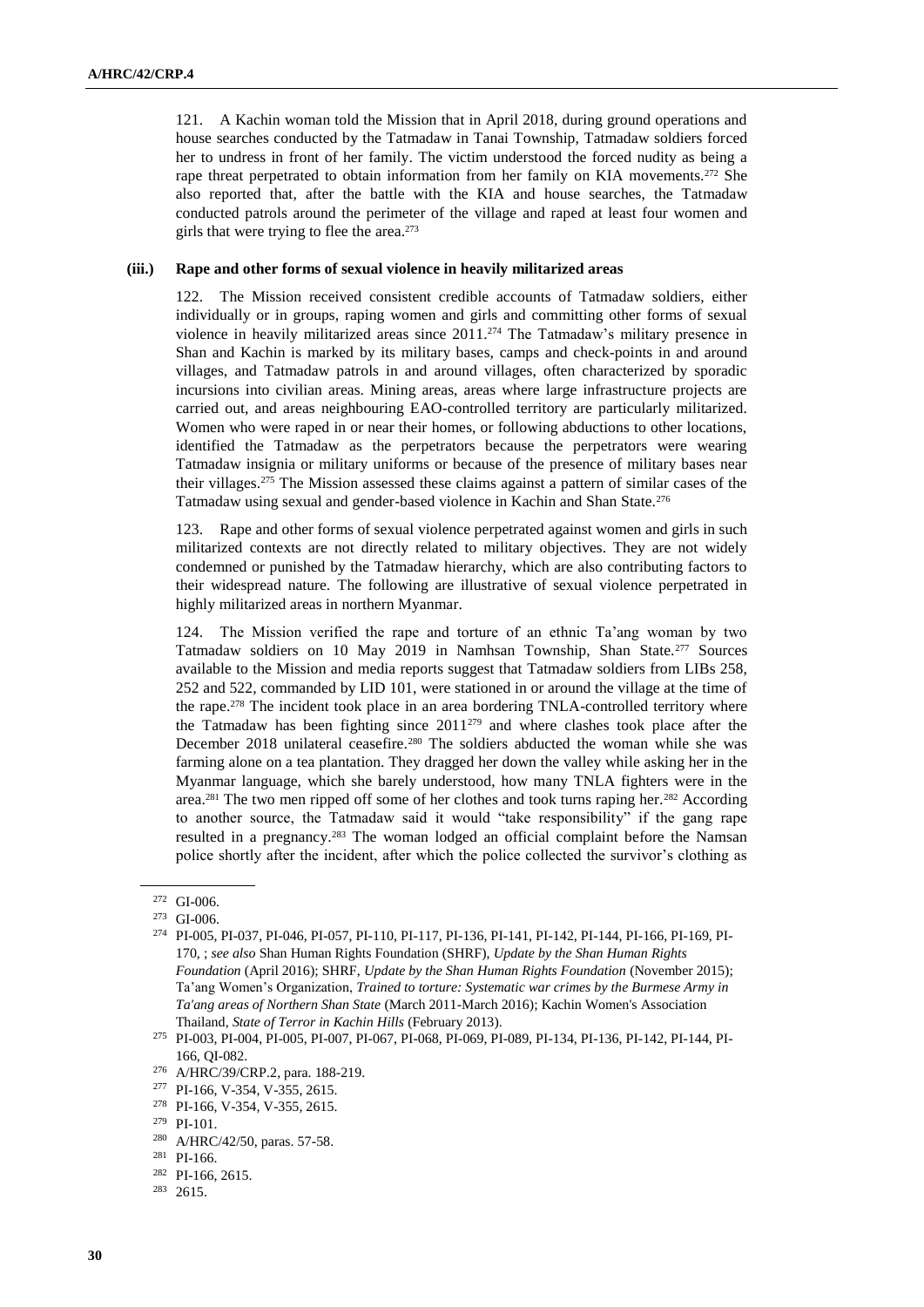121. A Kachin woman told the Mission that in April 2018, during ground operations and house searches conducted by the Tatmadaw in Tanai Township, Tatmadaw soldiers forced her to undress in front of her family. The victim understood the forced nudity as being a rape threat perpetrated to obtain information from her family on KIA movements.[272] She also reported that, after the battle with the KIA and house searches, the Tatmadaw conducted patrols around the perimeter of the village and raped at least four women and girls that were trying to flee the area.[273]

#### (iii.) Rape and other forms of sexual violence in heavily militarized areas

122. The Mission received consistent credible accounts of Tatmadaw soldiers, either individually or in groups, raping women and girls and committing other forms of sexual violence in heavily militarized areas since 2011.[274] The Tatmadaw's military presence in Shan and Kachin is marked by its military bases, camps and check-points in and around villages, and Tatmadaw patrols in and around villages, often characterized by sporadic incursions into civilian areas. Mining areas, areas where large infrastructure projects are carried out, and areas neighbouring EAO-controlled territory are particularly militarized. Women who were raped in or near their homes, or following abductions to other locations, identified the Tatmadaw as the perpetrators because the perpetrators were wearing Tatmadaw insignia or military uniforms or because of the presence of military bases near their villages.[275] The Mission assessed these claims against a pattern of similar cases of the Tatmadaw using sexual and gender-based violence in Kachin and Shan State.[276]

123. Rape and other forms of sexual violence perpetrated against women and girls in such militarized contexts are not directly related to military objectives. They are not widely condemned or punished by the Tatmadaw hierarchy, which are also contributing factors to their widespread nature. The following are illustrative of sexual violence perpetrated in highly militarized areas in northern Myanmar.

124. The Mission verified the rape and torture of an ethnic Ta'ang woman by two Tatmadaw soldiers on 10 May 2019 in Namhsan Township, Shan State.[277] Sources available to the Mission and media reports suggest that Tatmadaw soldiers from LIBs 258, 252 and 522, commanded by LID 101, were stationed in or around the village at the time of the rape.[278] The incident took place in an area bordering TNLA-controlled territory where the Tatmadaw has been fighting since 2011[279] and where clashes took place after the December 2018 unilateral ceasefire.[280] The soldiers abducted the woman while she was farming alone on a tea plantation. They dragged her down the valley while asking her in the Myanmar language, which she barely understood, how many TNLA fighters were in the area.[281] The two men ripped off some of her clothes and took turns raping her.[282] According to another source, the Tatmadaw said it would "take responsibility" if the gang rape resulted in a pregnancy.[283] The woman lodged an official complaint before the Namsan police shortly after the incident, after which the police collected the survivor's clothing as

---

[272] GI-006.

[273] GI-006.

[274] PI-005, PI-037, PI-046, PI-057, PI-110, PI-117, PI-136, PI-141, PI-142, PI-144, PI-166, PI-169, PI-170, ; *see also* Shan Human Rights Foundation (SHRF), *Update by the Shan Human Rights Foundation* (April 2016); SHRF, *Update by the Shan Human Rights Foundation* (November 2015); Ta'ang Women's Organization, *Trained to torture: Systematic war crimes by the Burmese Army in Ta'ang areas of Northern Shan State* (March 2011-March 2016); Kachin Women's Association Thailand, *State of Terror in Kachin Hills* (February 2013).

[275] PI-003, PI-004, PI-005, PI-007, PI-067, PI-068, PI-069, PI-089, PI-134, PI-136, PI-142, PI-144, PI-166, QI-082.

[276] A/HRC/39/CRP.2, para. 188-219.

[277] PI-166, V-354, V-355, 2615.

[278] PI-166, V-354, V-355, 2615.

[279] PI-101.

[280] A/HRC/42/50, paras. 57-58.

[281] PI-166.

[282] PI-166, 2615.

[283] 2615.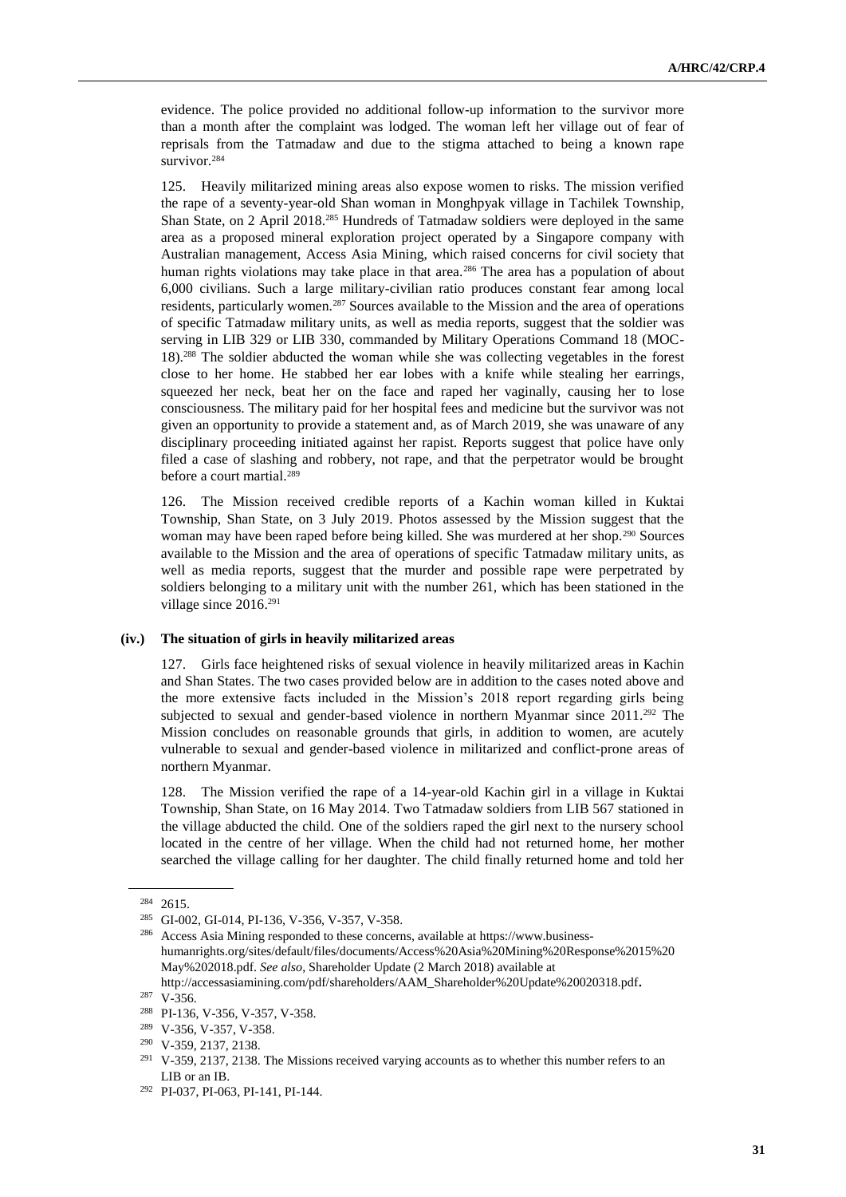evidence. The police provided no additional follow-up information to the survivor more than a month after the complaint was lodged. The woman left her village out of fear of reprisals from the Tatmadaw and due to the stigma attached to being a known rape survivor.[284]

125. Heavily militarized mining areas also expose women to risks. The mission verified the rape of a seventy-year-old Shan woman in Monghpyak village in Tachilek Township, Shan State, on 2 April 2018.[285] Hundreds of Tatmadaw soldiers were deployed in the same area as a proposed mineral exploration project operated by a Singapore company with Australian management, Access Asia Mining, which raised concerns for civil society that human rights violations may take place in that area.[286] The area has a population of about 6,000 civilians. Such a large military-civilian ratio produces constant fear among local residents, particularly women.[287] Sources available to the Mission and the area of operations of specific Tatmadaw military units, as well as media reports, suggest that the soldier was serving in LIB 329 or LIB 330, commanded by Military Operations Command 18 (MOC-18).[288] The soldier abducted the woman while she was collecting vegetables in the forest close to her home. He stabbed her ear lobes with a knife while stealing her earrings, squeezed her neck, beat her on the face and raped her vaginally, causing her to lose consciousness. The military paid for her hospital fees and medicine but the survivor was not given an opportunity to provide a statement and, as of March 2019, she was unaware of any disciplinary proceeding initiated against her rapist. Reports suggest that police have only filed a case of slashing and robbery, not rape, and that the perpetrator would be brought before a court martial.[289]

126. The Mission received credible reports of a Kachin woman killed in Kuktai Township, Shan State, on 3 July 2019. Photos assessed by the Mission suggest that the woman may have been raped before being killed. She was murdered at her shop.[290] Sources available to the Mission and the area of operations of specific Tatmadaw military units, as well as media reports, suggest that the murder and possible rape were perpetrated by soldiers belonging to a military unit with the number 261, which has been stationed in the village since 2016.[291]

#### (iv.) The situation of girls in heavily militarized areas

127. Girls face heightened risks of sexual violence in heavily militarized areas in Kachin and Shan States. The two cases provided below are in addition to the cases noted above and the more extensive facts included in the Mission's 2018 report regarding girls being subjected to sexual and gender-based violence in northern Myanmar since 2011.[292] The Mission concludes on reasonable grounds that girls, in addition to women, are acutely vulnerable to sexual and gender-based violence in militarized and conflict-prone areas of northern Myanmar.

128. The Mission verified the rape of a 14-year-old Kachin girl in a village in Kuktai Township, Shan State, on 16 May 2014. Two Tatmadaw soldiers from LIB 567 stationed in the village abducted the child. One of the soldiers raped the girl next to the nursery school located in the centre of her village. When the child had not returned home, her mother searched the village calling for her daughter. The child finally returned home and told her

---

[284] 2615.

[285] GI-002, GI-014, PI-136, V-356, V-357, V-358.

[286] Access Asia Mining responded to these concerns, available at https://www.business-humanrights.org/sites/default/files/documents/Access%20Asia%20Mining%20Response%2015%20May%202018.pdf. *See also*, Shareholder Update (2 March 2018) available at http://accessasiamining.com/pdf/shareholders/AAM_Shareholder%20Update%20020318.pdf.

[287] V-356.

[288] PI-136, V-356, V-357, V-358.

[289] V-356, V-357, V-358.

[290] V-359, 2137, 2138.

[291] V-359, 2137, 2138. The Missions received varying accounts as to whether this number refers to an LIB or an IB.

[292] PI-037, PI-063, PI-141, PI-144.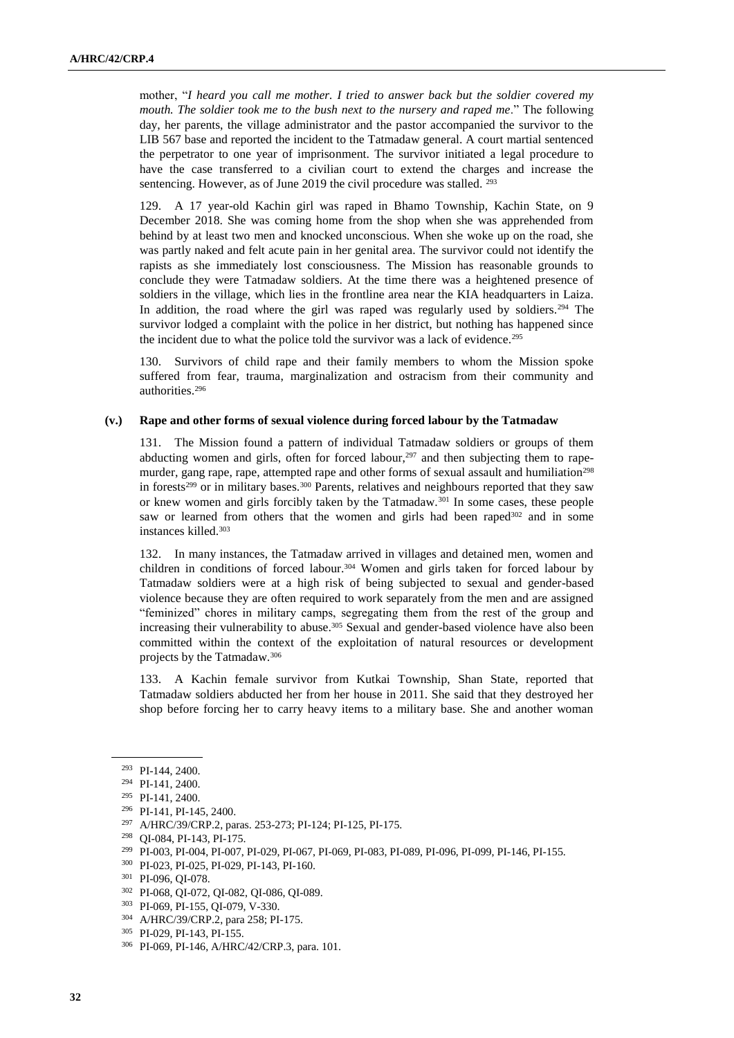mother, "*I heard you call me mother. I tried to answer back but the soldier covered my mouth. The soldier took me to the bush next to the nursery and raped me*." The following day, her parents, the village administrator and the pastor accompanied the survivor to the LIB 567 base and reported the incident to the Tatmadaw general. A court martial sentenced the perpetrator to one year of imprisonment. The survivor initiated a legal procedure to have the case transferred to a civilian court to extend the charges and increase the sentencing. However, as of June 2019 the civil procedure was stalled. [293]

129. A 17 year-old Kachin girl was raped in Bhamo Township, Kachin State, on 9 December 2018. She was coming home from the shop when she was apprehended from behind by at least two men and knocked unconscious. When she woke up on the road, she was partly naked and felt acute pain in her genital area. The survivor could not identify the rapists as she immediately lost consciousness. The Mission has reasonable grounds to conclude they were Tatmadaw soldiers. At the time there was a heightened presence of soldiers in the village, which lies in the frontline area near the KIA headquarters in Laiza. In addition, the road where the girl was raped was regularly used by soldiers.[294] The survivor lodged a complaint with the police in her district, but nothing has happened since the incident due to what the police told the survivor was a lack of evidence.[295]

130. Survivors of child rape and their family members to whom the Mission spoke suffered from fear, trauma, marginalization and ostracism from their community and authorities.[296]

#### (v.) Rape and other forms of sexual violence during forced labour by the Tatmadaw

131. The Mission found a pattern of individual Tatmadaw soldiers or groups of them abducting women and girls, often for forced labour,[297] and then subjecting them to rape-murder, gang rape, rape, attempted rape and other forms of sexual assault and humiliation[298] in forests[299] or in military bases.[300] Parents, relatives and neighbours reported that they saw or knew women and girls forcibly taken by the Tatmadaw.[301] In some cases, these people saw or learned from others that the women and girls had been raped[302] and in some instances killed.[303]

132. In many instances, the Tatmadaw arrived in villages and detained men, women and children in conditions of forced labour.[304] Women and girls taken for forced labour by Tatmadaw soldiers were at a high risk of being subjected to sexual and gender-based violence because they are often required to work separately from the men and are assigned "feminized" chores in military camps, segregating them from the rest of the group and increasing their vulnerability to abuse.[305] Sexual and gender-based violence have also been committed within the context of the exploitation of natural resources or development projects by the Tatmadaw.[306]

133. A Kachin female survivor from Kutkai Township, Shan State, reported that Tatmadaw soldiers abducted her from her house in 2011. She said that they destroyed her shop before forcing her to carry heavy items to a military base. She and another woman

---

[293] PI-144, 2400.

[294] PI-141, 2400.

[295] PI-141, 2400.

[296] PI-141, PI-145, 2400.

[297] A/HRC/39/CRP.2, paras. 253-273; PI-124; PI-125, PI-175.

[298] QI-084, PI-143, PI-175.

[299] PI-003, PI-004, PI-007, PI-029, PI-067, PI-069, PI-083, PI-089, PI-096, PI-099, PI-146, PI-155.

[300] PI-023, PI-025, PI-029, PI-143, PI-160.

[301] PI-096, QI-078.

[302] PI-068, QI-072, QI-082, QI-086, QI-089.

[303] PI-069, PI-155, QI-079, V-330.

[304] A/HRC/39/CRP.2, para 258; PI-175.

[305] PI-029, PI-143, PI-155.

[306] PI-069, PI-146, A/HRC/42/CRP.3, para. 101.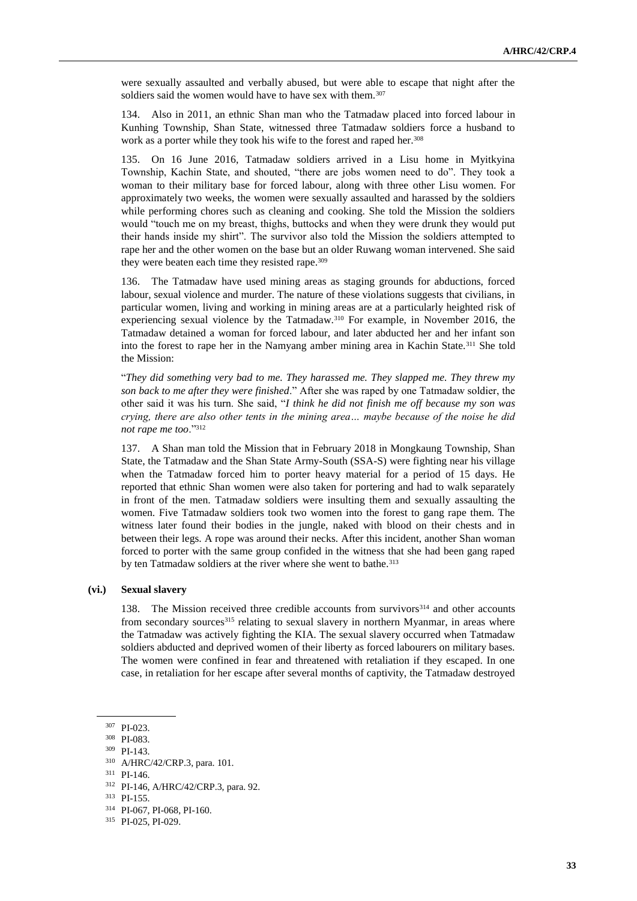were sexually assaulted and verbally abused, but were able to escape that night after the soldiers said the women would have to have sex with them.[307]

134. Also in 2011, an ethnic Shan man who the Tatmadaw placed into forced labour in Kunhing Township, Shan State, witnessed three Tatmadaw soldiers force a husband to work as a porter while they took his wife to the forest and raped her.[308]

135. On 16 June 2016, Tatmadaw soldiers arrived in a Lisu home in Myitkyina Township, Kachin State, and shouted, "there are jobs women need to do". They took a woman to their military base for forced labour, along with three other Lisu women. For approximately two weeks, the women were sexually assaulted and harassed by the soldiers while performing chores such as cleaning and cooking. She told the Mission the soldiers would "touch me on my breast, thighs, buttocks and when they were drunk they would put their hands inside my shirt". The survivor also told the Mission the soldiers attempted to rape her and the other women on the base but an older Ruwang woman intervened. She said they were beaten each time they resisted rape.[309]

136. The Tatmadaw have used mining areas as staging grounds for abductions, forced labour, sexual violence and murder. The nature of these violations suggests that civilians, in particular women, living and working in mining areas are at a particularly heighted risk of experiencing sexual violence by the Tatmadaw.[310] For example, in November 2016, the Tatmadaw detained a woman for forced labour, and later abducted her and her infant son into the forest to rape her in the Namyang amber mining area in Kachin State.[311] She told the Mission:

"*They did something very bad to me. They harassed me. They slapped me. They threw my son back to me after they were finished*." After she was raped by one Tatmadaw soldier, the other said it was his turn. She said, "*I think he did not finish me off because my son was crying, there are also other tents in the mining area… maybe because of the noise he did not rape me too*."[312]

137. A Shan man told the Mission that in February 2018 in Mongkaung Township, Shan State, the Tatmadaw and the Shan State Army-South (SSA-S) were fighting near his village when the Tatmadaw forced him to porter heavy material for a period of 15 days. He reported that ethnic Shan women were also taken for portering and had to walk separately in front of the men. Tatmadaw soldiers were insulting them and sexually assaulting the women. Five Tatmadaw soldiers took two women into the forest to gang rape them. The witness later found their bodies in the jungle, naked with blood on their chests and in between their legs. A rope was around their necks. After this incident, another Shan woman forced to porter with the same group confided in the witness that she had been gang raped by ten Tatmadaw soldiers at the river where she went to bathe.[313]

#### (vi.) Sexual slavery

138. The Mission received three credible accounts from survivors[314] and other accounts from secondary sources[315] relating to sexual slavery in northern Myanmar, in areas where the Tatmadaw was actively fighting the KIA. The sexual slavery occurred when Tatmadaw soldiers abducted and deprived women of their liberty as forced labourers on military bases. The women were confined in fear and threatened with retaliation if they escaped. In one case, in retaliation for her escape after several months of captivity, the Tatmadaw destroyed

---

[307] PI-023.

[308] PI-083.

[309] PI-143.

[310] A/HRC/42/CRP.3, para. 101.

[311] PI-146.

[312] PI-146, A/HRC/42/CRP.3, para. 92.

[313] PI-155.

[314] PI-067, PI-068, PI-160.

[315] PI-025, PI-029.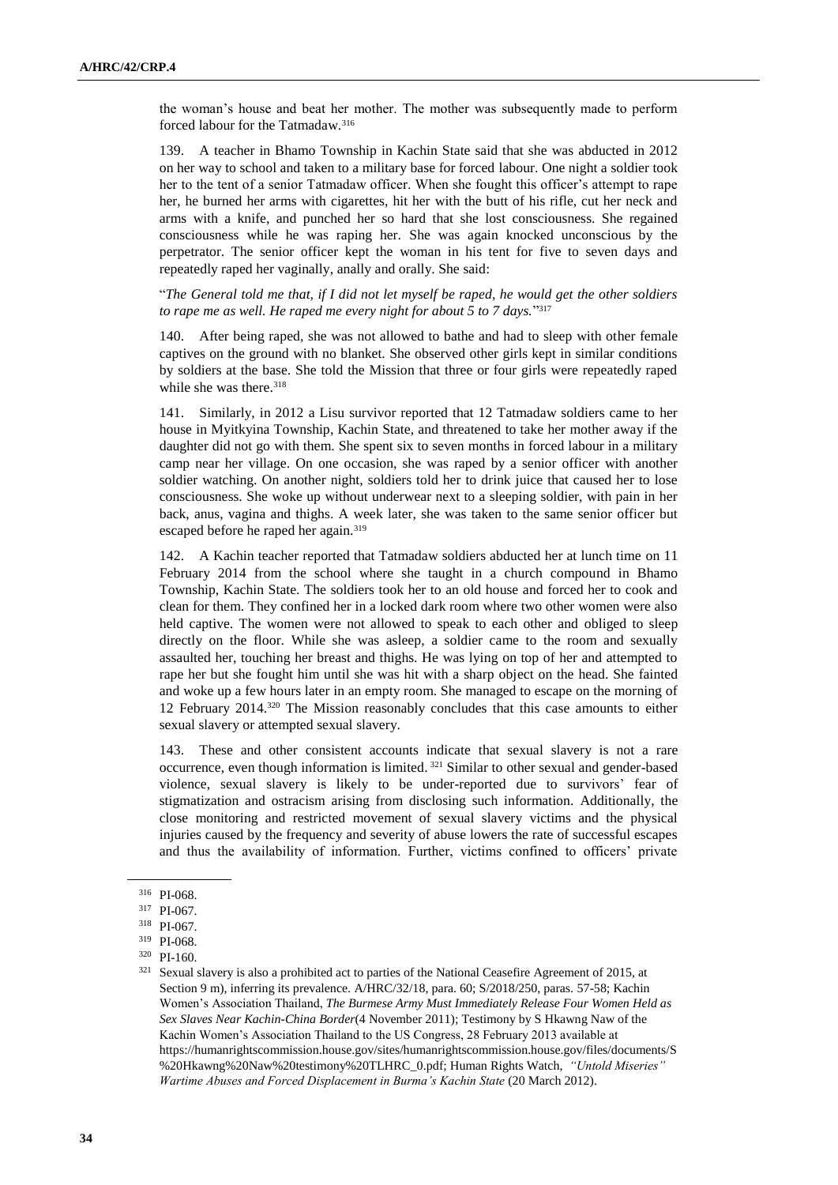the woman's house and beat her mother. The mother was subsequently made to perform forced labour for the Tatmadaw.[316]

139. A teacher in Bhamo Township in Kachin State said that she was abducted in 2012 on her way to school and taken to a military base for forced labour. One night a soldier took her to the tent of a senior Tatmadaw officer. When she fought this officer's attempt to rape her, he burned her arms with cigarettes, hit her with the butt of his rifle, cut her neck and arms with a knife, and punched her so hard that she lost consciousness. She regained consciousness while he was raping her. She was again knocked unconscious by the perpetrator. The senior officer kept the woman in his tent for five to seven days and repeatedly raped her vaginally, anally and orally. She said:

"*The General told me that, if I did not let myself be raped, he would get the other soldiers to rape me as well. He raped me every night for about 5 to 7 days.*"[317]

140. After being raped, she was not allowed to bathe and had to sleep with other female captives on the ground with no blanket. She observed other girls kept in similar conditions by soldiers at the base. She told the Mission that three or four girls were repeatedly raped while she was there.[318]

141. Similarly, in 2012 a Lisu survivor reported that 12 Tatmadaw soldiers came to her house in Myitkyina Township, Kachin State, and threatened to take her mother away if the daughter did not go with them. She spent six to seven months in forced labour in a military camp near her village. On one occasion, she was raped by a senior officer with another soldier watching. On another night, soldiers told her to drink juice that caused her to lose consciousness. She woke up without underwear next to a sleeping soldier, with pain in her back, anus, vagina and thighs. A week later, she was taken to the same senior officer but escaped before he raped her again.[319]

142. A Kachin teacher reported that Tatmadaw soldiers abducted her at lunch time on 11 February 2014 from the school where she taught in a church compound in Bhamo Township, Kachin State. The soldiers took her to an old house and forced her to cook and clean for them. They confined her in a locked dark room where two other women were also held captive. The women were not allowed to speak to each other and obliged to sleep directly on the floor. While she was asleep, a soldier came to the room and sexually assaulted her, touching her breast and thighs. He was lying on top of her and attempted to rape her but she fought him until she was hit with a sharp object on the head. She fainted and woke up a few hours later in an empty room. She managed to escape on the morning of 12 February 2014.[320] The Mission reasonably concludes that this case amounts to either sexual slavery or attempted sexual slavery.

143. These and other consistent accounts indicate that sexual slavery is not a rare occurrence, even though information is limited.[321] Similar to other sexual and gender-based violence, sexual slavery is likely to be under-reported due to survivors' fear of stigmatization and ostracism arising from disclosing such information. Additionally, the close monitoring and restricted movement of sexual slavery victims and the physical injuries caused by the frequency and severity of abuse lowers the rate of successful escapes and thus the availability of information. Further, victims confined to officers' private

---

[316] PI-068.

[317] PI-067.

[318] PI-067.

[319] PI-068.

[320] PI-160.

[321] Sexual slavery is also a prohibited act to parties of the National Ceasefire Agreement of 2015, at Section 9 m), inferring its prevalence. A/HRC/32/18, para. 60; S/2018/250, paras. 57-58; Kachin Women's Association Thailand, *The Burmese Army Must Immediately Release Four Women Held as Sex Slaves Near Kachin-China Border*(4 November 2011); Testimony by S Hkawng Naw of the Kachin Women's Association Thailand to the US Congress, 28 February 2013 available at https://humanrightscommission.house.gov/sites/humanrightscommission.house.gov/files/documents/S%20Hkawng%20Naw%20testimony%20TLHRC_0.pdf; Human Rights Watch, *"Untold Miseries" Wartime Abuses and Forced Displacement in Burma's Kachin State* (20 March 2012).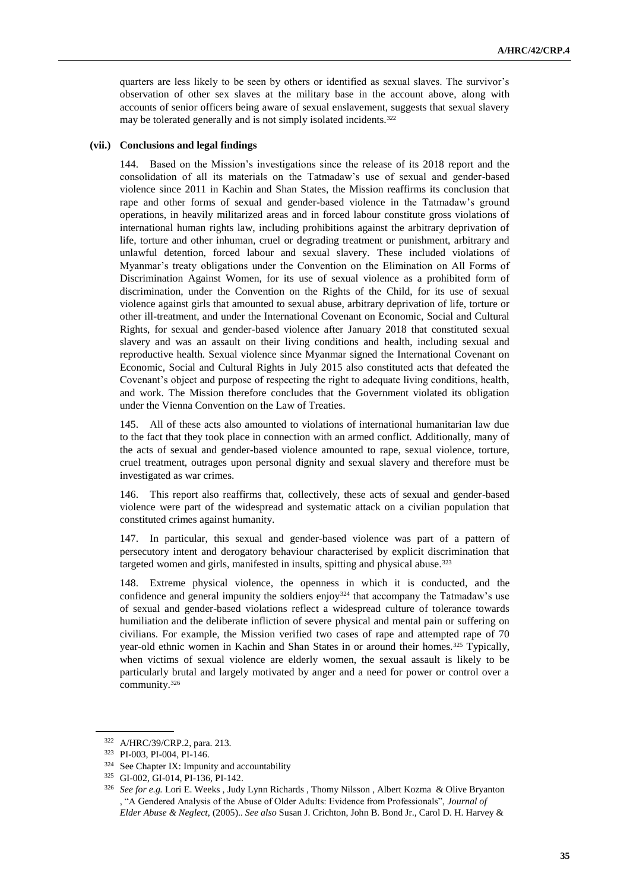quarters are less likely to be seen by others or identified as sexual slaves. The survivor's observation of other sex slaves at the military base in the account above, along with accounts of senior officers being aware of sexual enslavement, suggests that sexual slavery may be tolerated generally and is not simply isolated incidents.[322]

#### (vii.) Conclusions and legal findings

144. Based on the Mission's investigations since the release of its 2018 report and the consolidation of all its materials on the Tatmadaw's use of sexual and gender-based violence since 2011 in Kachin and Shan States, the Mission reaffirms its conclusion that rape and other forms of sexual and gender-based violence in the Tatmadaw's ground operations, in heavily militarized areas and in forced labour constitute gross violations of international human rights law, including prohibitions against the arbitrary deprivation of life, torture and other inhuman, cruel or degrading treatment or punishment, arbitrary and unlawful detention, forced labour and sexual slavery. These included violations of Myanmar's treaty obligations under the Convention on the Elimination on All Forms of Discrimination Against Women, for its use of sexual violence as a prohibited form of discrimination, under the Convention on the Rights of the Child, for its use of sexual violence against girls that amounted to sexual abuse, arbitrary deprivation of life, torture or other ill-treatment, and under the International Covenant on Economic, Social and Cultural Rights, for sexual and gender-based violence after January 2018 that constituted sexual slavery and was an assault on their living conditions and health, including sexual and reproductive health. Sexual violence since Myanmar signed the International Covenant on Economic, Social and Cultural Rights in July 2015 also constituted acts that defeated the Covenant's object and purpose of respecting the right to adequate living conditions, health, and work. The Mission therefore concludes that the Government violated its obligation under the Vienna Convention on the Law of Treaties.

145. All of these acts also amounted to violations of international humanitarian law due to the fact that they took place in connection with an armed conflict. Additionally, many of the acts of sexual and gender-based violence amounted to rape, sexual violence, torture, cruel treatment, outrages upon personal dignity and sexual slavery and therefore must be investigated as war crimes.

146. This report also reaffirms that, collectively, these acts of sexual and gender-based violence were part of the widespread and systematic attack on a civilian population that constituted crimes against humanity.

147. In particular, this sexual and gender-based violence was part of a pattern of persecutory intent and derogatory behaviour characterised by explicit discrimination that targeted women and girls, manifested in insults, spitting and physical abuse.[323]

148. Extreme physical violence, the openness in which it is conducted, and the confidence and general impunity the soldiers enjoy[324] that accompany the Tatmadaw's use of sexual and gender-based violations reflect a widespread culture of tolerance towards humiliation and the deliberate infliction of severe physical and mental pain or suffering on civilians. For example, the Mission verified two cases of rape and attempted rape of 70 year-old ethnic women in Kachin and Shan States in or around their homes.[325] Typically, when victims of sexual violence are elderly women, the sexual assault is likely to be particularly brutal and largely motivated by anger and a need for power or control over a community.[326]

---

[322] A/HRC/39/CRP.2, para. 213.

[323] PI-003, PI-004, PI-146.

[324] See Chapter IX: Impunity and accountability

[325] GI-002, GI-014, PI-136, PI-142.

[326] *See for e.g.* Lori E. Weeks , Judy Lynn Richards , Thomy Nilsson , Albert Kozma & Olive Bryanton , "A Gendered Analysis of the Abuse of Older Adults: Evidence from Professionals", *Journal of Elder Abuse & Neglect*, (2005).. *See also* Susan J. Crichton, John B. Bond Jr., Carol D. H. Harvey &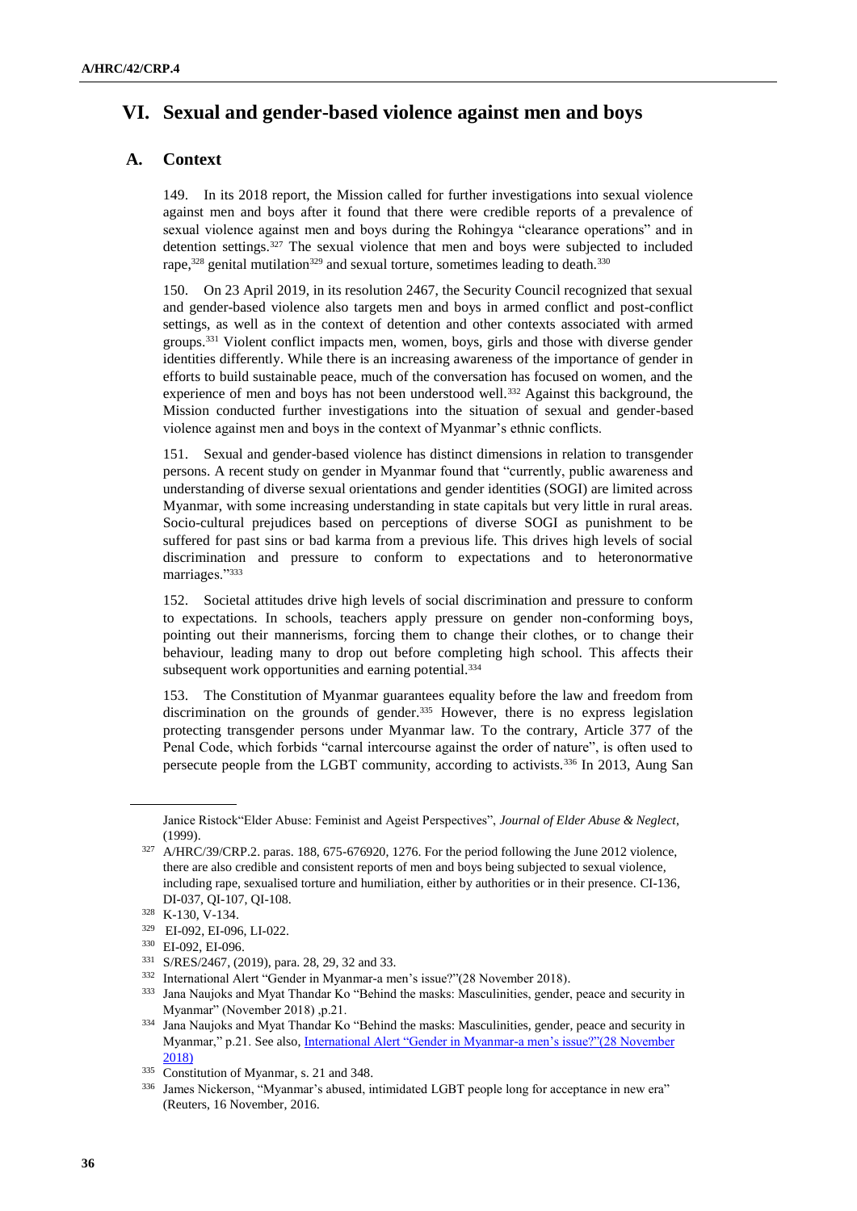## VI. Sexual and gender-based violence against men and boys

### A. Context

149. In its 2018 report, the Mission called for further investigations into sexual violence against men and boys after it found that there were credible reports of a prevalence of sexual violence against men and boys during the Rohingya "clearance operations" and in detention settings.[327] The sexual violence that men and boys were subjected to included rape,[328] genital mutilation[329] and sexual torture, sometimes leading to death.[330]

150. On 23 April 2019, in its resolution 2467, the Security Council recognized that sexual and gender-based violence also targets men and boys in armed conflict and post-conflict settings, as well as in the context of detention and other contexts associated with armed groups.[331] Violent conflict impacts men, women, boys, girls and those with diverse gender identities differently. While there is an increasing awareness of the importance of gender in efforts to build sustainable peace, much of the conversation has focused on women, and the experience of men and boys has not been understood well.[332] Against this background, the Mission conducted further investigations into the situation of sexual and gender-based violence against men and boys in the context of Myanmar's ethnic conflicts.

151. Sexual and gender-based violence has distinct dimensions in relation to transgender persons. A recent study on gender in Myanmar found that "currently, public awareness and understanding of diverse sexual orientations and gender identities (SOGI) are limited across Myanmar, with some increasing understanding in state capitals but very little in rural areas. Socio-cultural prejudices based on perceptions of diverse SOGI as punishment to be suffered for past sins or bad karma from a previous life. This drives high levels of social discrimination and pressure to conform to expectations and to heteronormative marriages."[333]

152. Societal attitudes drive high levels of social discrimination and pressure to conform to expectations. In schools, teachers apply pressure on gender non-conforming boys, pointing out their mannerisms, forcing them to change their clothes, or to change their behaviour, leading many to drop out before completing high school. This affects their subsequent work opportunities and earning potential.[334]

153. The Constitution of Myanmar guarantees equality before the law and freedom from discrimination on the grounds of gender.[335] However, there is no express legislation protecting transgender persons under Myanmar law. To the contrary, Article 377 of the Penal Code, which forbids "carnal intercourse against the order of nature", is often used to persecute people from the LGBT community, according to activists.[336] In 2013, Aung San

---

Janice Ristock"Elder Abuse: Feminist and Ageist Perspectives", *Journal of Elder Abuse & Neglect*, (1999).

[327] A/HRC/39/CRP.2. paras. 188, 675-676920, 1276. For the period following the June 2012 violence, there are also credible and consistent reports of men and boys being subjected to sexual violence, including rape, sexualised torture and humiliation, either by authorities or in their presence. CI-136, DI-037, QI-107, QI-108.

[328] K-130, V-134.

[329] EI-092, EI-096, LI-022.

[330] EI-092, EI-096.

[331] S/RES/2467, (2019), para. 28, 29, 32 and 33.

[332] International Alert "Gender in Myanmar-a men's issue?"(28 November 2018).

[333] Jana Naujoks and Myat Thandar Ko "Behind the masks: Masculinities, gender, peace and security in Myanmar" (November 2018) ,p.21.

[334] Jana Naujoks and Myat Thandar Ko "Behind the masks: Masculinities, gender, peace and security in Myanmar," p.21. See also, International Alert "Gender in Myanmar-a men's issue?"(28 November 2018)

[335] Constitution of Myanmar, s. 21 and 348.

[336] James Nickerson, "Myanmar's abused, intimidated LGBT people long for acceptance in new era" (Reuters, 16 November, 2016.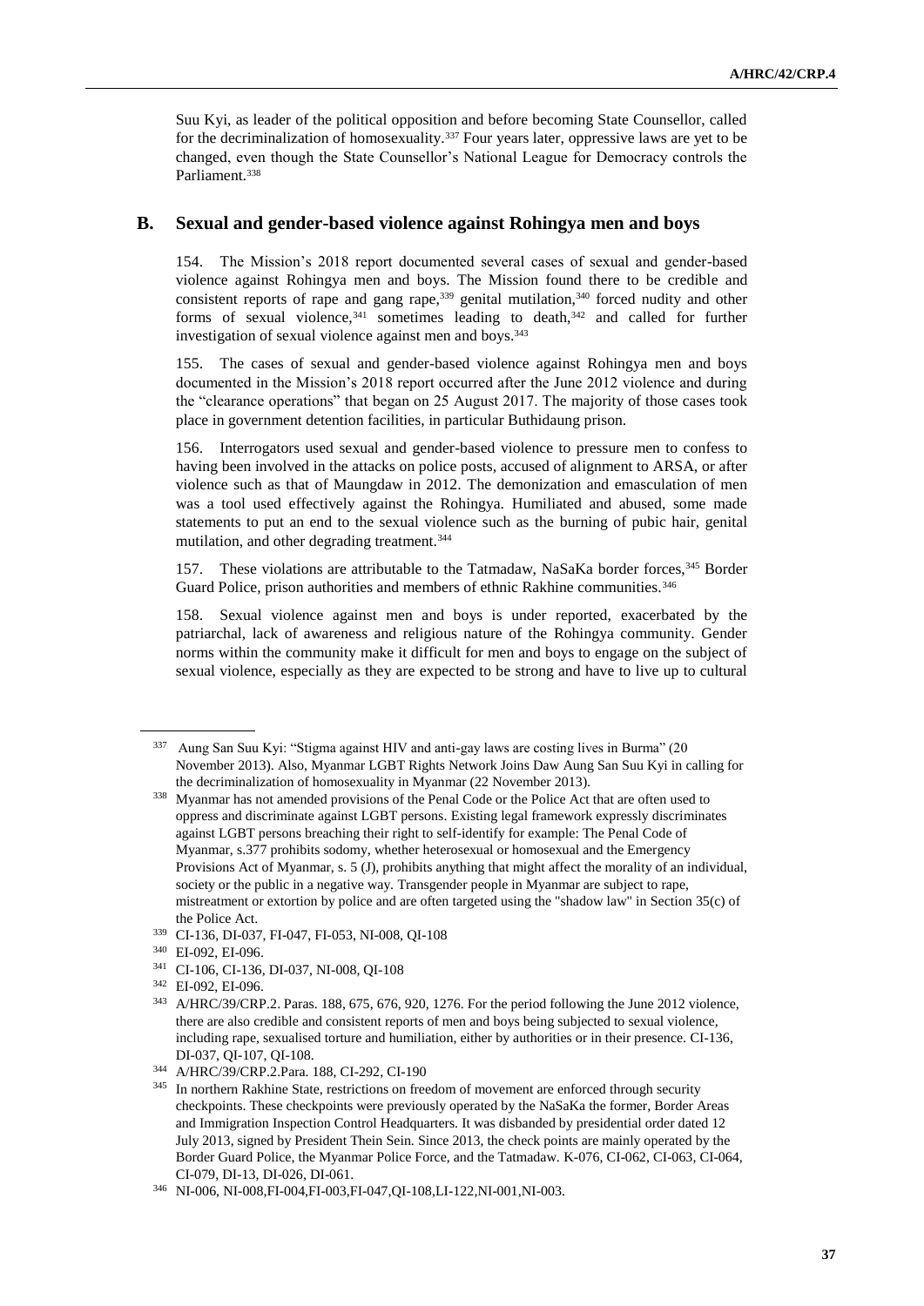Suu Kyi, as leader of the political opposition and before becoming State Counsellor, called for the decriminalization of homosexuality.[337] Four years later, oppressive laws are yet to be changed, even though the State Counsellor's National League for Democracy controls the Parliament.[338]

## B. Sexual and gender-based violence against Rohingya men and boys

154. The Mission's 2018 report documented several cases of sexual and gender-based violence against Rohingya men and boys. The Mission found there to be credible and consistent reports of rape and gang rape,[339] genital mutilation,[340] forced nudity and other forms of sexual violence,[341] sometimes leading to death,[342] and called for further investigation of sexual violence against men and boys.[343]

155. The cases of sexual and gender-based violence against Rohingya men and boys documented in the Mission's 2018 report occurred after the June 2012 violence and during the "clearance operations" that began on 25 August 2017. The majority of those cases took place in government detention facilities, in particular Buthidaung prison.

156. Interrogators used sexual and gender-based violence to pressure men to confess to having been involved in the attacks on police posts, accused of alignment to ARSA, or after violence such as that of Maungdaw in 2012. The demonization and emasculation of men was a tool used effectively against the Rohingya. Humiliated and abused, some made statements to put an end to the sexual violence such as the burning of pubic hair, genital mutilation, and other degrading treatment.[344]

157. These violations are attributable to the Tatmadaw, NaSaKa border forces,[345] Border Guard Police, prison authorities and members of ethnic Rakhine communities.[346]

158. Sexual violence against men and boys is under reported, exacerbated by the patriarchal, lack of awareness and religious nature of the Rohingya community. Gender norms within the community make it difficult for men and boys to engage on the subject of sexual violence, especially as they are expected to be strong and have to live up to cultural

---

[337] Aung San Suu Kyi: "Stigma against HIV and anti-gay laws are costing lives in Burma" (20 November 2013). Also, Myanmar LGBT Rights Network Joins Daw Aung San Suu Kyi in calling for the decriminalization of homosexuality in Myanmar (22 November 2013).

[338] Myanmar has not amended provisions of the Penal Code or the Police Act that are often used to oppress and discriminate against LGBT persons. Existing legal framework expressly discriminates against LGBT persons breaching their right to self-identify for example: The Penal Code of Myanmar, s.377 prohibits sodomy, whether heterosexual or homosexual and the Emergency Provisions Act of Myanmar, s. 5 (J), prohibits anything that might affect the morality of an individual, society or the public in a negative way. Transgender people in Myanmar are subject to rape, mistreatment or extortion by police and are often targeted using the "shadow law" in Section 35(c) of the Police Act.

[339] CI-136, DI-037, FI-047, FI-053, NI-008, QI-108

[340] EI-092, EI-096.

[341] CI-106, CI-136, DI-037, NI-008, QI-108

[342] EI-092, EI-096.

[343] A/HRC/39/CRP.2. Paras. 188, 675, 676, 920, 1276. For the period following the June 2012 violence, there are also credible and consistent reports of men and boys being subjected to sexual violence, including rape, sexualised torture and humiliation, either by authorities or in their presence. CI-136, DI-037, QI-107, QI-108.

[344] A/HRC/39/CRP.2.Para. 188, CI-292, CI-190

[345] In northern Rakhine State, restrictions on freedom of movement are enforced through security checkpoints. These checkpoints were previously operated by the NaSaKa the former, Border Areas and Immigration Inspection Control Headquarters. It was disbanded by presidential order dated 12 July 2013, signed by President Thein Sein. Since 2013, the check points are mainly operated by the Border Guard Police, the Myanmar Police Force, and the Tatmadaw. K-076, CI-062, CI-063, CI-064, CI-079, DI-13, DI-026, DI-061.

[346] NI-006, NI-008,FI-004,FI-003,FI-047,QI-108,LI-122,NI-001,NI-003.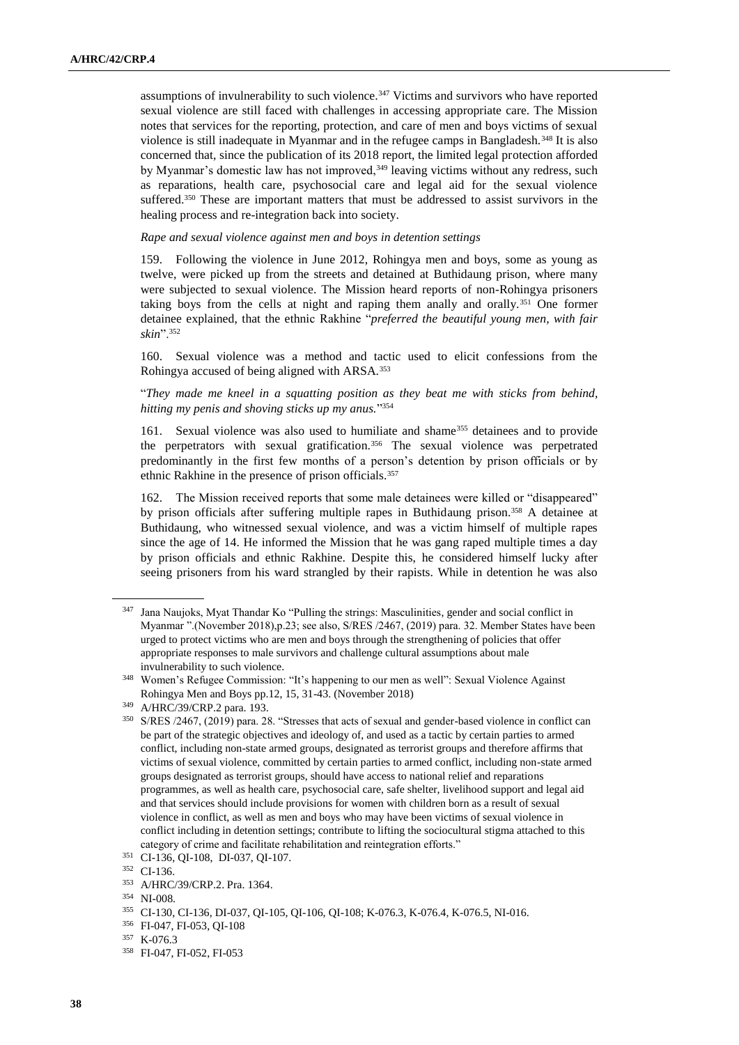assumptions of invulnerability to such violence.[347] Victims and survivors who have reported sexual violence are still faced with challenges in accessing appropriate care. The Mission notes that services for the reporting, protection, and care of men and boys victims of sexual violence is still inadequate in Myanmar and in the refugee camps in Bangladesh.[348] It is also concerned that, since the publication of its 2018 report, the limited legal protection afforded by Myanmar's domestic law has not improved,[349] leaving victims without any redress, such as reparations, health care, psychosocial care and legal aid for the sexual violence suffered.[350] These are important matters that must be addressed to assist survivors in the healing process and re-integration back into society.

*Rape and sexual violence against men and boys in detention settings*

159. Following the violence in June 2012, Rohingya men and boys, some as young as twelve, were picked up from the streets and detained at Buthidaung prison, where many were subjected to sexual violence. The Mission heard reports of non-Rohingya prisoners taking boys from the cells at night and raping them anally and orally.[351] One former detainee explained, that the ethnic Rakhine "*preferred the beautiful young men, with fair skin*".[352]

160. Sexual violence was a method and tactic used to elicit confessions from the Rohingya accused of being aligned with ARSA.[353]

"*They made me kneel in a squatting position as they beat me with sticks from behind, hitting my penis and shoving sticks up my anus.*"[354]

161. Sexual violence was also used to humiliate and shame[355] detainees and to provide the perpetrators with sexual gratification.[356] The sexual violence was perpetrated predominantly in the first few months of a person's detention by prison officials or by ethnic Rakhine in the presence of prison officials.[357]

162. The Mission received reports that some male detainees were killed or "disappeared" by prison officials after suffering multiple rapes in Buthidaung prison.[358] A detainee at Buthidaung, who witnessed sexual violence, and was a victim himself of multiple rapes since the age of 14. He informed the Mission that he was gang raped multiple times a day by prison officials and ethnic Rakhine. Despite this, he considered himself lucky after seeing prisoners from his ward strangled by their rapists. While in detention he was also

---

[347] Jana Naujoks, Myat Thandar Ko "Pulling the strings: Masculinities, gender and social conflict in Myanmar ".(November 2018),p.23; see also, S/RES /2467, (2019) para. 32. Member States have been urged to protect victims who are men and boys through the strengthening of policies that offer appropriate responses to male survivors and challenge cultural assumptions about male invulnerability to such violence.

[348] Women's Refugee Commission: "It's happening to our men as well": Sexual Violence Against Rohingya Men and Boys pp.12, 15, 31-43. (November 2018)

[349] A/HRC/39/CRP.2 para. 193.

[350] S/RES /2467, (2019) para. 28. "Stresses that acts of sexual and gender-based violence in conflict can be part of the strategic objectives and ideology of, and used as a tactic by certain parties to armed conflict, including non-state armed groups, designated as terrorist groups and therefore affirms that victims of sexual violence, committed by certain parties to armed conflict, including non-state armed groups designated as terrorist groups, should have access to national relief and reparations programmes, as well as health care, psychosocial care, safe shelter, livelihood support and legal aid and that services should include provisions for women with children born as a result of sexual violence in conflict, as well as men and boys who may have been victims of sexual violence in conflict including in detention settings; contribute to lifting the sociocultural stigma attached to this category of crime and facilitate rehabilitation and reintegration efforts."

[351] CI-136, QI-108, DI-037, QI-107.

[352] CI-136.

[353] A/HRC/39/CRP.2. Pra. 1364.

[354] NI-008.

[355] CI-130, CI-136, DI-037, QI-105, QI-106, QI-108; K-076.3, K-076.4, K-076.5, NI-016.

[356] FI-047, FI-053, QI-108

[357] K-076.3

[358] FI-047, FI-052, FI-053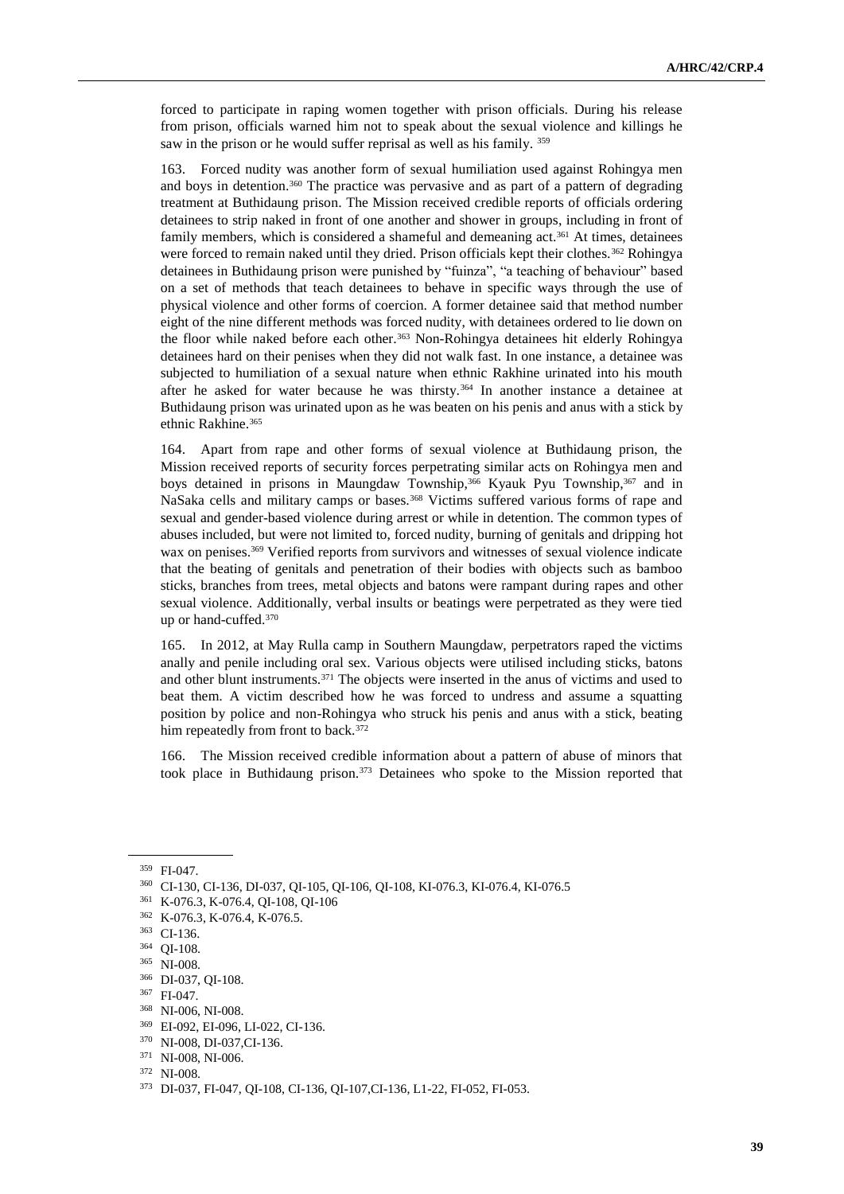forced to participate in raping women together with prison officials. During his release from prison, officials warned him not to speak about the sexual violence and killings he saw in the prison or he would suffer reprisal as well as his family. [359]

163. Forced nudity was another form of sexual humiliation used against Rohingya men and boys in detention.[360] The practice was pervasive and as part of a pattern of degrading treatment at Buthidaung prison. The Mission received credible reports of officials ordering detainees to strip naked in front of one another and shower in groups, including in front of family members, which is considered a shameful and demeaning act.[361] At times, detainees were forced to remain naked until they dried. Prison officials kept their clothes.[362] Rohingya detainees in Buthidaung prison were punished by "fuinza", "a teaching of behaviour" based on a set of methods that teach detainees to behave in specific ways through the use of physical violence and other forms of coercion. A former detainee said that method number eight of the nine different methods was forced nudity, with detainees ordered to lie down on the floor while naked before each other.[363] Non-Rohingya detainees hit elderly Rohingya detainees hard on their penises when they did not walk fast. In one instance, a detainee was subjected to humiliation of a sexual nature when ethnic Rakhine urinated into his mouth after he asked for water because he was thirsty.[364] In another instance a detainee at Buthidaung prison was urinated upon as he was beaten on his penis and anus with a stick by ethnic Rakhine.[365]

164. Apart from rape and other forms of sexual violence at Buthidaung prison, the Mission received reports of security forces perpetrating similar acts on Rohingya men and boys detained in prisons in Maungdaw Township,[366] Kyauk Pyu Township,[367] and in NaSaka cells and military camps or bases.[368] Victims suffered various forms of rape and sexual and gender-based violence during arrest or while in detention. The common types of abuses included, but were not limited to, forced nudity, burning of genitals and dripping hot wax on penises.[369] Verified reports from survivors and witnesses of sexual violence indicate that the beating of genitals and penetration of their bodies with objects such as bamboo sticks, branches from trees, metal objects and batons were rampant during rapes and other sexual violence. Additionally, verbal insults or beatings were perpetrated as they were tied up or hand-cuffed.[370]

165. In 2012, at May Rulla camp in Southern Maungdaw, perpetrators raped the victims anally and penile including oral sex. Various objects were utilised including sticks, batons and other blunt instruments.[371] The objects were inserted in the anus of victims and used to beat them. A victim described how he was forced to undress and assume a squatting position by police and non-Rohingya who struck his penis and anus with a stick, beating him repeatedly from front to back.[372]

166. The Mission received credible information about a pattern of abuse of minors that took place in Buthidaung prison.[373] Detainees who spoke to the Mission reported that

---

[359] FI-047.

[360] CI-130, CI-136, DI-037, QI-105, QI-106, QI-108, KI-076.3, KI-076.4, KI-076.5

[361] K-076.3, K-076.4, QI-108, QI-106

[362] K-076.3, K-076.4, K-076.5.

[363] CI-136.

[364] QI-108.

[365] NI-008.

[366] DI-037, QI-108.

[367] FI-047.

[368] NI-006, NI-008.

[369] EI-092, EI-096, LI-022, CI-136.

[370] NI-008, DI-037,CI-136.

[371] NI-008, NI-006.

[372] NI-008.

[373] DI-037, FI-047, QI-108, CI-136, QI-107,CI-136, L1-22, FI-052, FI-053.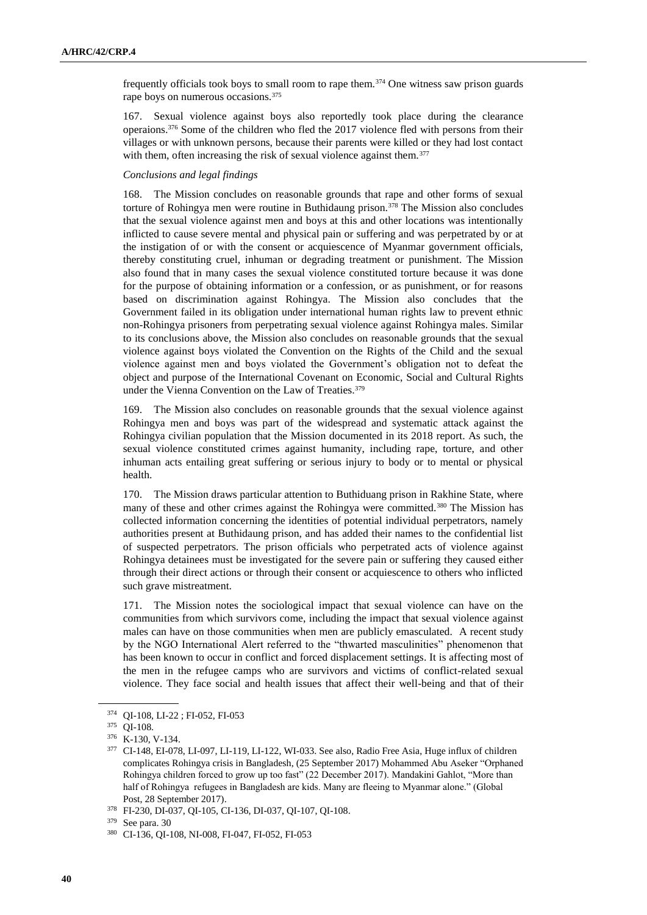frequently officials took boys to small room to rape them.[374] One witness saw prison guards rape boys on numerous occasions.[375]

167. Sexual violence against boys also reportedly took place during the clearance operaions.[376] Some of the children who fled the 2017 violence fled with persons from their villages or with unknown persons, because their parents were killed or they had lost contact with them, often increasing the risk of sexual violence against them.[377]

*Conclusions and legal findings*

168. The Mission concludes on reasonable grounds that rape and other forms of sexual torture of Rohingya men were routine in Buthidaung prison.[378] The Mission also concludes that the sexual violence against men and boys at this and other locations was intentionally inflicted to cause severe mental and physical pain or suffering and was perpetrated by or at the instigation of or with the consent or acquiescence of Myanmar government officials, thereby constituting cruel, inhuman or degrading treatment or punishment. The Mission also found that in many cases the sexual violence constituted torture because it was done for the purpose of obtaining information or a confession, or as punishment, or for reasons based on discrimination against Rohingya. The Mission also concludes that the Government failed in its obligation under international human rights law to prevent ethnic non-Rohingya prisoners from perpetrating sexual violence against Rohingya males. Similar to its conclusions above, the Mission also concludes on reasonable grounds that the sexual violence against boys violated the Convention on the Rights of the Child and the sexual violence against men and boys violated the Government's obligation not to defeat the object and purpose of the International Covenant on Economic, Social and Cultural Rights under the Vienna Convention on the Law of Treaties.[379]

169. The Mission also concludes on reasonable grounds that the sexual violence against Rohingya men and boys was part of the widespread and systematic attack against the Rohingya civilian population that the Mission documented in its 2018 report. As such, the sexual violence constituted crimes against humanity, including rape, torture, and other inhuman acts entailing great suffering or serious injury to body or to mental or physical health.

170. The Mission draws particular attention to Buthiduang prison in Rakhine State, where many of these and other crimes against the Rohingya were committed.[380] The Mission has collected information concerning the identities of potential individual perpetrators, namely authorities present at Buthidaung prison, and has added their names to the confidential list of suspected perpetrators. The prison officials who perpetrated acts of violence against Rohingya detainees must be investigated for the severe pain or suffering they caused either through their direct actions or through their consent or acquiescence to others who inflicted such grave mistreatment.

171. The Mission notes the sociological impact that sexual violence can have on the communities from which survivors come, including the impact that sexual violence against males can have on those communities when men are publicly emasculated. A recent study by the NGO International Alert referred to the "thwarted masculinities" phenomenon that has been known to occur in conflict and forced displacement settings. It is affecting most of the men in the refugee camps who are survivors and victims of conflict-related sexual violence. They face social and health issues that affect their well-being and that of their

---

[374] QI-108, LI-22 ; FI-052, FI-053

[375] QI-108.

[376] K-130, V-134.

[377] CI-148, EI-078, LI-097, LI-119, LI-122, WI-033. See also, Radio Free Asia, Huge influx of children complicates Rohingya crisis in Bangladesh, (25 September 2017) Mohammed Abu Aseker "Orphaned Rohingya children forced to grow up too fast" (22 December 2017). Mandakini Gahlot, "More than half of Rohingya refugees in Bangladesh are kids. Many are fleeing to Myanmar alone." (Global Post, 28 September 2017).

[378] FI-230, DI-037, QI-105, CI-136, DI-037, QI-107, QI-108.

[379] See para. 30

[380] CI-136, QI-108, NI-008, FI-047, FI-052, FI-053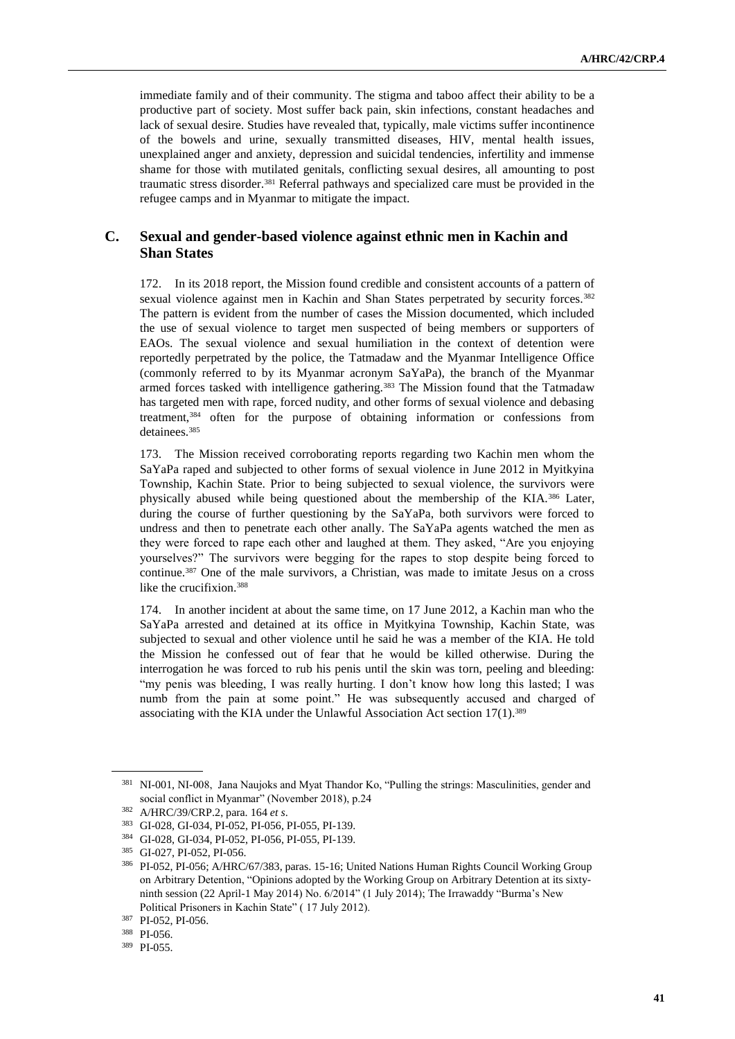immediate family and of their community. The stigma and taboo affect their ability to be a productive part of society. Most suffer back pain, skin infections, constant headaches and lack of sexual desire. Studies have revealed that, typically, male victims suffer incontinence of the bowels and urine, sexually transmitted diseases, HIV, mental health issues, unexplained anger and anxiety, depression and suicidal tendencies, infertility and immense shame for those with mutilated genitals, conflicting sexual desires, all amounting to post traumatic stress disorder.[381] Referral pathways and specialized care must be provided in the refugee camps and in Myanmar to mitigate the impact.

## C. Sexual and gender-based violence against ethnic men in Kachin and Shan States

172. In its 2018 report, the Mission found credible and consistent accounts of a pattern of sexual violence against men in Kachin and Shan States perpetrated by security forces.[382] The pattern is evident from the number of cases the Mission documented, which included the use of sexual violence to target men suspected of being members or supporters of EAOs. The sexual violence and sexual humiliation in the context of detention were reportedly perpetrated by the police, the Tatmadaw and the Myanmar Intelligence Office (commonly referred to by its Myanmar acronym SaYaPa), the branch of the Myanmar armed forces tasked with intelligence gathering.[383] The Mission found that the Tatmadaw has targeted men with rape, forced nudity, and other forms of sexual violence and debasing treatment,[384] often for the purpose of obtaining information or confessions from detainees.[385]

173. The Mission received corroborating reports regarding two Kachin men whom the SaYaPa raped and subjected to other forms of sexual violence in June 2012 in Myitkyina Township, Kachin State. Prior to being subjected to sexual violence, the survivors were physically abused while being questioned about the membership of the KIA.[386] Later, during the course of further questioning by the SaYaPa, both survivors were forced to undress and then to penetrate each other anally. The SaYaPa agents watched the men as they were forced to rape each other and laughed at them. They asked, "Are you enjoying yourselves?" The survivors were begging for the rapes to stop despite being forced to continue.[387] One of the male survivors, a Christian, was made to imitate Jesus on a cross like the crucifixion.[388]

174. In another incident at about the same time, on 17 June 2012, a Kachin man who the SaYaPa arrested and detained at its office in Myitkyina Township, Kachin State, was subjected to sexual and other violence until he said he was a member of the KIA. He told the Mission he confessed out of fear that he would be killed otherwise. During the interrogation he was forced to rub his penis until the skin was torn, peeling and bleeding: "my penis was bleeding, I was really hurting. I don't know how long this lasted; I was numb from the pain at some point." He was subsequently accused and charged of associating with the KIA under the Unlawful Association Act section 17(1).[389]

---

[381] NI-001, NI-008, Jana Naujoks and Myat Thandor Ko, "Pulling the strings: Masculinities, gender and social conflict in Myanmar" (November 2018), p.24

[382] A/HRC/39/CRP.2, para. 164 *et s*.

[383] GI-028, GI-034, PI-052, PI-056, PI-055, PI-139.

[384] GI-028, GI-034, PI-052, PI-056, PI-055, PI-139.

[385] GI-027, PI-052, PI-056.

[386] PI-052, PI-056; A/HRC/67/383, paras. 15-16; United Nations Human Rights Council Working Group on Arbitrary Detention, "Opinions adopted by the Working Group on Arbitrary Detention at its sixty-ninth session (22 April-1 May 2014) No. 6/2014" (1 July 2014); The Irrawaddy "Burma's New Political Prisoners in Kachin State" ( 17 July 2012).

[387] PI-052, PI-056.

[388] PI-056.

[389] PI-055.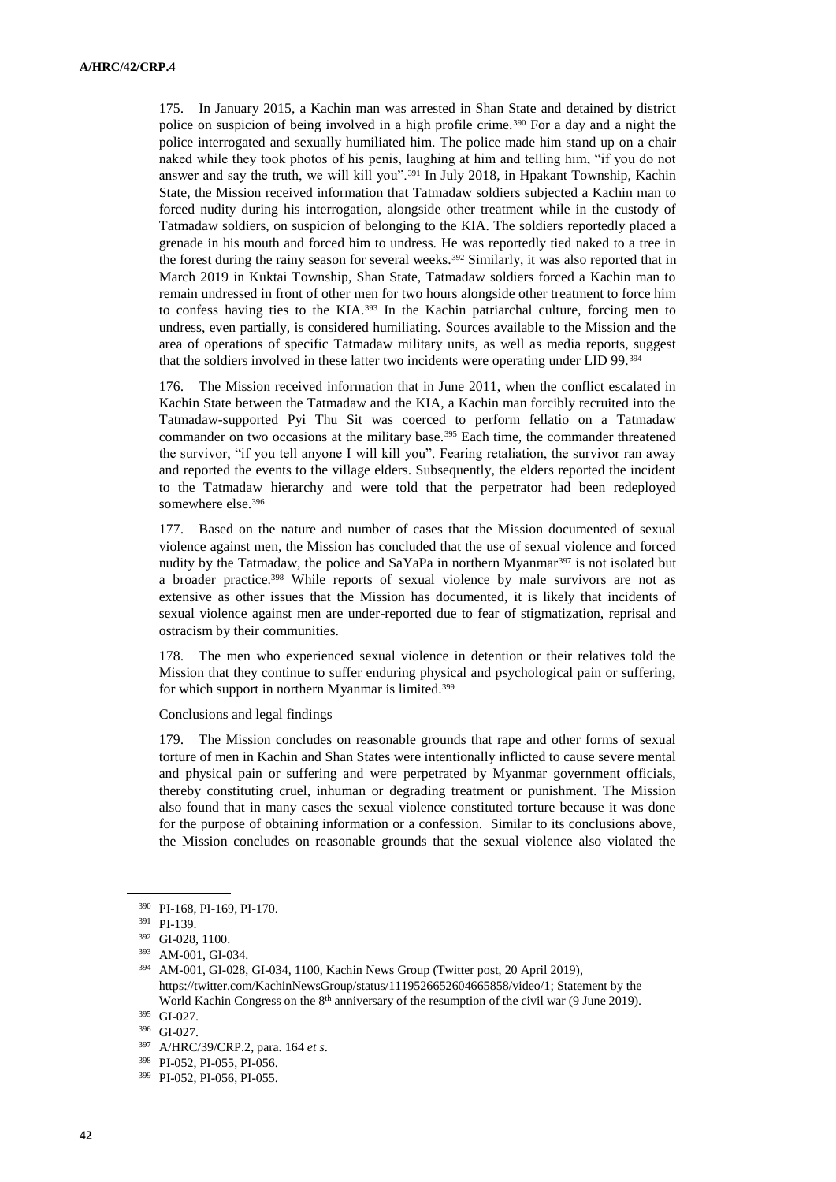175. In January 2015, a Kachin man was arrested in Shan State and detained by district police on suspicion of being involved in a high profile crime.[390] For a day and a night the police interrogated and sexually humiliated him. The police made him stand up on a chair naked while they took photos of his penis, laughing at him and telling him, "if you do not answer and say the truth, we will kill you".[391] In July 2018, in Hpakant Township, Kachin State, the Mission received information that Tatmadaw soldiers subjected a Kachin man to forced nudity during his interrogation, alongside other treatment while in the custody of Tatmadaw soldiers, on suspicion of belonging to the KIA. The soldiers reportedly placed a grenade in his mouth and forced him to undress. He was reportedly tied naked to a tree in the forest during the rainy season for several weeks.[392] Similarly, it was also reported that in March 2019 in Kuktai Township, Shan State, Tatmadaw soldiers forced a Kachin man to remain undressed in front of other men for two hours alongside other treatment to force him to confess having ties to the KIA.[393] In the Kachin patriarchal culture, forcing men to undress, even partially, is considered humiliating. Sources available to the Mission and the area of operations of specific Tatmadaw military units, as well as media reports, suggest that the soldiers involved in these latter two incidents were operating under LID 99.[394]

176. The Mission received information that in June 2011, when the conflict escalated in Kachin State between the Tatmadaw and the KIA, a Kachin man forcibly recruited into the Tatmadaw-supported Pyi Thu Sit was coerced to perform fellatio on a Tatmadaw commander on two occasions at the military base.[395] Each time, the commander threatened the survivor, "if you tell anyone I will kill you". Fearing retaliation, the survivor ran away and reported the events to the village elders. Subsequently, the elders reported the incident to the Tatmadaw hierarchy and were told that the perpetrator had been redeployed somewhere else.[396]

177. Based on the nature and number of cases that the Mission documented of sexual violence against men, the Mission has concluded that the use of sexual violence and forced nudity by the Tatmadaw, the police and SaYaPa in northern Myanmar[397] is not isolated but a broader practice.[398] While reports of sexual violence by male survivors are not as extensive as other issues that the Mission has documented, it is likely that incidents of sexual violence against men are under-reported due to fear of stigmatization, reprisal and ostracism by their communities.

178. The men who experienced sexual violence in detention or their relatives told the Mission that they continue to suffer enduring physical and psychological pain or suffering, for which support in northern Myanmar is limited.[399]

Conclusions and legal findings

179. The Mission concludes on reasonable grounds that rape and other forms of sexual torture of men in Kachin and Shan States were intentionally inflicted to cause severe mental and physical pain or suffering and were perpetrated by Myanmar government officials, thereby constituting cruel, inhuman or degrading treatment or punishment. The Mission also found that in many cases the sexual violence constituted torture because it was done for the purpose of obtaining information or a confession. Similar to its conclusions above, the Mission concludes on reasonable grounds that the sexual violence also violated the

---

[390] PI-168, PI-169, PI-170.

[391] PI-139.

[392] GI-028, 1100.

[393] AM-001, GI-034.

[394] AM-001, GI-028, GI-034, 1100, Kachin News Group (Twitter post, 20 April 2019), https://twitter.com/KachinNewsGroup/status/1119526652604665858/video/1; Statement by the World Kachin Congress on the 8th anniversary of the resumption of the civil war (9 June 2019).

[395] GI-027.

[396] GI-027.

[397] A/HRC/39/CRP.2, para. 164 *et s*.

[398] PI-052, PI-055, PI-056.

[399] PI-052, PI-056, PI-055.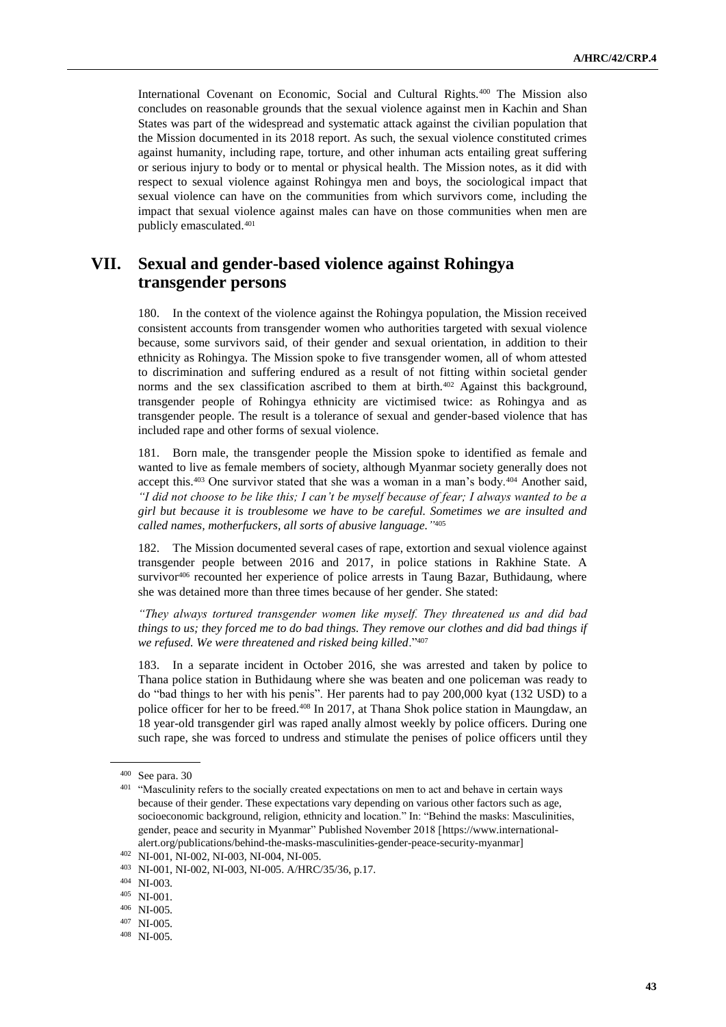International Covenant on Economic, Social and Cultural Rights.[400] The Mission also concludes on reasonable grounds that the sexual violence against men in Kachin and Shan States was part of the widespread and systematic attack against the civilian population that the Mission documented in its 2018 report. As such, the sexual violence constituted crimes against humanity, including rape, torture, and other inhuman acts entailing great suffering or serious injury to body or to mental or physical health. The Mission notes, as it did with respect to sexual violence against Rohingya men and boys, the sociological impact that sexual violence can have on the communities from which survivors come, including the impact that sexual violence against males can have on those communities when men are publicly emasculated.[401]

# VII. Sexual and gender-based violence against Rohingya transgender persons

180. In the context of the violence against the Rohingya population, the Mission received consistent accounts from transgender women who authorities targeted with sexual violence because, some survivors said, of their gender and sexual orientation, in addition to their ethnicity as Rohingya. The Mission spoke to five transgender women, all of whom attested to discrimination and suffering endured as a result of not fitting within societal gender norms and the sex classification ascribed to them at birth.[402] Against this background, transgender people of Rohingya ethnicity are victimised twice: as Rohingya and as transgender people. The result is a tolerance of sexual and gender-based violence that has included rape and other forms of sexual violence.

181. Born male, the transgender people the Mission spoke to identified as female and wanted to live as female members of society, although Myanmar society generally does not accept this.[403] One survivor stated that she was a woman in a man's body.[404] Another said, *"I did not choose to be like this; I can't be myself because of fear; I always wanted to be a girl but because it is troublesome we have to be careful. Sometimes we are insulted and called names, motherfuckers, all sorts of abusive language."*[405]

182. The Mission documented several cases of rape, extortion and sexual violence against transgender people between 2016 and 2017, in police stations in Rakhine State. A survivor[406] recounted her experience of police arrests in Taung Bazar, Buthidaung, where she was detained more than three times because of her gender. She stated:

*"They always tortured transgender women like myself. They threatened us and did bad things to us; they forced me to do bad things. They remove our clothes and did bad things if we refused. We were threatened and risked being killed*."[407]

183. In a separate incident in October 2016, she was arrested and taken by police to Thana police station in Buthidaung where she was beaten and one policeman was ready to do "bad things to her with his penis". Her parents had to pay 200,000 kyat (132 USD) to a police officer for her to be freed.[408] In 2017, at Thana Shok police station in Maungdaw, an 18 year-old transgender girl was raped anally almost weekly by police officers. During one such rape, she was forced to undress and stimulate the penises of police officers until they

---

[400] See para. 30

[401] "Masculinity refers to the socially created expectations on men to act and behave in certain ways because of their gender. These expectations vary depending on various other factors such as age, socioeconomic background, religion, ethnicity and location." In: "Behind the masks: Masculinities, gender, peace and security in Myanmar" Published November 2018 [https://www.international-alert.org/publications/behind-the-masks-masculinities-gender-peace-security-myanmar]

[402] NI-001, NI-002, NI-003, NI-004, NI-005.

[403] NI-001, NI-002, NI-003, NI-005. A/HRC/35/36, p.17.

[404] NI-003.

[405] NI-001.

[406] NI-005.

[407] NI-005.

[408] NI-005.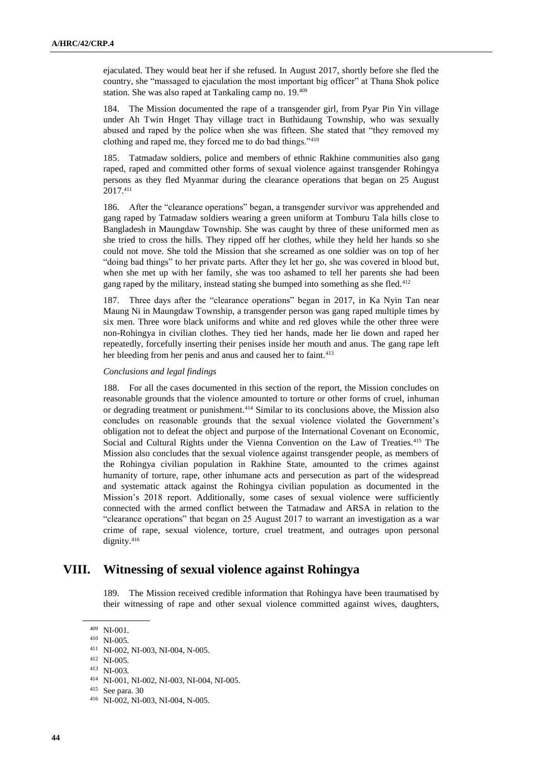ejaculated. They would beat her if she refused. In August 2017, shortly before she fled the country, she "massaged to ejaculation the most important big officer" at Thana Shok police station. She was also raped at Tankaling camp no. 19.[409]

184. The Mission documented the rape of a transgender girl, from Pyar Pin Yin village under Ah Twin Hnget Thay village tract in Buthidaung Township, who was sexually abused and raped by the police when she was fifteen. She stated that "they removed my clothing and raped me, they forced me to do bad things."[410]

185. Tatmadaw soldiers, police and members of ethnic Rakhine communities also gang raped, raped and committed other forms of sexual violence against transgender Rohingya persons as they fled Myanmar during the clearance operations that began on 25 August 2017.[411]

186. After the "clearance operations" began, a transgender survivor was apprehended and gang raped by Tatmadaw soldiers wearing a green uniform at Tomburu Tala hills close to Bangladesh in Maungdaw Township. She was caught by three of these uniformed men as she tried to cross the hills. They ripped off her clothes, while they held her hands so she could not move. She told the Mission that she screamed as one soldier was on top of her "doing bad things" to her private parts. After they let her go, she was covered in blood but, when she met up with her family, she was too ashamed to tell her parents she had been gang raped by the military, instead stating she bumped into something as she fled.[412]

187. Three days after the "clearance operations" began in 2017, in Ka Nyin Tan near Maung Ni in Maungdaw Township, a transgender person was gang raped multiple times by six men. Three wore black uniforms and white and red gloves while the other three were non-Rohingya in civilian clothes. They tied her hands, made her lie down and raped her repeatedly, forcefully inserting their penises inside her mouth and anus. The gang rape left her bleeding from her penis and anus and caused her to faint.[413]

*Conclusions and legal findings*

188. For all the cases documented in this section of the report, the Mission concludes on reasonable grounds that the violence amounted to torture or other forms of cruel, inhuman or degrading treatment or punishment.[414] Similar to its conclusions above, the Mission also concludes on reasonable grounds that the sexual violence violated the Government's obligation not to defeat the object and purpose of the International Covenant on Economic, Social and Cultural Rights under the Vienna Convention on the Law of Treaties.[415] The Mission also concludes that the sexual violence against transgender people, as members of the Rohingya civilian population in Rakhine State, amounted to the crimes against humanity of torture, rape, other inhumane acts and persecution as part of the widespread and systematic attack against the Rohingya civilian population as documented in the Mission's 2018 report. Additionally, some cases of sexual violence were sufficiently connected with the armed conflict between the Tatmadaw and ARSA in relation to the "clearance operations" that began on 25 August 2017 to warrant an investigation as a war crime of rape, sexual violence, torture, cruel treatment, and outrages upon personal dignity.[416]

## VIII. Witnessing of sexual violence against Rohingya

189. The Mission received credible information that Rohingya have been traumatised by their witnessing of rape and other sexual violence committed against wives, daughters,

---

[409] NI-001.
[410] NI-005.
[411] NI-002, NI-003, NI-004, N-005.
[412] NI-005.
[413] NI-003.
[414] NI-001, NI-002, NI-003, NI-004, NI-005.
[415] See para. 30
[416] NI-002, NI-003, NI-004, N-005.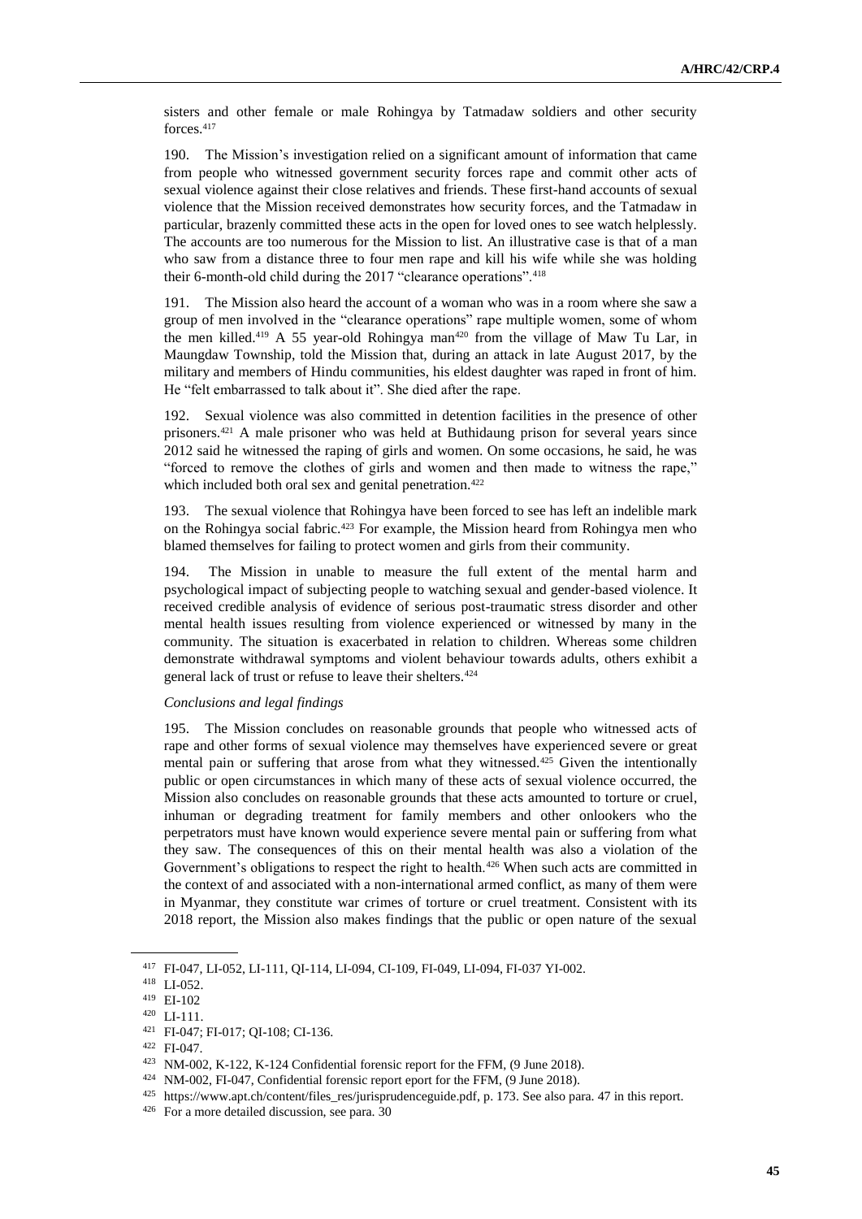sisters and other female or male Rohingya by Tatmadaw soldiers and other security forces.[417]

190. The Mission's investigation relied on a significant amount of information that came from people who witnessed government security forces rape and commit other acts of sexual violence against their close relatives and friends. These first-hand accounts of sexual violence that the Mission received demonstrates how security forces, and the Tatmadaw in particular, brazenly committed these acts in the open for loved ones to see watch helplessly. The accounts are too numerous for the Mission to list. An illustrative case is that of a man who saw from a distance three to four men rape and kill his wife while she was holding their 6-month-old child during the 2017 "clearance operations".[418]

191. The Mission also heard the account of a woman who was in a room where she saw a group of men involved in the "clearance operations" rape multiple women, some of whom the men killed.[419] A 55 year-old Rohingya man[420] from the village of Maw Tu Lar, in Maungdaw Township, told the Mission that, during an attack in late August 2017, by the military and members of Hindu communities, his eldest daughter was raped in front of him. He "felt embarrassed to talk about it". She died after the rape.

192. Sexual violence was also committed in detention facilities in the presence of other prisoners.[421] A male prisoner who was held at Buthidaung prison for several years since 2012 said he witnessed the raping of girls and women. On some occasions, he said, he was "forced to remove the clothes of girls and women and then made to witness the rape," which included both oral sex and genital penetration.[422]

193. The sexual violence that Rohingya have been forced to see has left an indelible mark on the Rohingya social fabric.[423] For example, the Mission heard from Rohingya men who blamed themselves for failing to protect women and girls from their community.

194. The Mission in unable to measure the full extent of the mental harm and psychological impact of subjecting people to watching sexual and gender-based violence. It received credible analysis of evidence of serious post-traumatic stress disorder and other mental health issues resulting from violence experienced or witnessed by many in the community. The situation is exacerbated in relation to children. Whereas some children demonstrate withdrawal symptoms and violent behaviour towards adults, others exhibit a general lack of trust or refuse to leave their shelters.[424]

*Conclusions and legal findings*

195. The Mission concludes on reasonable grounds that people who witnessed acts of rape and other forms of sexual violence may themselves have experienced severe or great mental pain or suffering that arose from what they witnessed.[425] Given the intentionally public or open circumstances in which many of these acts of sexual violence occurred, the Mission also concludes on reasonable grounds that these acts amounted to torture or cruel, inhuman or degrading treatment for family members and other onlookers who the perpetrators must have known would experience severe mental pain or suffering from what they saw. The consequences of this on their mental health was also a violation of the Government's obligations to respect the right to health.[426] When such acts are committed in the context of and associated with a non-international armed conflict, as many of them were in Myanmar, they constitute war crimes of torture or cruel treatment. Consistent with its 2018 report, the Mission also makes findings that the public or open nature of the sexual

---

[417] FI-047, LI-052, LI-111, QI-114, LI-094, CI-109, FI-049, LI-094, FI-037 YI-002.

[418] LI-052.

[419] EI-102

[420] LI-111.

[421] FI-047; FI-017; QI-108; CI-136.

[422] FI-047.

[423] NM-002, K-122, K-124 Confidential forensic report for the FFM, (9 June 2018).

[424] NM-002, FI-047, Confidential forensic report eport for the FFM, (9 June 2018).

[425] https://www.apt.ch/content/files_res/jurisprudenceguide.pdf, p. 173. See also para. 47 in this report.

[426] For a more detailed discussion, see para. 30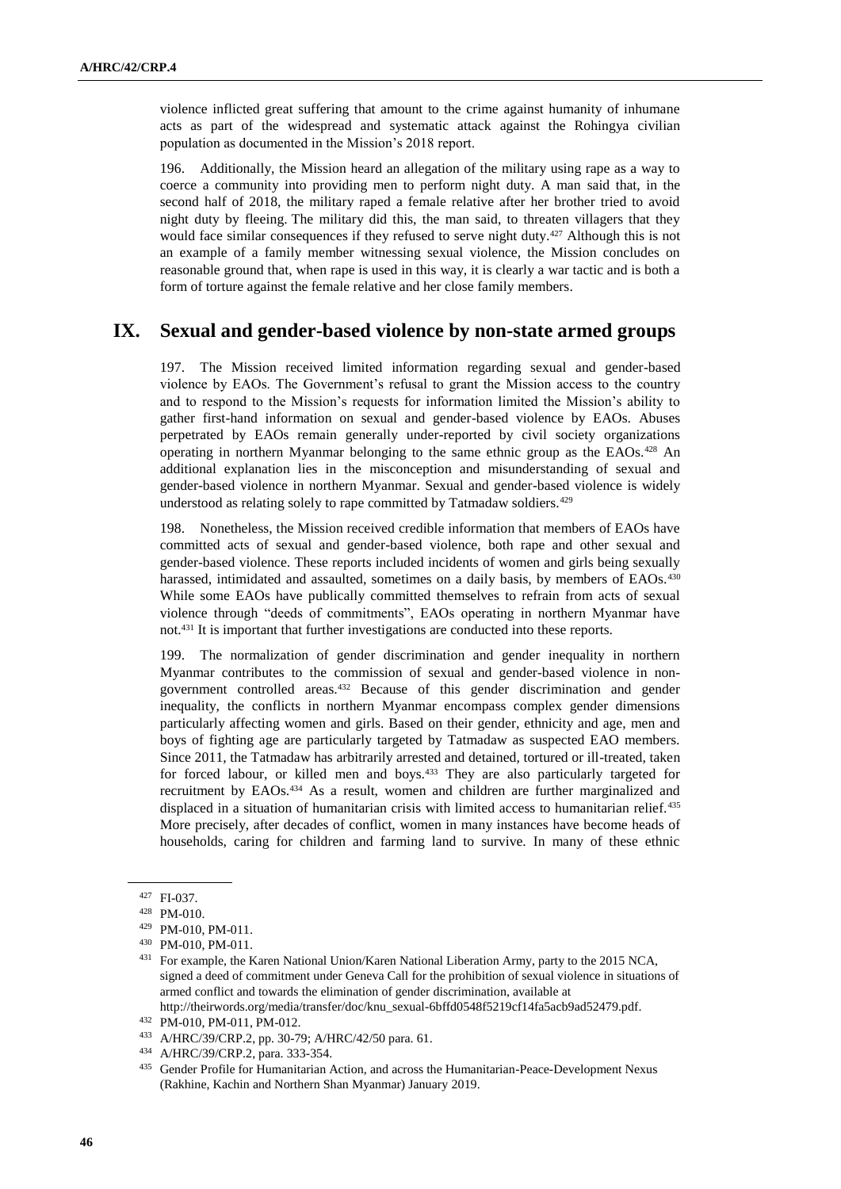violence inflicted great suffering that amount to the crime against humanity of inhumane acts as part of the widespread and systematic attack against the Rohingya civilian population as documented in the Mission's 2018 report.

196. Additionally, the Mission heard an allegation of the military using rape as a way to coerce a community into providing men to perform night duty. A man said that, in the second half of 2018, the military raped a female relative after her brother tried to avoid night duty by fleeing. The military did this, the man said, to threaten villagers that they would face similar consequences if they refused to serve night duty.[427] Although this is not an example of a family member witnessing sexual violence, the Mission concludes on reasonable ground that, when rape is used in this way, it is clearly a war tactic and is both a form of torture against the female relative and her close family members.

## IX. Sexual and gender-based violence by non-state armed groups

197. The Mission received limited information regarding sexual and gender-based violence by EAOs. The Government's refusal to grant the Mission access to the country and to respond to the Mission's requests for information limited the Mission's ability to gather first-hand information on sexual and gender-based violence by EAOs. Abuses perpetrated by EAOs remain generally under-reported by civil society organizations operating in northern Myanmar belonging to the same ethnic group as the EAOs.[428] An additional explanation lies in the misconception and misunderstanding of sexual and gender-based violence in northern Myanmar. Sexual and gender-based violence is widely understood as relating solely to rape committed by Tatmadaw soldiers.[429]

198. Nonetheless, the Mission received credible information that members of EAOs have committed acts of sexual and gender-based violence, both rape and other sexual and gender-based violence. These reports included incidents of women and girls being sexually harassed, intimidated and assaulted, sometimes on a daily basis, by members of EAOs.[430] While some EAOs have publically committed themselves to refrain from acts of sexual violence through "deeds of commitments", EAOs operating in northern Myanmar have not.[431] It is important that further investigations are conducted into these reports.

199. The normalization of gender discrimination and gender inequality in northern Myanmar contributes to the commission of sexual and gender-based violence in non-government controlled areas.[432] Because of this gender discrimination and gender inequality, the conflicts in northern Myanmar encompass complex gender dimensions particularly affecting women and girls. Based on their gender, ethnicity and age, men and boys of fighting age are particularly targeted by Tatmadaw as suspected EAO members. Since 2011, the Tatmadaw has arbitrarily arrested and detained, tortured or ill-treated, taken for forced labour, or killed men and boys.[433] They are also particularly targeted for recruitment by EAOs.[434] As a result, women and children are further marginalized and displaced in a situation of humanitarian crisis with limited access to humanitarian relief.[435] More precisely, after decades of conflict, women in many instances have become heads of households, caring for children and farming land to survive. In many of these ethnic

---

[427] FI-037.

[428] PM-010.

[429] PM-010, PM-011.

[430] PM-010, PM-011.

[431] For example, the Karen National Union/Karen National Liberation Army, party to the 2015 NCA, signed a deed of commitment under Geneva Call for the prohibition of sexual violence in situations of armed conflict and towards the elimination of gender discrimination, available at http://theirwords.org/media/transfer/doc/knu_sexual-6bffd0548f5219cf14fa5acb9ad52479.pdf.

[432] PM-010, PM-011, PM-012.

[433] A/HRC/39/CRP.2, pp. 30-79; A/HRC/42/50 para. 61.

[434] A/HRC/39/CRP.2, para. 333-354.

[435] Gender Profile for Humanitarian Action, and across the Humanitarian-Peace-Development Nexus (Rakhine, Kachin and Northern Shan Myanmar) January 2019.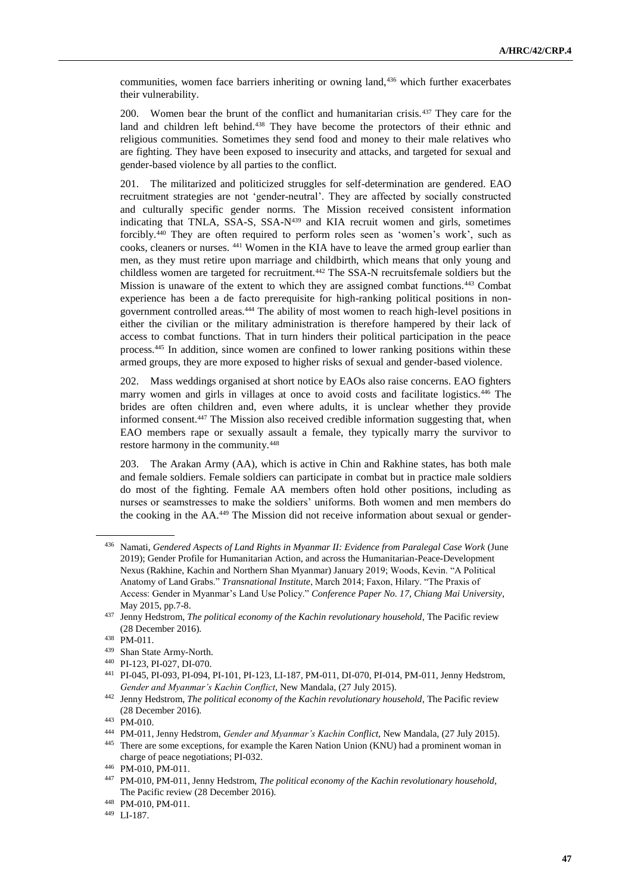communities, women face barriers inheriting or owning land,[436] which further exacerbates their vulnerability.

200. Women bear the brunt of the conflict and humanitarian crisis.[437] They care for the land and children left behind.[438] They have become the protectors of their ethnic and religious communities. Sometimes they send food and money to their male relatives who are fighting. They have been exposed to insecurity and attacks, and targeted for sexual and gender-based violence by all parties to the conflict.

201. The militarized and politicized struggles for self-determination are gendered. EAO recruitment strategies are not 'gender-neutral'. They are affected by socially constructed and culturally specific gender norms. The Mission received consistent information indicating that TNLA, SSA-S, SSA-N[439] and KIA recruit women and girls, sometimes forcibly.[440] They are often required to perform roles seen as 'women's work', such as cooks, cleaners or nurses. [441] Women in the KIA have to leave the armed group earlier than men, as they must retire upon marriage and childbirth, which means that only young and childless women are targeted for recruitment.[442] The SSA-N recruitsfemale soldiers but the Mission is unaware of the extent to which they are assigned combat functions.[443] Combat experience has been a de facto prerequisite for high-ranking political positions in non-government controlled areas.[444] The ability of most women to reach high-level positions in either the civilian or the military administration is therefore hampered by their lack of access to combat functions. That in turn hinders their political participation in the peace process.[445] In addition, since women are confined to lower ranking positions within these armed groups, they are more exposed to higher risks of sexual and gender-based violence.

202. Mass weddings organised at short notice by EAOs also raise concerns. EAO fighters marry women and girls in villages at once to avoid costs and facilitate logistics.[446] The brides are often children and, even where adults, it is unclear whether they provide informed consent.[447] The Mission also received credible information suggesting that, when EAO members rape or sexually assault a female, they typically marry the survivor to restore harmony in the community.[448]

203. The Arakan Army (AA), which is active in Chin and Rakhine states, has both male and female soldiers. Female soldiers can participate in combat but in practice male soldiers do most of the fighting. Female AA members often hold other positions, including as nurses or seamstresses to make the soldiers' uniforms. Both women and men members do the cooking in the AA.[449] The Mission did not receive information about sexual or gender-

---

[436] Namati, *Gendered Aspects of Land Rights in Myanmar II: Evidence from Paralegal Case Work* (June 2019); Gender Profile for Humanitarian Action, and across the Humanitarian-Peace-Development Nexus (Rakhine, Kachin and Northern Shan Myanmar) January 2019; Woods, Kevin. "A Political Anatomy of Land Grabs." *Transnational Institute*, March 2014; Faxon, Hilary. "The Praxis of Access: Gender in Myanmar's Land Use Policy." *Conference Paper No. 17, Chiang Mai University*, May 2015, pp.7-8.

[437] Jenny Hedstrom, *The political economy of the Kachin revolutionary household*, The Pacific review (28 December 2016).

[438] PM-011.

[439] Shan State Army-North.

[440] PI-123, PI-027, DI-070.

[441] PI-045, PI-093, PI-094, PI-101, PI-123, LI-187, PM-011, DI-070, PI-014, PM-011, Jenny Hedstrom, *Gender and Myanmar's Kachin Conflict*, New Mandala, (27 July 2015).

[442] Jenny Hedstrom, *The political economy of the Kachin revolutionary household*, The Pacific review (28 December 2016).

[443] PM-010.

[444] PM-011, Jenny Hedstrom, *Gender and Myanmar's Kachin Conflict*, New Mandala, (27 July 2015).

[445] There are some exceptions, for example the Karen Nation Union (KNU) had a prominent woman in charge of peace negotiations; PI-032.

[446] PM-010, PM-011.

[447] PM-010, PM-011, Jenny Hedstrom, *The political economy of the Kachin revolutionary household*, The Pacific review (28 December 2016).

[448] PM-010, PM-011.

[449] LI-187.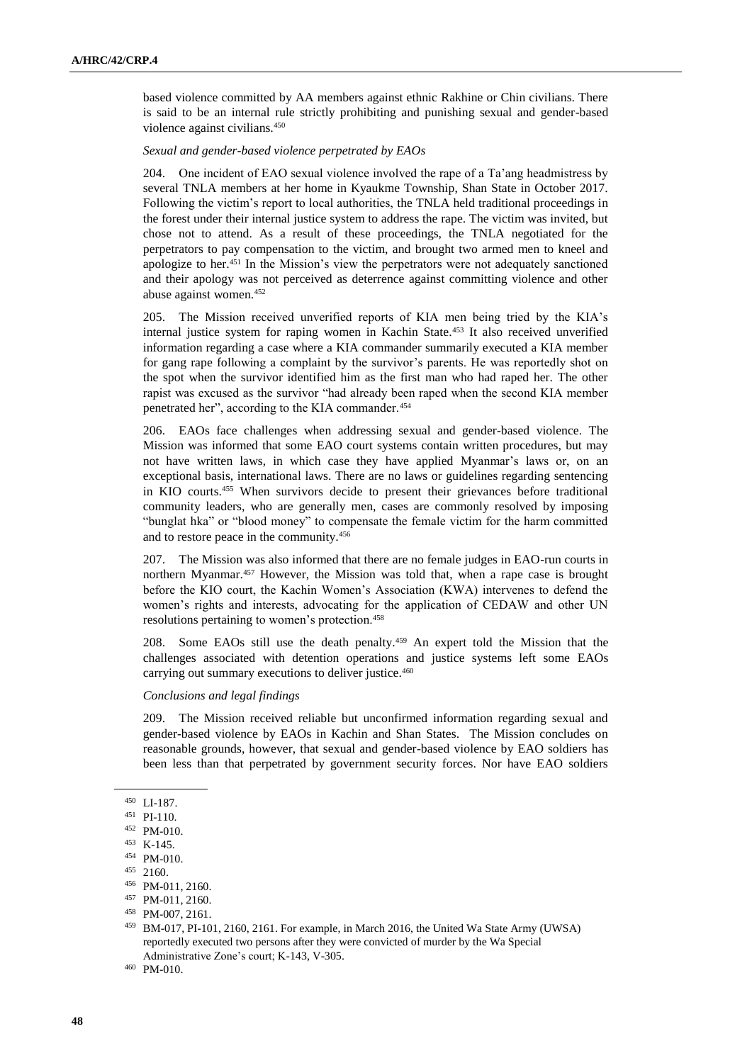based violence committed by AA members against ethnic Rakhine or Chin civilians. There is said to be an internal rule strictly prohibiting and punishing sexual and gender-based violence against civilians.[450]

*Sexual and gender-based violence perpetrated by EAOs*

204. One incident of EAO sexual violence involved the rape of a Ta'ang headmistress by several TNLA members at her home in Kyaukme Township, Shan State in October 2017. Following the victim's report to local authorities, the TNLA held traditional proceedings in the forest under their internal justice system to address the rape. The victim was invited, but chose not to attend. As a result of these proceedings, the TNLA negotiated for the perpetrators to pay compensation to the victim, and brought two armed men to kneel and apologize to her.[451] In the Mission's view the perpetrators were not adequately sanctioned and their apology was not perceived as deterrence against committing violence and other abuse against women.[452]

205. The Mission received unverified reports of KIA men being tried by the KIA's internal justice system for raping women in Kachin State.[453] It also received unverified information regarding a case where a KIA commander summarily executed a KIA member for gang rape following a complaint by the survivor's parents. He was reportedly shot on the spot when the survivor identified him as the first man who had raped her. The other rapist was excused as the survivor "had already been raped when the second KIA member penetrated her", according to the KIA commander.[454]

206. EAOs face challenges when addressing sexual and gender-based violence. The Mission was informed that some EAO court systems contain written procedures, but may not have written laws, in which case they have applied Myanmar's laws or, on an exceptional basis, international laws. There are no laws or guidelines regarding sentencing in KIO courts.[455] When survivors decide to present their grievances before traditional community leaders, who are generally men, cases are commonly resolved by imposing "bunglat hka" or "blood money" to compensate the female victim for the harm committed and to restore peace in the community.[456]

207. The Mission was also informed that there are no female judges in EAO-run courts in northern Myanmar.[457] However, the Mission was told that, when a rape case is brought before the KIO court, the Kachin Women's Association (KWA) intervenes to defend the women's rights and interests, advocating for the application of CEDAW and other UN resolutions pertaining to women's protection.[458]

208. Some EAOs still use the death penalty.[459] An expert told the Mission that the challenges associated with detention operations and justice systems left some EAOs carrying out summary executions to deliver justice.[460]

*Conclusions and legal findings*

209. The Mission received reliable but unconfirmed information regarding sexual and gender-based violence by EAOs in Kachin and Shan States. The Mission concludes on reasonable grounds, however, that sexual and gender-based violence by EAO soldiers has been less than that perpetrated by government security forces. Nor have EAO soldiers

---

[450] LI-187.

[451] PI-110.

[452] PM-010.

[453] K-145.

[454] PM-010.

[455] 2160.

[456] PM-011, 2160.

[457] PM-011, 2160.

[458] PM-007, 2161.

[459] BM-017, PI-101, 2160, 2161. For example, in March 2016, the United Wa State Army (UWSA) reportedly executed two persons after they were convicted of murder by the Wa Special Administrative Zone's court; K-143, V-305.

[460] PM-010.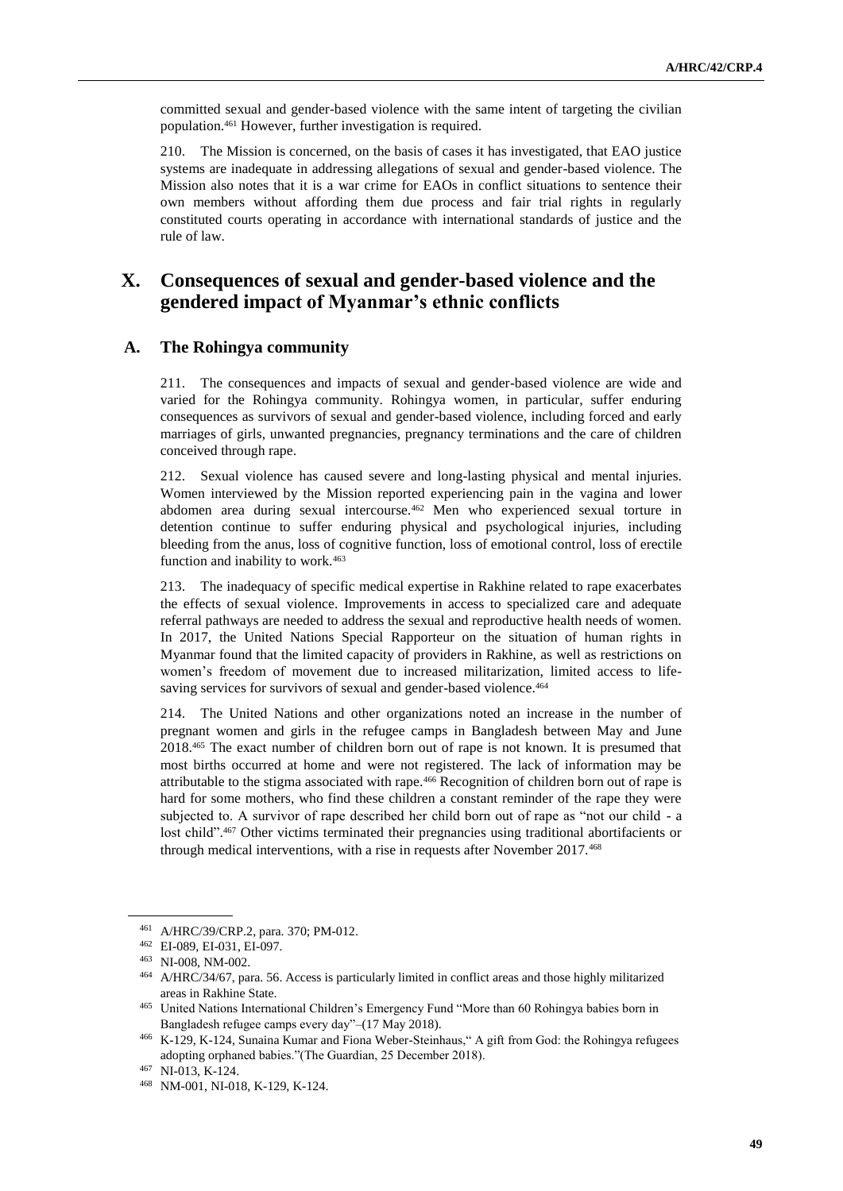committed sexual and gender-based violence with the same intent of targeting the civilian population.[461] However, further investigation is required.

210. The Mission is concerned, on the basis of cases it has investigated, that EAO justice systems are inadequate in addressing allegations of sexual and gender-based violence. The Mission also notes that it is a war crime for EAOs in conflict situations to sentence their own members without affording them due process and fair trial rights in regularly constituted courts operating in accordance with international standards of justice and the rule of law.

# X. Consequences of sexual and gender-based violence and the gendered impact of Myanmar's ethnic conflicts

## A. The Rohingya community

211. The consequences and impacts of sexual and gender-based violence are wide and varied for the Rohingya community. Rohingya women, in particular, suffer enduring consequences as survivors of sexual and gender-based violence, including forced and early marriages of girls, unwanted pregnancies, pregnancy terminations and the care of children conceived through rape.

212. Sexual violence has caused severe and long-lasting physical and mental injuries. Women interviewed by the Mission reported experiencing pain in the vagina and lower abdomen area during sexual intercourse.[462] Men who experienced sexual torture in detention continue to suffer enduring physical and psychological injuries, including bleeding from the anus, loss of cognitive function, loss of emotional control, loss of erectile function and inability to work.[463]

213. The inadequacy of specific medical expertise in Rakhine related to rape exacerbates the effects of sexual violence. Improvements in access to specialized care and adequate referral pathways are needed to address the sexual and reproductive health needs of women. In 2017, the United Nations Special Rapporteur on the situation of human rights in Myanmar found that the limited capacity of providers in Rakhine, as well as restrictions on women's freedom of movement due to increased militarization, limited access to life-saving services for survivors of sexual and gender-based violence.[464]

214. The United Nations and other organizations noted an increase in the number of pregnant women and girls in the refugee camps in Bangladesh between May and June 2018.[465] The exact number of children born out of rape is not known. It is presumed that most births occurred at home and were not registered. The lack of information may be attributable to the stigma associated with rape.[466] Recognition of children born out of rape is hard for some mothers, who find these children a constant reminder of the rape they were subjected to. A survivor of rape described her child born out of rape as "not our child - a lost child".[467] Other victims terminated their pregnancies using traditional abortifacients or through medical interventions, with a rise in requests after November 2017.[468]

---

[461] A/HRC/39/CRP.2, para. 370; PM-012.

[462] EI-089, EI-031, EI-097.

[463] NI-008, NM-002.

[464] A/HRC/34/67, para. 56. Access is particularly limited in conflict areas and those highly militarized areas in Rakhine State.

[465] United Nations International Children's Emergency Fund "More than 60 Rohingya babies born in Bangladesh refugee camps every day"–(17 May 2018).

[466] K-129, K-124, Sunaina Kumar and Fiona Weber-Steinhaus," A gift from God: the Rohingya refugees adopting orphaned babies."(The Guardian, 25 December 2018).

[467] NI-013, K-124.

[468] NM-001, NI-018, K-129, K-124.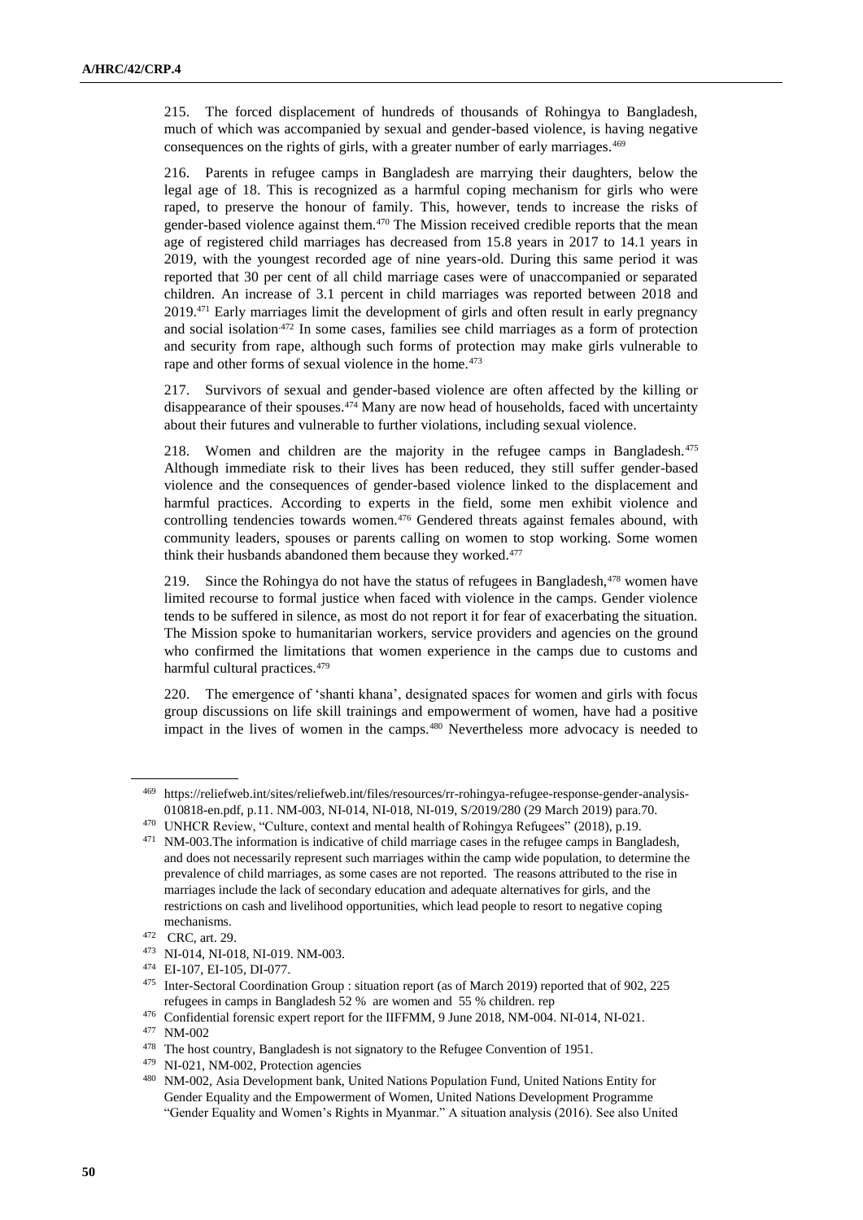215. The forced displacement of hundreds of thousands of Rohingya to Bangladesh, much of which was accompanied by sexual and gender-based violence, is having negative consequences on the rights of girls, with a greater number of early marriages.[469]

216. Parents in refugee camps in Bangladesh are marrying their daughters, below the legal age of 18. This is recognized as a harmful coping mechanism for girls who were raped, to preserve the honour of family. This, however, tends to increase the risks of gender-based violence against them.[470] The Mission received credible reports that the mean age of registered child marriages has decreased from 15.8 years in 2017 to 14.1 years in 2019, with the youngest recorded age of nine years-old. During this same period it was reported that 30 per cent of all child marriage cases were of unaccompanied or separated children. An increase of 3.1 percent in child marriages was reported between 2018 and 2019.[471] Early marriages limit the development of girls and often result in early pregnancy and social isolation.[472] In some cases, families see child marriages as a form of protection and security from rape, although such forms of protection may make girls vulnerable to rape and other forms of sexual violence in the home.[473]

217. Survivors of sexual and gender-based violence are often affected by the killing or disappearance of their spouses.[474] Many are now head of households, faced with uncertainty about their futures and vulnerable to further violations, including sexual violence.

218. Women and children are the majority in the refugee camps in Bangladesh.[475] Although immediate risk to their lives has been reduced, they still suffer gender-based violence and the consequences of gender-based violence linked to the displacement and harmful practices. According to experts in the field, some men exhibit violence and controlling tendencies towards women.[476] Gendered threats against females abound, with community leaders, spouses or parents calling on women to stop working. Some women think their husbands abandoned them because they worked.[477]

219. Since the Rohingya do not have the status of refugees in Bangladesh,[478] women have limited recourse to formal justice when faced with violence in the camps. Gender violence tends to be suffered in silence, as most do not report it for fear of exacerbating the situation. The Mission spoke to humanitarian workers, service providers and agencies on the ground who confirmed the limitations that women experience in the camps due to customs and harmful cultural practices.[479]

220. The emergence of 'shanti khana', designated spaces for women and girls with focus group discussions on life skill trainings and empowerment of women, have had a positive impact in the lives of women in the camps.[480] Nevertheless more advocacy is needed to

---

[469] https://reliefweb.int/sites/reliefweb.int/files/resources/rr-rohingya-refugee-response-gender-analysis-010818-en.pdf, p.11. NM-003, NI-014, NI-018, NI-019, S/2019/280 (29 March 2019) para.70.

[470] UNHCR Review, "Culture, context and mental health of Rohingya Refugees" (2018), p.19.

[471] NM-003.The information is indicative of child marriage cases in the refugee camps in Bangladesh, and does not necessarily represent such marriages within the camp wide population, to determine the prevalence of child marriages, as some cases are not reported. The reasons attributed to the rise in marriages include the lack of secondary education and adequate alternatives for girls, and the restrictions on cash and livelihood opportunities, which lead people to resort to negative coping mechanisms.

[472] CRC, art. 29.

[473] NI-014, NI-018, NI-019. NM-003.

[474] EI-107, EI-105, DI-077.

[475] Inter-Sectoral Coordination Group : situation report (as of March 2019) reported that of 902, 225 refugees in camps in Bangladesh 52 % are women and 55 % children. rep

[476] Confidential forensic expert report for the IIFFMM, 9 June 2018, NM-004. NI-014, NI-021.

[477] NM-002

[478] The host country, Bangladesh is not signatory to the Refugee Convention of 1951.

[479] NI-021, NM-002, Protection agencies

[480] NM-002, Asia Development bank, United Nations Population Fund, United Nations Entity for Gender Equality and the Empowerment of Women, United Nations Development Programme "Gender Equality and Women's Rights in Myanmar." A situation analysis (2016). See also United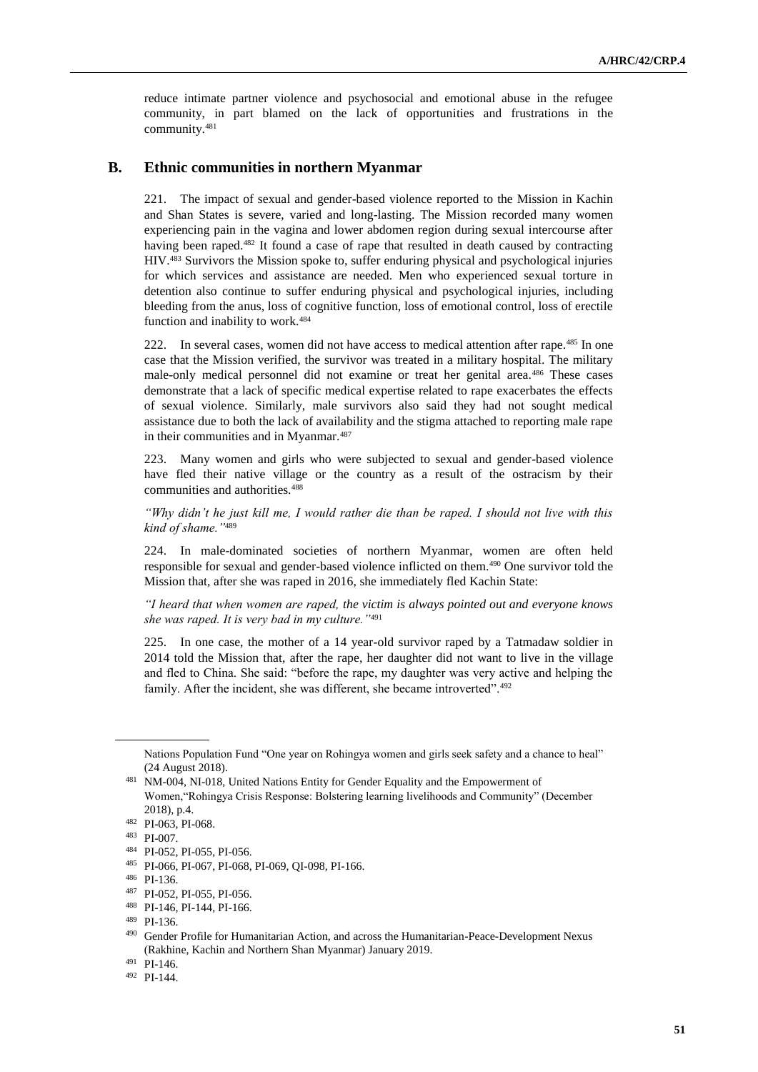reduce intimate partner violence and psychosocial and emotional abuse in the refugee community, in part blamed on the lack of opportunities and frustrations in the community.[481]

## B. Ethnic communities in northern Myanmar

221. The impact of sexual and gender-based violence reported to the Mission in Kachin and Shan States is severe, varied and long-lasting. The Mission recorded many women experiencing pain in the vagina and lower abdomen region during sexual intercourse after having been raped.[482] It found a case of rape that resulted in death caused by contracting HIV.[483] Survivors the Mission spoke to, suffer enduring physical and psychological injuries for which services and assistance are needed. Men who experienced sexual torture in detention also continue to suffer enduring physical and psychological injuries, including bleeding from the anus, loss of cognitive function, loss of emotional control, loss of erectile function and inability to work.[484]

222. In several cases, women did not have access to medical attention after rape.[485] In one case that the Mission verified, the survivor was treated in a military hospital. The military male-only medical personnel did not examine or treat her genital area.[486] These cases demonstrate that a lack of specific medical expertise related to rape exacerbates the effects of sexual violence. Similarly, male survivors also said they had not sought medical assistance due to both the lack of availability and the stigma attached to reporting male rape in their communities and in Myanmar.[487]

223. Many women and girls who were subjected to sexual and gender-based violence have fled their native village or the country as a result of the ostracism by their communities and authorities.[488]

*"Why didn't he just kill me, I would rather die than be raped. I should not live with this kind of shame."*[489]

224. In male-dominated societies of northern Myanmar, women are often held responsible for sexual and gender-based violence inflicted on them.[490] One survivor told the Mission that, after she was raped in 2016, she immediately fled Kachin State:

*"I heard that when women are raped, the victim is always pointed out and everyone knows she was raped. It is very bad in my culture."*[491]

225. In one case, the mother of a 14 year-old survivor raped by a Tatmadaw soldier in 2014 told the Mission that, after the rape, her daughter did not want to live in the village and fled to China. She said: "before the rape, my daughter was very active and helping the family. After the incident, she was different, she became introverted".[492]

---

Nations Population Fund "One year on Rohingya women and girls seek safety and a chance to heal" (24 August 2018).

[481] NM-004, NI-018, United Nations Entity for Gender Equality and the Empowerment of Women,"Rohingya Crisis Response: Bolstering learning livelihoods and Community" (December 2018), p.4.

[482] PI-063, PI-068.

[483] PI-007.

[484] PI-052, PI-055, PI-056.

[485] PI-066, PI-067, PI-068, PI-069, QI-098, PI-166.

[486] PI-136.

[487] PI-052, PI-055, PI-056.

[488] PI-146, PI-144, PI-166.

[489] PI-136.

[490] Gender Profile for Humanitarian Action, and across the Humanitarian-Peace-Development Nexus (Rakhine, Kachin and Northern Shan Myanmar) January 2019.

[491] PI-146.

[492] PI-144.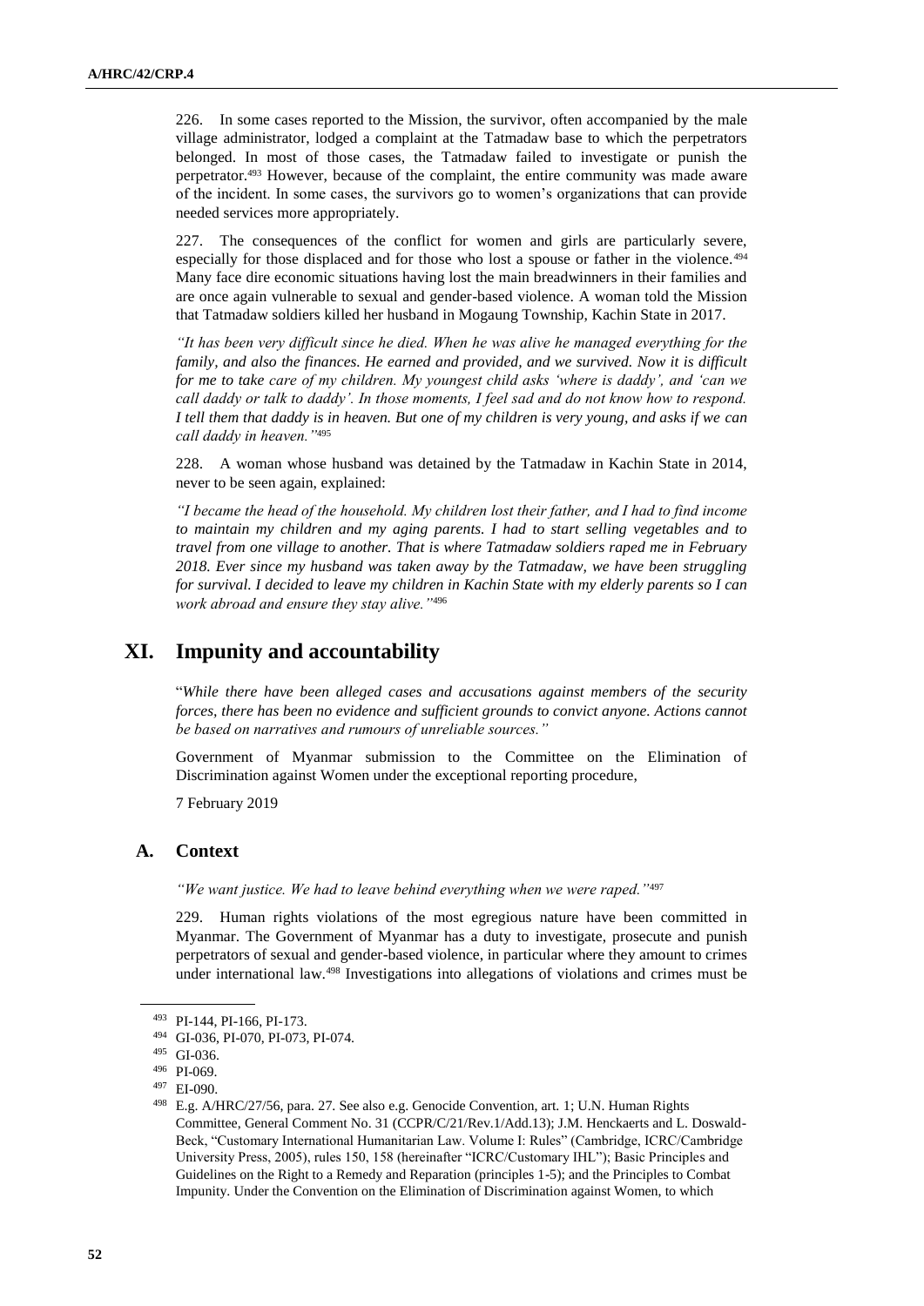226. In some cases reported to the Mission, the survivor, often accompanied by the male village administrator, lodged a complaint at the Tatmadaw base to which the perpetrators belonged. In most of those cases, the Tatmadaw failed to investigate or punish the perpetrator.[493] However, because of the complaint, the entire community was made aware of the incident. In some cases, the survivors go to women's organizations that can provide needed services more appropriately.

227. The consequences of the conflict for women and girls are particularly severe, especially for those displaced and for those who lost a spouse or father in the violence.[494] Many face dire economic situations having lost the main breadwinners in their families and are once again vulnerable to sexual and gender-based violence. A woman told the Mission that Tatmadaw soldiers killed her husband in Mogaung Township, Kachin State in 2017.

*"It has been very difficult since he died. When he was alive he managed everything for the family, and also the finances. He earned and provided, and we survived. Now it is difficult for me to take care of my children. My youngest child asks 'where is daddy', and 'can we call daddy or talk to daddy'. In those moments, I feel sad and do not know how to respond. I tell them that daddy is in heaven. But one of my children is very young, and asks if we can call daddy in heaven."*[495]

228. A woman whose husband was detained by the Tatmadaw in Kachin State in 2014, never to be seen again, explained:

*"I became the head of the household. My children lost their father, and I had to find income to maintain my children and my aging parents. I had to start selling vegetables and to travel from one village to another. That is where Tatmadaw soldiers raped me in February 2018. Ever since my husband was taken away by the Tatmadaw, we have been struggling for survival. I decided to leave my children in Kachin State with my elderly parents so I can work abroad and ensure they stay alive."*[496]

# XI. Impunity and accountability

"*While there have been alleged cases and accusations against members of the security forces, there has been no evidence and sufficient grounds to convict anyone. Actions cannot be based on narratives and rumours of unreliable sources."*

Government of Myanmar submission to the Committee on the Elimination of Discrimination against Women under the exceptional reporting procedure,

7 February 2019

## A. Context

*"We want justice. We had to leave behind everything when we were raped."*[497]

229. Human rights violations of the most egregious nature have been committed in Myanmar. The Government of Myanmar has a duty to investigate, prosecute and punish perpetrators of sexual and gender-based violence, in particular where they amount to crimes under international law.[498] Investigations into allegations of violations and crimes must be

---

[493] PI-144, PI-166, PI-173.

[494] GI-036, PI-070, PI-073, PI-074.

[495] GI-036.

[496] PI-069.

[497] EI-090.

[498] E.g. A/HRC/27/56, para. 27. See also e.g. Genocide Convention, art. 1; U.N. Human Rights Committee, General Comment No. 31 (CCPR/C/21/Rev.1/Add.13); J.M. Henckaerts and L. Doswald-Beck, "Customary International Humanitarian Law. Volume I: Rules" (Cambridge, ICRC/Cambridge University Press, 2005), rules 150, 158 (hereinafter "ICRC/Customary IHL"); Basic Principles and Guidelines on the Right to a Remedy and Reparation (principles 1-5); and the Principles to Combat Impunity. Under the Convention on the Elimination of Discrimination against Women, to which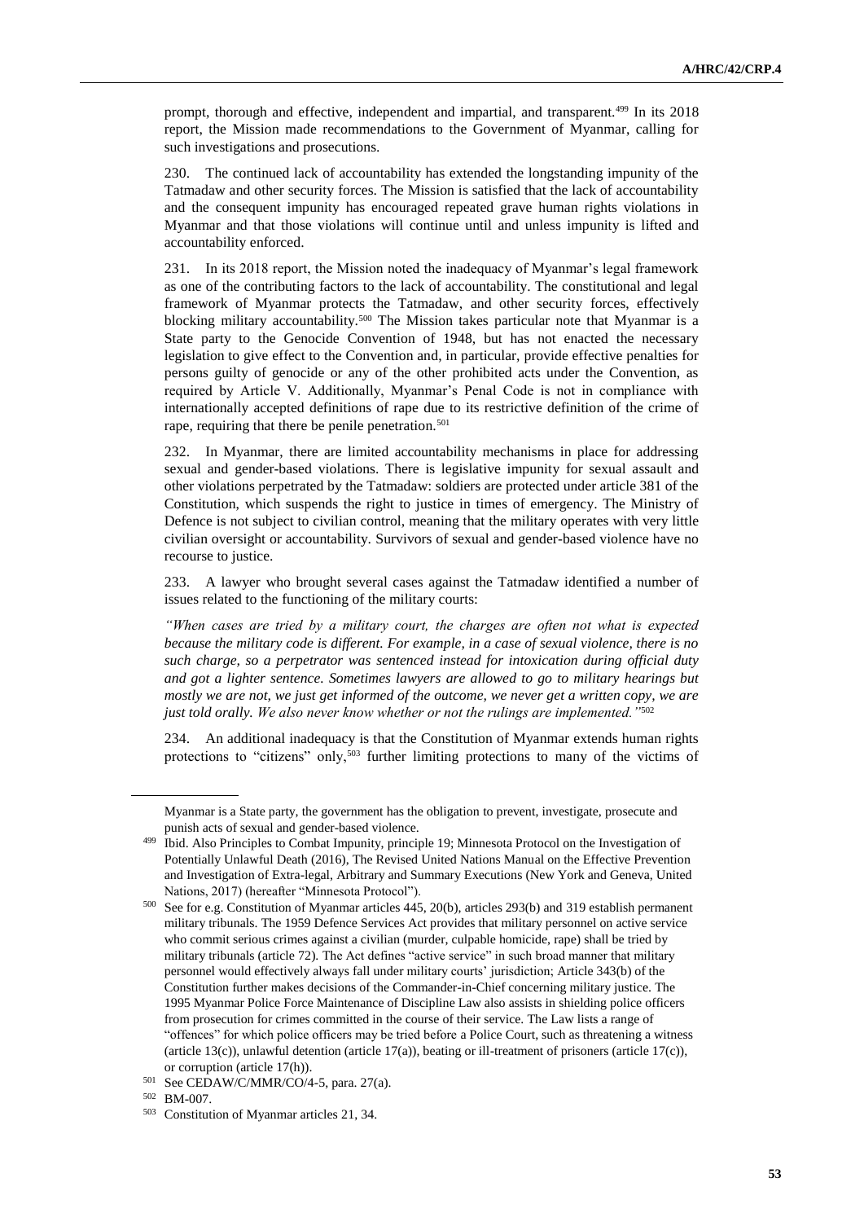prompt, thorough and effective, independent and impartial, and transparent.[499] In its 2018 report, the Mission made recommendations to the Government of Myanmar, calling for such investigations and prosecutions.

230. The continued lack of accountability has extended the longstanding impunity of the Tatmadaw and other security forces. The Mission is satisfied that the lack of accountability and the consequent impunity has encouraged repeated grave human rights violations in Myanmar and that those violations will continue until and unless impunity is lifted and accountability enforced.

231. In its 2018 report, the Mission noted the inadequacy of Myanmar's legal framework as one of the contributing factors to the lack of accountability. The constitutional and legal framework of Myanmar protects the Tatmadaw, and other security forces, effectively blocking military accountability.[500] The Mission takes particular note that Myanmar is a State party to the Genocide Convention of 1948, but has not enacted the necessary legislation to give effect to the Convention and, in particular, provide effective penalties for persons guilty of genocide or any of the other prohibited acts under the Convention, as required by Article V. Additionally, Myanmar's Penal Code is not in compliance with internationally accepted definitions of rape due to its restrictive definition of the crime of rape, requiring that there be penile penetration.[501]

232. In Myanmar, there are limited accountability mechanisms in place for addressing sexual and gender-based violations. There is legislative impunity for sexual assault and other violations perpetrated by the Tatmadaw: soldiers are protected under article 381 of the Constitution, which suspends the right to justice in times of emergency. The Ministry of Defence is not subject to civilian control, meaning that the military operates with very little civilian oversight or accountability. Survivors of sexual and gender-based violence have no recourse to justice.

233. A lawyer who brought several cases against the Tatmadaw identified a number of issues related to the functioning of the military courts:

*"When cases are tried by a military court, the charges are often not what is expected because the military code is different. For example, in a case of sexual violence, there is no such charge, so a perpetrator was sentenced instead for intoxication during official duty and got a lighter sentence. Sometimes lawyers are allowed to go to military hearings but mostly we are not, we just get informed of the outcome, we never get a written copy, we are just told orally. We also never know whether or not the rulings are implemented."*[502]

234. An additional inadequacy is that the Constitution of Myanmar extends human rights protections to "citizens" only,[503] further limiting protections to many of the victims of

---

Myanmar is a State party, the government has the obligation to prevent, investigate, prosecute and punish acts of sexual and gender-based violence.

[499] Ibid. Also Principles to Combat Impunity, principle 19; Minnesota Protocol on the Investigation of Potentially Unlawful Death (2016), The Revised United Nations Manual on the Effective Prevention and Investigation of Extra-legal, Arbitrary and Summary Executions (New York and Geneva, United Nations, 2017) (hereafter "Minnesota Protocol").

[500] See for e.g. Constitution of Myanmar articles 445, 20(b), articles 293(b) and 319 establish permanent military tribunals. The 1959 Defence Services Act provides that military personnel on active service who commit serious crimes against a civilian (murder, culpable homicide, rape) shall be tried by military tribunals (article 72). The Act defines "active service" in such broad manner that military personnel would effectively always fall under military courts' jurisdiction; Article 343(b) of the Constitution further makes decisions of the Commander-in-Chief concerning military justice. The 1995 Myanmar Police Force Maintenance of Discipline Law also assists in shielding police officers from prosecution for crimes committed in the course of their service. The Law lists a range of "offences" for which police officers may be tried before a Police Court, such as threatening a witness (article 13(c)), unlawful detention (article 17(a)), beating or ill-treatment of prisoners (article 17(c)), or corruption (article 17(h)).

[501] See CEDAW/C/MMR/CO/4-5, para. 27(a).

[502] BM-007.

[503] Constitution of Myanmar articles 21, 34.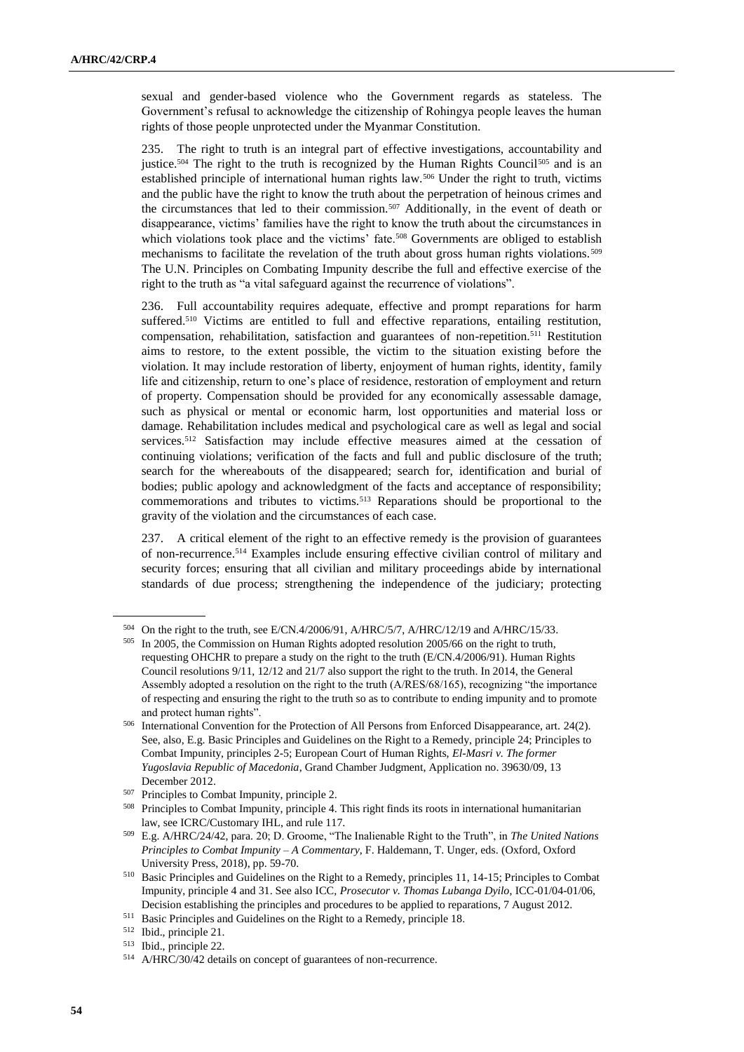sexual and gender-based violence who the Government regards as stateless. The Government's refusal to acknowledge the citizenship of Rohingya people leaves the human rights of those people unprotected under the Myanmar Constitution.

235. The right to truth is an integral part of effective investigations, accountability and justice.[504] The right to the truth is recognized by the Human Rights Council[505] and is an established principle of international human rights law.[506] Under the right to truth, victims and the public have the right to know the truth about the perpetration of heinous crimes and the circumstances that led to their commission.[507] Additionally, in the event of death or disappearance, victims' families have the right to know the truth about the circumstances in which violations took place and the victims' fate.[508] Governments are obliged to establish mechanisms to facilitate the revelation of the truth about gross human rights violations.[509] The U.N. Principles on Combating Impunity describe the full and effective exercise of the right to the truth as "a vital safeguard against the recurrence of violations".

236. Full accountability requires adequate, effective and prompt reparations for harm suffered.[510] Victims are entitled to full and effective reparations, entailing restitution, compensation, rehabilitation, satisfaction and guarantees of non-repetition.[511] Restitution aims to restore, to the extent possible, the victim to the situation existing before the violation. It may include restoration of liberty, enjoyment of human rights, identity, family life and citizenship, return to one's place of residence, restoration of employment and return of property. Compensation should be provided for any economically assessable damage, such as physical or mental or economic harm, lost opportunities and material loss or damage. Rehabilitation includes medical and psychological care as well as legal and social services.[512] Satisfaction may include effective measures aimed at the cessation of continuing violations; verification of the facts and full and public disclosure of the truth; search for the whereabouts of the disappeared; search for, identification and burial of bodies; public apology and acknowledgment of the facts and acceptance of responsibility; commemorations and tributes to victims.[513] Reparations should be proportional to the gravity of the violation and the circumstances of each case.

237. A critical element of the right to an effective remedy is the provision of guarantees of non-recurrence.[514] Examples include ensuring effective civilian control of military and security forces; ensuring that all civilian and military proceedings abide by international standards of due process; strengthening the independence of the judiciary; protecting

---

[504] On the right to the truth, see E/CN.4/2006/91, A/HRC/5/7, A/HRC/12/19 and A/HRC/15/33.

[505] In 2005, the Commission on Human Rights adopted resolution 2005/66 on the right to truth, requesting OHCHR to prepare a study on the right to the truth (E/CN.4/2006/91). Human Rights Council resolutions 9/11, 12/12 and 21/7 also support the right to the truth. In 2014, the General Assembly adopted a resolution on the right to the truth (A/RES/68/165), recognizing "the importance of respecting and ensuring the right to the truth so as to contribute to ending impunity and to promote and protect human rights".

[506] International Convention for the Protection of All Persons from Enforced Disappearance, art. 24(2). See, also, E.g. Basic Principles and Guidelines on the Right to a Remedy, principle 24; Principles to Combat Impunity, principles 2-5; European Court of Human Rights, *El-Masri v. The former Yugoslavia Republic of Macedonia*, Grand Chamber Judgment, Application no. 39630/09, 13 December 2012.

[507] Principles to Combat Impunity, principle 2.

[508] Principles to Combat Impunity, principle 4. This right finds its roots in international humanitarian law, see ICRC/Customary IHL, and rule 117.

[509] E.g. A/HRC/24/42, para. 20; D. Groome, "The Inalienable Right to the Truth", in *The United Nations Principles to Combat Impunity – A Commentary*, F. Haldemann, T. Unger, eds. (Oxford, Oxford University Press, 2018), pp. 59-70.

[510] Basic Principles and Guidelines on the Right to a Remedy, principles 11, 14-15; Principles to Combat Impunity, principle 4 and 31. See also ICC, *Prosecutor v. Thomas Lubanga Dyilo*, ICC-01/04-01/06, Decision establishing the principles and procedures to be applied to reparations, 7 August 2012.

[511] Basic Principles and Guidelines on the Right to a Remedy, principle 18.

[512] Ibid., principle 21.

[513] Ibid., principle 22.

[514] A/HRC/30/42 details on concept of guarantees of non-recurrence.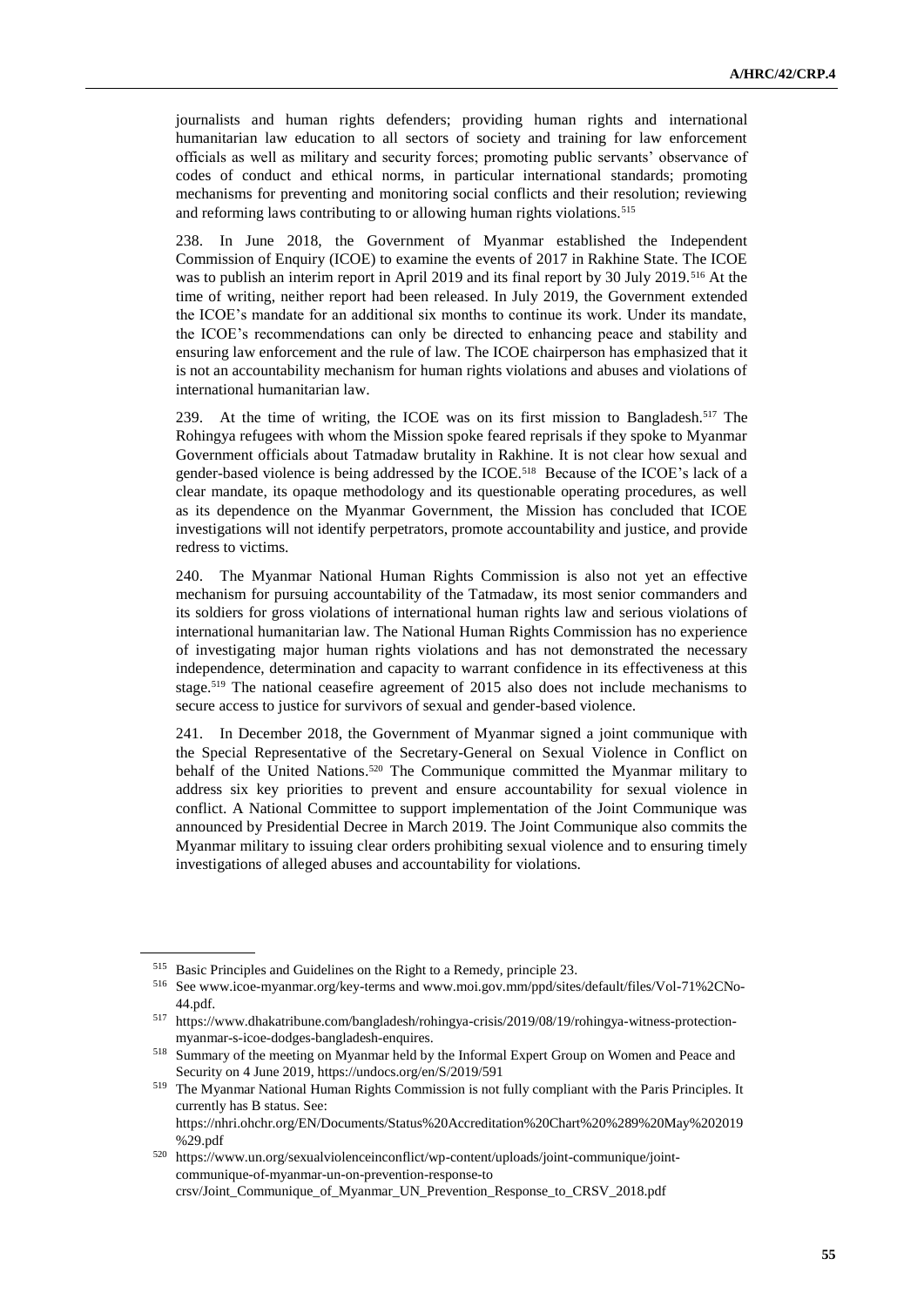journalists and human rights defenders; providing human rights and international humanitarian law education to all sectors of society and training for law enforcement officials as well as military and security forces; promoting public servants' observance of codes of conduct and ethical norms, in particular international standards; promoting mechanisms for preventing and monitoring social conflicts and their resolution; reviewing and reforming laws contributing to or allowing human rights violations.[515]

238. In June 2018, the Government of Myanmar established the Independent Commission of Enquiry (ICOE) to examine the events of 2017 in Rakhine State. The ICOE was to publish an interim report in April 2019 and its final report by 30 July 2019.[516] At the time of writing, neither report had been released. In July 2019, the Government extended the ICOE's mandate for an additional six months to continue its work. Under its mandate, the ICOE's recommendations can only be directed to enhancing peace and stability and ensuring law enforcement and the rule of law. The ICOE chairperson has emphasized that it is not an accountability mechanism for human rights violations and abuses and violations of international humanitarian law.

239. At the time of writing, the ICOE was on its first mission to Bangladesh.[517] The Rohingya refugees with whom the Mission spoke feared reprisals if they spoke to Myanmar Government officials about Tatmadaw brutality in Rakhine. It is not clear how sexual and gender-based violence is being addressed by the ICOE.[518] Because of the ICOE's lack of a clear mandate, its opaque methodology and its questionable operating procedures, as well as its dependence on the Myanmar Government, the Mission has concluded that ICOE investigations will not identify perpetrators, promote accountability and justice, and provide redress to victims.

240. The Myanmar National Human Rights Commission is also not yet an effective mechanism for pursuing accountability of the Tatmadaw, its most senior commanders and its soldiers for gross violations of international human rights law and serious violations of international humanitarian law. The National Human Rights Commission has no experience of investigating major human rights violations and has not demonstrated the necessary independence, determination and capacity to warrant confidence in its effectiveness at this stage.[519] The national ceasefire agreement of 2015 also does not include mechanisms to secure access to justice for survivors of sexual and gender-based violence.

241. In December 2018, the Government of Myanmar signed a joint communique with the Special Representative of the Secretary-General on Sexual Violence in Conflict on behalf of the United Nations.[520] The Communique committed the Myanmar military to address six key priorities to prevent and ensure accountability for sexual violence in conflict. A National Committee to support implementation of the Joint Communique was announced by Presidential Decree in March 2019. The Joint Communique also commits the Myanmar military to issuing clear orders prohibiting sexual violence and to ensuring timely investigations of alleged abuses and accountability for violations.

---

[515] Basic Principles and Guidelines on the Right to a Remedy, principle 23.

[516] See www.icoe-myanmar.org/key-terms and www.moi.gov.mm/ppd/sites/default/files/Vol-71%2CNo-44.pdf.

[517] https://www.dhakatribune.com/bangladesh/rohingya-crisis/2019/08/19/rohingya-witness-protection-myanmar-s-icoe-dodges-bangladesh-enquires.

[518] Summary of the meeting on Myanmar held by the Informal Expert Group on Women and Peace and Security on 4 June 2019, https://undocs.org/en/S/2019/591

[519] The Myanmar National Human Rights Commission is not fully compliant with the Paris Principles. It currently has B status. See: https://nhri.ohchr.org/EN/Documents/Status%20Accreditation%20Chart%20%289%20May%202019%29.pdf

[520] https://www.un.org/sexualviolenceinconflict/wp-content/uploads/joint-communique/joint-communique-of-myanmar-un-on-prevention-response-to crsv/Joint_Communique_of_Myanmar_UN_Prevention_Response_to_CRSV_2018.pdf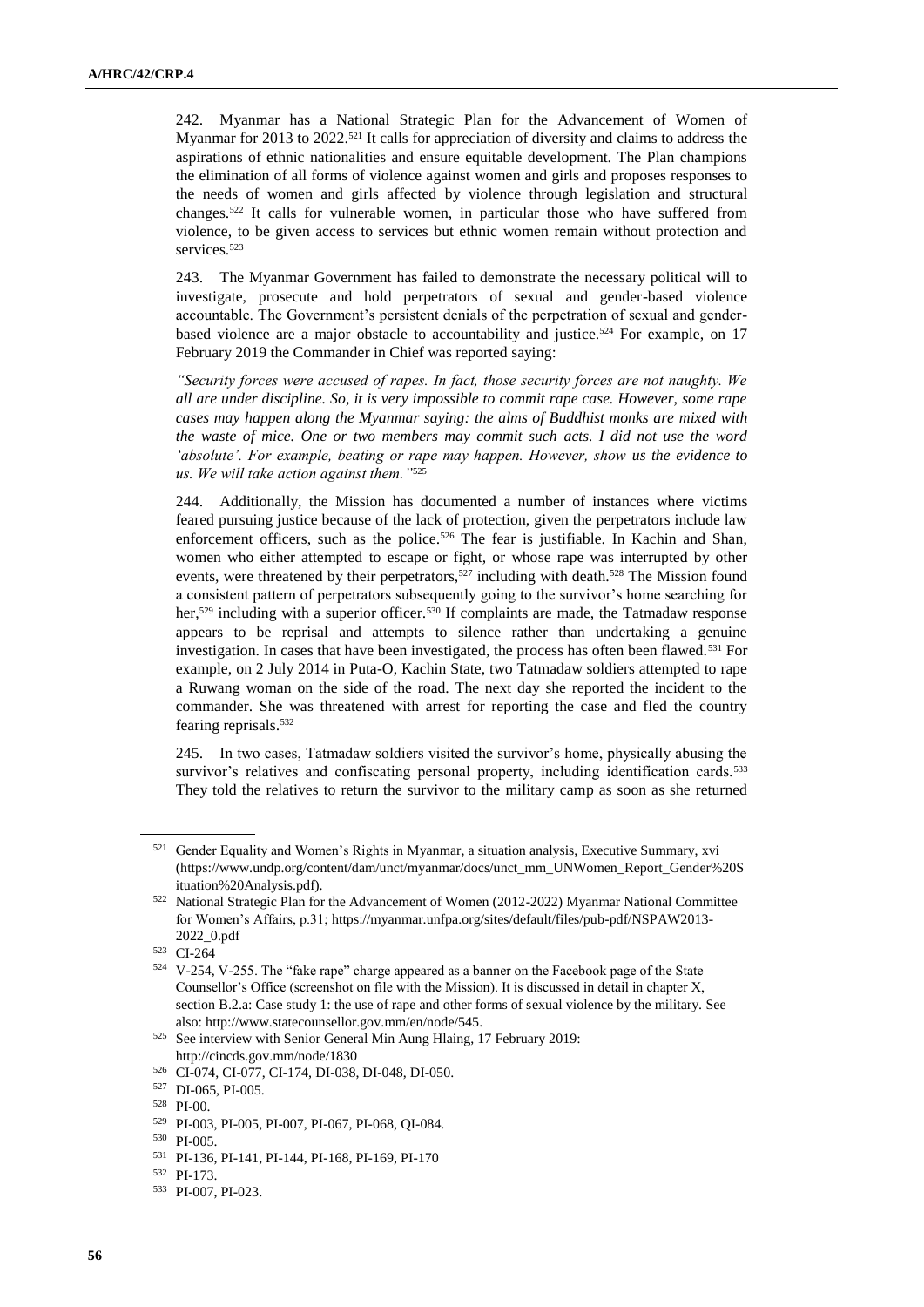242. Myanmar has a National Strategic Plan for the Advancement of Women of Myanmar for 2013 to 2022.[521] It calls for appreciation of diversity and claims to address the aspirations of ethnic nationalities and ensure equitable development. The Plan champions the elimination of all forms of violence against women and girls and proposes responses to the needs of women and girls affected by violence through legislation and structural changes.[522] It calls for vulnerable women, in particular those who have suffered from violence, to be given access to services but ethnic women remain without protection and services.[523]

243. The Myanmar Government has failed to demonstrate the necessary political will to investigate, prosecute and hold perpetrators of sexual and gender-based violence accountable. The Government's persistent denials of the perpetration of sexual and gender-based violence are a major obstacle to accountability and justice.[524] For example, on 17 February 2019 the Commander in Chief was reported saying:

*"Security forces were accused of rapes. In fact, those security forces are not naughty. We all are under discipline. So, it is very impossible to commit rape case. However, some rape cases may happen along the Myanmar saying: the alms of Buddhist monks are mixed with the waste of mice. One or two members may commit such acts. I did not use the word 'absolute'. For example, beating or rape may happen. However, show us the evidence to us. We will take action against them."*[525]

244. Additionally, the Mission has documented a number of instances where victims feared pursuing justice because of the lack of protection, given the perpetrators include law enforcement officers, such as the police.[526] The fear is justifiable. In Kachin and Shan, women who either attempted to escape or fight, or whose rape was interrupted by other events, were threatened by their perpetrators,[527] including with death.[528] The Mission found a consistent pattern of perpetrators subsequently going to the survivor's home searching for her,[529] including with a superior officer.[530] If complaints are made, the Tatmadaw response appears to be reprisal and attempts to silence rather than undertaking a genuine investigation. In cases that have been investigated, the process has often been flawed.[531] For example, on 2 July 2014 in Puta-O, Kachin State, two Tatmadaw soldiers attempted to rape a Ruwang woman on the side of the road. The next day she reported the incident to the commander. She was threatened with arrest for reporting the case and fled the country fearing reprisals.[532]

245. In two cases, Tatmadaw soldiers visited the survivor's home, physically abusing the survivor's relatives and confiscating personal property, including identification cards.[533] They told the relatives to return the survivor to the military camp as soon as she returned

---

[521] Gender Equality and Women's Rights in Myanmar, a situation analysis, Executive Summary, xvi (https://www.undp.org/content/dam/unct/myanmar/docs/unct_mm_UNWomen_Report_Gender%20Situation%20Analysis.pdf).

[522] National Strategic Plan for the Advancement of Women (2012-2022) Myanmar National Committee for Women's Affairs, p.31; https://myanmar.unfpa.org/sites/default/files/pub-pdf/NSPAW2013-2022_0.pdf

[523] CI-264

[524] V-254, V-255. The "fake rape" charge appeared as a banner on the Facebook page of the State Counsellor's Office (screenshot on file with the Mission). It is discussed in detail in chapter X, section B.2.a: Case study 1: the use of rape and other forms of sexual violence by the military. See also: http://www.statecounsellor.gov.mm/en/node/545.

[525] See interview with Senior General Min Aung Hlaing, 17 February 2019: http://cincds.gov.mm/node/1830

[526] CI-074, CI-077, CI-174, DI-038, DI-048, DI-050.

[527] DI-065, PI-005.

[528] PI-00.

[529] PI-003, PI-005, PI-007, PI-067, PI-068, QI-084.

[530] PI-005.

[531] PI-136, PI-141, PI-144, PI-168, PI-169, PI-170

[532] PI-173.

[533] PI-007, PI-023.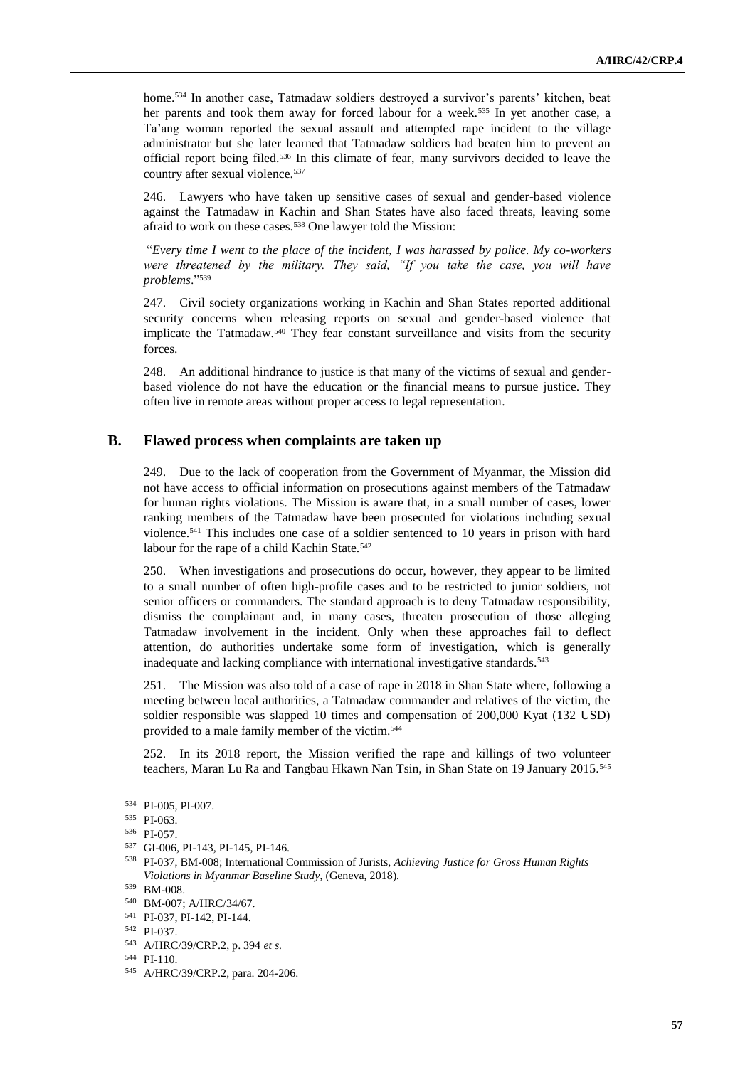home.[534] In another case, Tatmadaw soldiers destroyed a survivor's parents' kitchen, beat her parents and took them away for forced labour for a week.[535] In yet another case, a Ta'ang woman reported the sexual assault and attempted rape incident to the village administrator but she later learned that Tatmadaw soldiers had beaten him to prevent an official report being filed.[536] In this climate of fear, many survivors decided to leave the country after sexual violence.[537]

246. Lawyers who have taken up sensitive cases of sexual and gender-based violence against the Tatmadaw in Kachin and Shan States have also faced threats, leaving some afraid to work on these cases.[538] One lawyer told the Mission:

"*Every time I went to the place of the incident, I was harassed by police. My co-workers were threatened by the military. They said, "If you take the case, you will have problems*."[539]

247. Civil society organizations working in Kachin and Shan States reported additional security concerns when releasing reports on sexual and gender-based violence that implicate the Tatmadaw.[540] They fear constant surveillance and visits from the security forces.

248. An additional hindrance to justice is that many of the victims of sexual and gender-based violence do not have the education or the financial means to pursue justice. They often live in remote areas without proper access to legal representation.

## B. Flawed process when complaints are taken up

249. Due to the lack of cooperation from the Government of Myanmar, the Mission did not have access to official information on prosecutions against members of the Tatmadaw for human rights violations. The Mission is aware that, in a small number of cases, lower ranking members of the Tatmadaw have been prosecuted for violations including sexual violence.[541] This includes one case of a soldier sentenced to 10 years in prison with hard labour for the rape of a child Kachin State.[542]

250. When investigations and prosecutions do occur, however, they appear to be limited to a small number of often high-profile cases and to be restricted to junior soldiers, not senior officers or commanders. The standard approach is to deny Tatmadaw responsibility, dismiss the complainant and, in many cases, threaten prosecution of those alleging Tatmadaw involvement in the incident. Only when these approaches fail to deflect attention, do authorities undertake some form of investigation, which is generally inadequate and lacking compliance with international investigative standards.[543]

251. The Mission was also told of a case of rape in 2018 in Shan State where, following a meeting between local authorities, a Tatmadaw commander and relatives of the victim, the soldier responsible was slapped 10 times and compensation of 200,000 Kyat (132 USD) provided to a male family member of the victim.[544]

252. In its 2018 report, the Mission verified the rape and killings of two volunteer teachers, Maran Lu Ra and Tangbau Hkawn Nan Tsin, in Shan State on 19 January 2015.[545]

---

[534] PI-005, PI-007.

[535] PI-063.

[536] PI-057.

[537] GI-006, PI-143, PI-145, PI-146.

[538] PI-037, BM-008; International Commission of Jurists, *Achieving Justice for Gross Human Rights Violations in Myanmar Baseline Study*, (Geneva, 2018).

[539] BM-008.

[540] BM-007; A/HRC/34/67.

[541] PI-037, PI-142, PI-144.

[542] PI-037.

[543] A/HRC/39/CRP.2, p. 394 *et s.*

[544] PI-110.

[545] A/HRC/39/CRP.2, para. 204-206.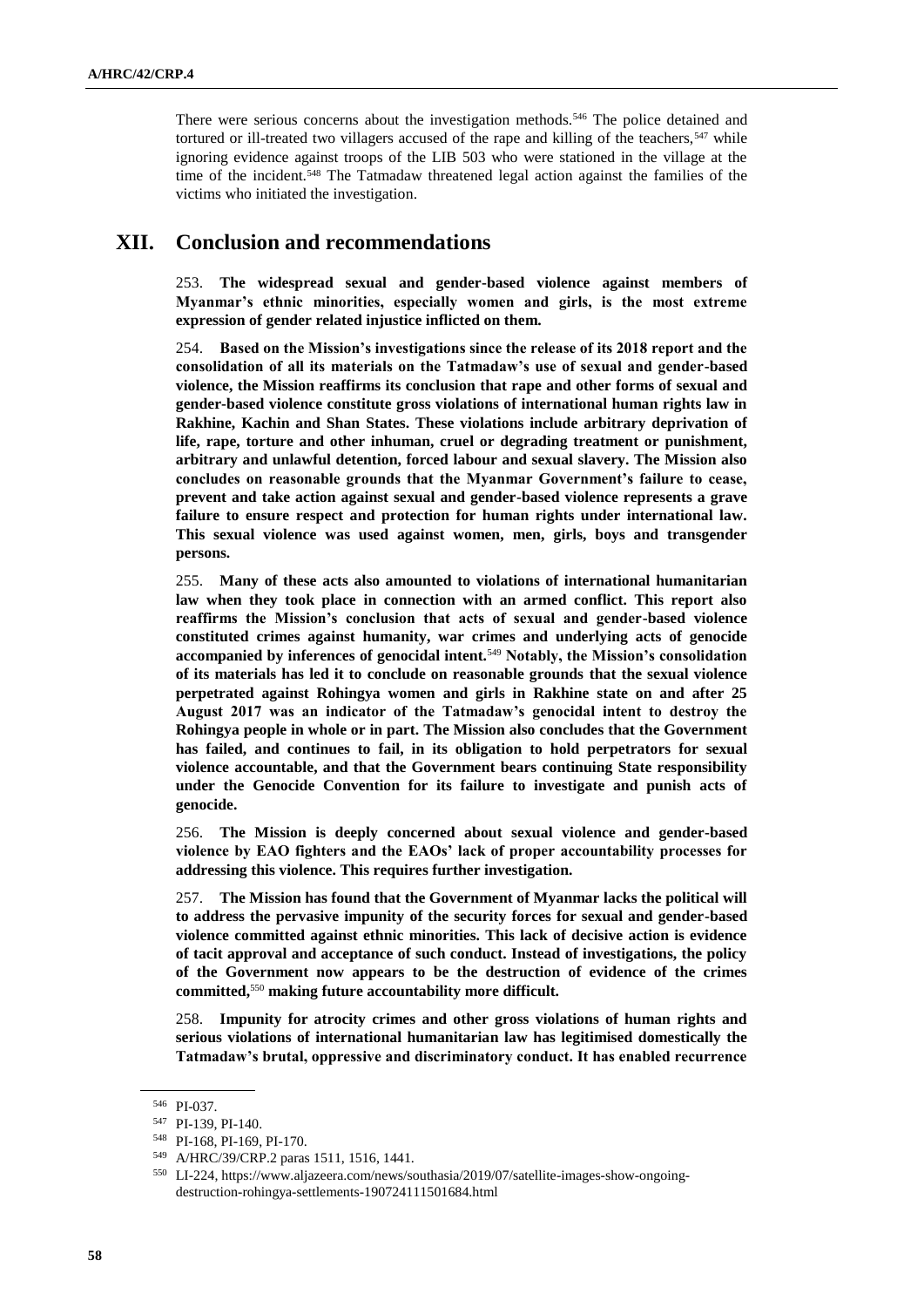There were serious concerns about the investigation methods.[546] The police detained and tortured or ill-treated two villagers accused of the rape and killing of the teachers,[547] while ignoring evidence against troops of the LIB 503 who were stationed in the village at the time of the incident.[548] The Tatmadaw threatened legal action against the families of the victims who initiated the investigation.

# XII. Conclusion and recommendations

253. **The widespread sexual and gender-based violence against members of Myanmar's ethnic minorities, especially women and girls, is the most extreme expression of gender related injustice inflicted on them.**

254. **Based on the Mission's investigations since the release of its 2018 report and the consolidation of all its materials on the Tatmadaw's use of sexual and gender-based violence, the Mission reaffirms its conclusion that rape and other forms of sexual and gender-based violence constitute gross violations of international human rights law in Rakhine, Kachin and Shan States. These violations include arbitrary deprivation of life, rape, torture and other inhuman, cruel or degrading treatment or punishment, arbitrary and unlawful detention, forced labour and sexual slavery. The Mission also concludes on reasonable grounds that the Myanmar Government's failure to cease, prevent and take action against sexual and gender-based violence represents a grave failure to ensure respect and protection for human rights under international law. This sexual violence was used against women, men, girls, boys and transgender persons.**

255. **Many of these acts also amounted to violations of international humanitarian law when they took place in connection with an armed conflict. This report also reaffirms the Mission's conclusion that acts of sexual and gender-based violence constituted crimes against humanity, war crimes and underlying acts of genocide accompanied by inferences of genocidal intent.**[549] **Notably, the Mission's consolidation of its materials has led it to conclude on reasonable grounds that the sexual violence perpetrated against Rohingya women and girls in Rakhine state on and after 25 August 2017 was an indicator of the Tatmadaw's genocidal intent to destroy the Rohingya people in whole or in part. The Mission also concludes that the Government has failed, and continues to fail, in its obligation to hold perpetrators for sexual violence accountable, and that the Government bears continuing State responsibility under the Genocide Convention for its failure to investigate and punish acts of genocide.**

256. **The Mission is deeply concerned about sexual violence and gender-based violence by EAO fighters and the EAOs' lack of proper accountability processes for addressing this violence. This requires further investigation.**

257. **The Mission has found that the Government of Myanmar lacks the political will to address the pervasive impunity of the security forces for sexual and gender-based violence committed against ethnic minorities. This lack of decisive action is evidence of tacit approval and acceptance of such conduct. Instead of investigations, the policy of the Government now appears to be the destruction of evidence of the crimes committed,**[550] **making future accountability more difficult.**

258. **Impunity for atrocity crimes and other gross violations of human rights and serious violations of international humanitarian law has legitimised domestically the Tatmadaw's brutal, oppressive and discriminatory conduct. It has enabled recurrence**

---

[546] PI-037.

[547] PI-139, PI-140.

[548] PI-168, PI-169, PI-170.

[549] A/HRC/39/CRP.2 paras 1511, 1516, 1441.

[550] LI-224, https://www.aljazeera.com/news/southasia/2019/07/satellite-images-show-ongoing-destruction-rohingya-settlements-190724111501684.html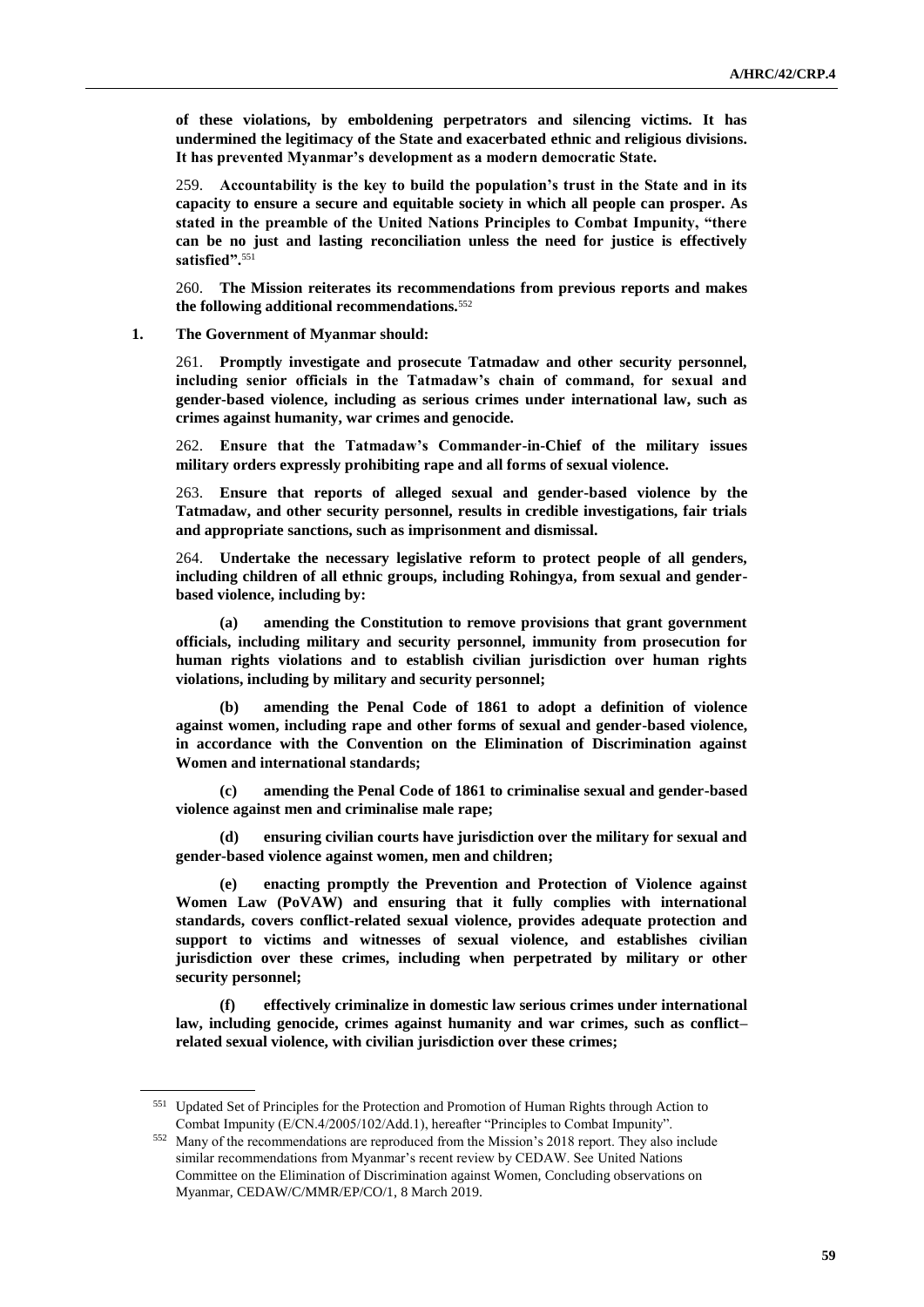**of these violations, by emboldening perpetrators and silencing victims. It has undermined the legitimacy of the State and exacerbated ethnic and religious divisions. It has prevented Myanmar's development as a modern democratic State.**

259. **Accountability is the key to build the population's trust in the State and in its capacity to ensure a secure and equitable society in which all people can prosper. As stated in the preamble of the United Nations Principles to Combat Impunity, "there can be no just and lasting reconciliation unless the need for justice is effectively satisfied".**[551]

260. **The Mission reiterates its recommendations from previous reports and makes the following additional recommendations.**[552]

### 1. The Government of Myanmar should:

261. **Promptly investigate and prosecute Tatmadaw and other security personnel, including senior officials in the Tatmadaw's chain of command, for sexual and gender-based violence, including as serious crimes under international law, such as crimes against humanity, war crimes and genocide.**

262. **Ensure that the Tatmadaw's Commander-in-Chief of the military issues military orders expressly prohibiting rape and all forms of sexual violence.**

263. **Ensure that reports of alleged sexual and gender-based violence by the Tatmadaw, and other security personnel, results in credible investigations, fair trials and appropriate sanctions, such as imprisonment and dismissal.**

264. **Undertake the necessary legislative reform to protect people of all genders, including children of all ethnic groups, including Rohingya, from sexual and gender-based violence, including by:**

**(a) amending the Constitution to remove provisions that grant government officials, including military and security personnel, immunity from prosecution for human rights violations and to establish civilian jurisdiction over human rights violations, including by military and security personnel;**

**(b) amending the Penal Code of 1861 to adopt a definition of violence against women, including rape and other forms of sexual and gender-based violence, in accordance with the Convention on the Elimination of Discrimination against Women and international standards;**

**(c) amending the Penal Code of 1861 to criminalise sexual and gender-based violence against men and criminalise male rape;**

**(d) ensuring civilian courts have jurisdiction over the military for sexual and gender-based violence against women, men and children;**

**(e) enacting promptly the Prevention and Protection of Violence against Women Law (PoVAW) and ensuring that it fully complies with international standards, covers conflict-related sexual violence, provides adequate protection and support to victims and witnesses of sexual violence, and establishes civilian jurisdiction over these crimes, including when perpetrated by military or other security personnel;**

**(f) effectively criminalize in domestic law serious crimes under international law, including genocide, crimes against humanity and war crimes, such as conflict–related sexual violence, with civilian jurisdiction over these crimes;**

---

[551] Updated Set of Principles for the Protection and Promotion of Human Rights through Action to Combat Impunity (E/CN.4/2005/102/Add.1), hereafter "Principles to Combat Impunity".

[552] Many of the recommendations are reproduced from the Mission's 2018 report. They also include similar recommendations from Myanmar's recent review by CEDAW. See United Nations Committee on the Elimination of Discrimination against Women, Concluding observations on Myanmar, CEDAW/C/MMR/EP/CO/1, 8 March 2019.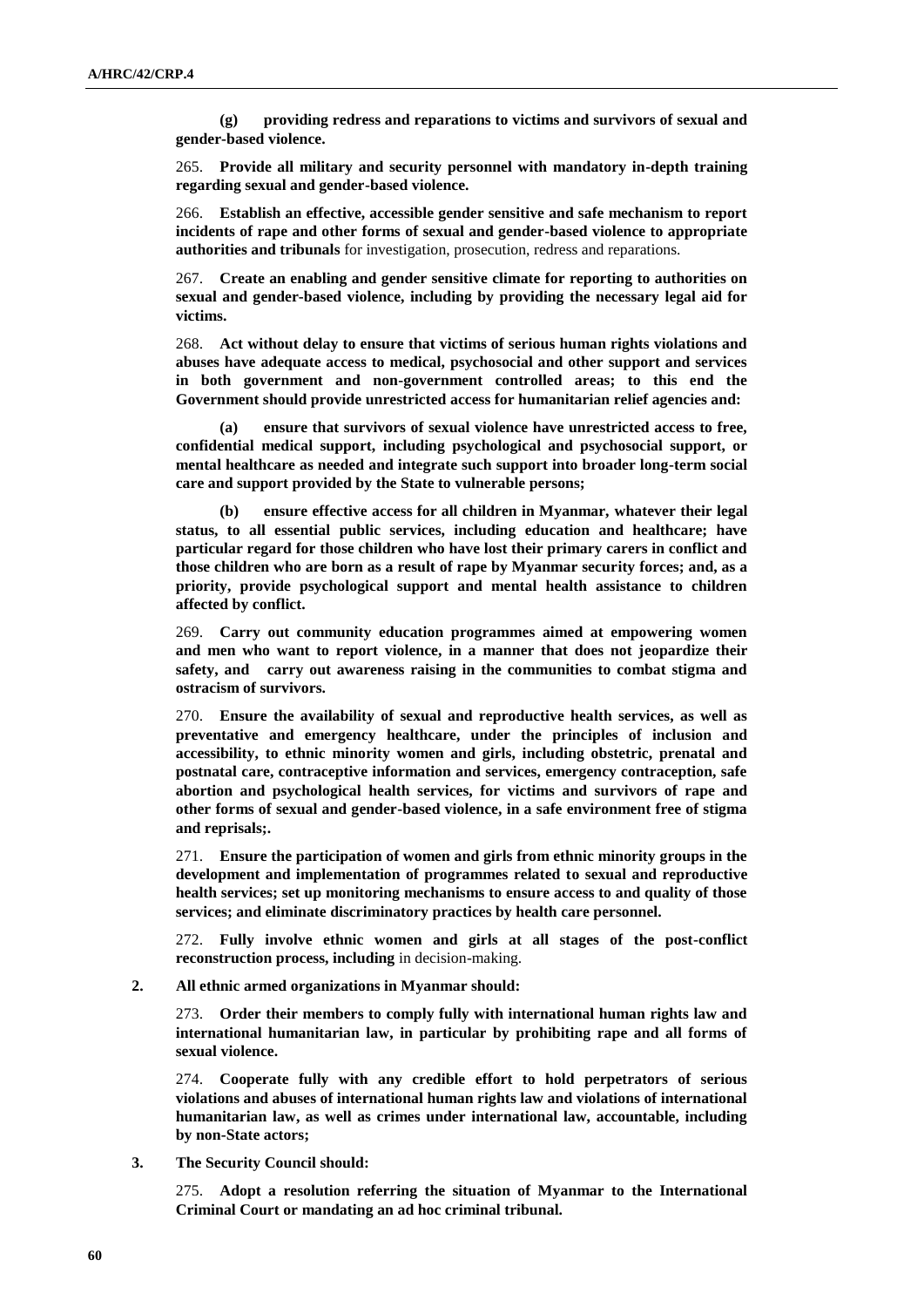**(g) providing redress and reparations to victims and survivors of sexual and gender-based violence.**

265. **Provide all military and security personnel with mandatory in-depth training regarding sexual and gender-based violence.**

266. **Establish an effective, accessible gender sensitive and safe mechanism to report incidents of rape and other forms of sexual and gender-based violence to appropriate authorities and tribunals** for investigation, prosecution, redress and reparations.

267. **Create an enabling and gender sensitive climate for reporting to authorities on sexual and gender-based violence, including by providing the necessary legal aid for victims.**

268. **Act without delay to ensure that victims of serious human rights violations and abuses have adequate access to medical, psychosocial and other support and services in both government and non-government controlled areas; to this end the Government should provide unrestricted access for humanitarian relief agencies and:**

**(a) ensure that survivors of sexual violence have unrestricted access to free, confidential medical support, including psychological and psychosocial support, or mental healthcare as needed and integrate such support into broader long-term social care and support provided by the State to vulnerable persons;**

**(b) ensure effective access for all children in Myanmar, whatever their legal status, to all essential public services, including education and healthcare; have particular regard for those children who have lost their primary carers in conflict and those children who are born as a result of rape by Myanmar security forces; and, as a priority, provide psychological support and mental health assistance to children affected by conflict.**

269. **Carry out community education programmes aimed at empowering women and men who want to report violence, in a manner that does not jeopardize their safety, and carry out awareness raising in the communities to combat stigma and ostracism of survivors.**

270. **Ensure the availability of sexual and reproductive health services, as well as preventative and emergency healthcare, under the principles of inclusion and accessibility, to ethnic minority women and girls, including obstetric, prenatal and postnatal care, contraceptive information and services, emergency contraception, safe abortion and psychological health services, for victims and survivors of rape and other forms of sexual and gender-based violence, in a safe environment free of stigma and reprisals;.**

271. **Ensure the participation of women and girls from ethnic minority groups in the development and implementation of programmes related to sexual and reproductive health services; set up monitoring mechanisms to ensure access to and quality of those services; and eliminate discriminatory practices by health care personnel.**

272. **Fully involve ethnic women and girls at all stages of the post-conflict reconstruction process, including** in decision-making.

**2. All ethnic armed organizations in Myanmar should:**

273. **Order their members to comply fully with international human rights law and international humanitarian law, in particular by prohibiting rape and all forms of sexual violence.**

274. **Cooperate fully with any credible effort to hold perpetrators of serious violations and abuses of international human rights law and violations of international humanitarian law, as well as crimes under international law, accountable, including by non-State actors;**

**3. The Security Council should:**

275. **Adopt a resolution referring the situation of Myanmar to the International Criminal Court or mandating an ad hoc criminal tribunal.**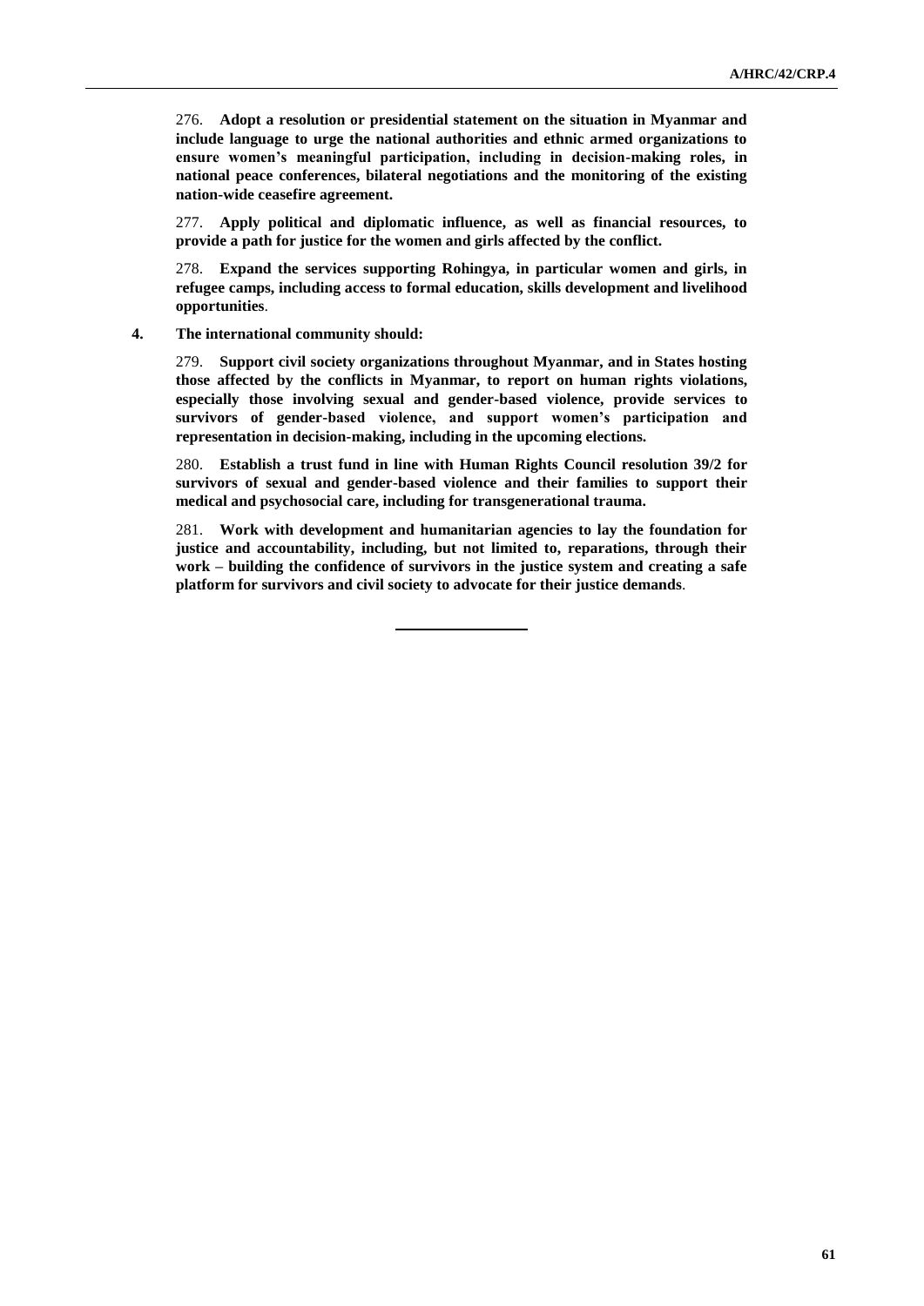276. **Adopt a resolution or presidential statement on the situation in Myanmar and include language to urge the national authorities and ethnic armed organizations to ensure women's meaningful participation, including in decision-making roles, in national peace conferences, bilateral negotiations and the monitoring of the existing nation-wide ceasefire agreement.**

277. **Apply political and diplomatic influence, as well as financial resources, to provide a path for justice for the women and girls affected by the conflict.**

278. **Expand the services supporting Rohingya, in particular women and girls, in refugee camps, including access to formal education, skills development and livelihood opportunities**.

**4. The international community should:**

279. **Support civil society organizations throughout Myanmar, and in States hosting those affected by the conflicts in Myanmar, to report on human rights violations, especially those involving sexual and gender-based violence, provide services to survivors of gender-based violence, and support women's participation and representation in decision-making, including in the upcoming elections.**

280. **Establish a trust fund in line with Human Rights Council resolution 39/2 for survivors of sexual and gender-based violence and their families to support their medical and psychosocial care, including for transgenerational trauma.**

281. **Work with development and humanitarian agencies to lay the foundation for justice and accountability, including, but not limited to, reparations, through their work – building the confidence of survivors in the justice system and creating a safe platform for survivors and civil society to advocate for their justice demands**.